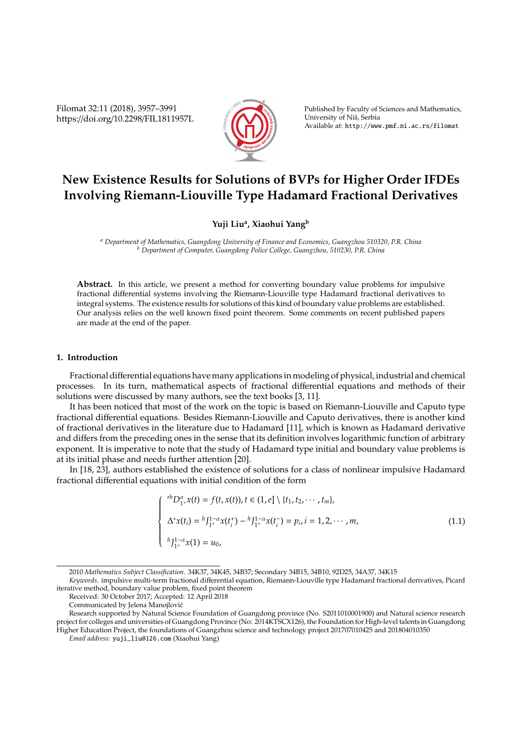# New Existence Results for Solutions of BVPs for Higher Order IFDEs Involving Riemann-Liouville Type Hadamard Fractional Derivatives

**Yuji Liu[a], Xiaohui Yang[b]**

[a] *Department of Mathematics, Guangdong University of Finance and Economics, Guangzhou 510320, P.R. China*
[b] *Department of Computer, Guangdong Police College, Guangzhou, 510230, P.R. China*

**Abstract.** In this article, we present a method for converting boundary value problems for impulsive fractional differential systems involving the Riemann-Liouville type Hadamard fractional derivatives to integral systems. The existence results for solutions of this kind of boundary value problems are established. Our analysis relies on the well known fixed point theorem. Some comments on recent published papers are made at the end of the paper.

## 1. Introduction

Fractional differential equations have many applications in modeling of physical, industrial and chemical processes. In its turn, mathematical aspects of fractional differential equations and methods of their solutions were discussed by many authors, see the text books [3, 11].

It has been noticed that most of the work on the topic is based on Riemann-Liouville and Caputo type fractional differential equations. Besides Riemann-Liouville and Caputo derivatives, there is another kind of fractional derivatives in the literature due to Hadamard [11], which is known as Hadamard derivative and differs from the preceding ones in the sense that its definition involves logarithmic function of arbitrary exponent. It is imperative to note that the study of Hadamard type initial and boundary value problems is at its initial phase and needs further attention [20].

In [18, 23], authors established the existence of solutions for a class of nonlinear impulsive Hadamard fractional differential equations with initial condition of the form

$$
\begin{cases}
{}^{rh}D_{1^+}^{\alpha}x(t) = f(t, x(t)), t \in (1, e] \setminus \{t_1, t_2, \cdots, t_m\}, \\
\Delta^* x(t_i) = {}^{h}J_{1^+}^{1-\alpha}x(t_i^+) - {}^{h}J_{1^+}^{1-\alpha}x(t_i^-) = p_i, i = 1, 2, \cdots, m, \\
{}^{h}J_{1^+}^{1-\alpha}x(1) = u_0,
\end{cases}
\tag{1.1}
$$

---

2010 *Mathematics Subject Classification.* 34K37, 34K45, 34B37; Secondary 34B15, 34B10, 92D25, 34A37, 34K15

*Keywords.* impulsive multi-term fractional differential equation, Riemann-Liouville type Hadamard fractional derivatives, Picard iterative method, boundary value problem, fixed point theorem

Received: 30 October 2017; Accepted: 12 April 2018

Communicated by Jelena Manojlović

Research supported by Natural Science Foundation of Guangdong province (No. S2011010001900) and Natural science research project for colleges and universities of Guangdong Province (No: 2014KTSCX126), the Foundation for High-level talents in Guangdong Higher Education Project, the foundations of Guangzhou science and technology project 201707010425 and 201804010350

*Email address:* yuji_liu@126.com (Xiaohui Yang)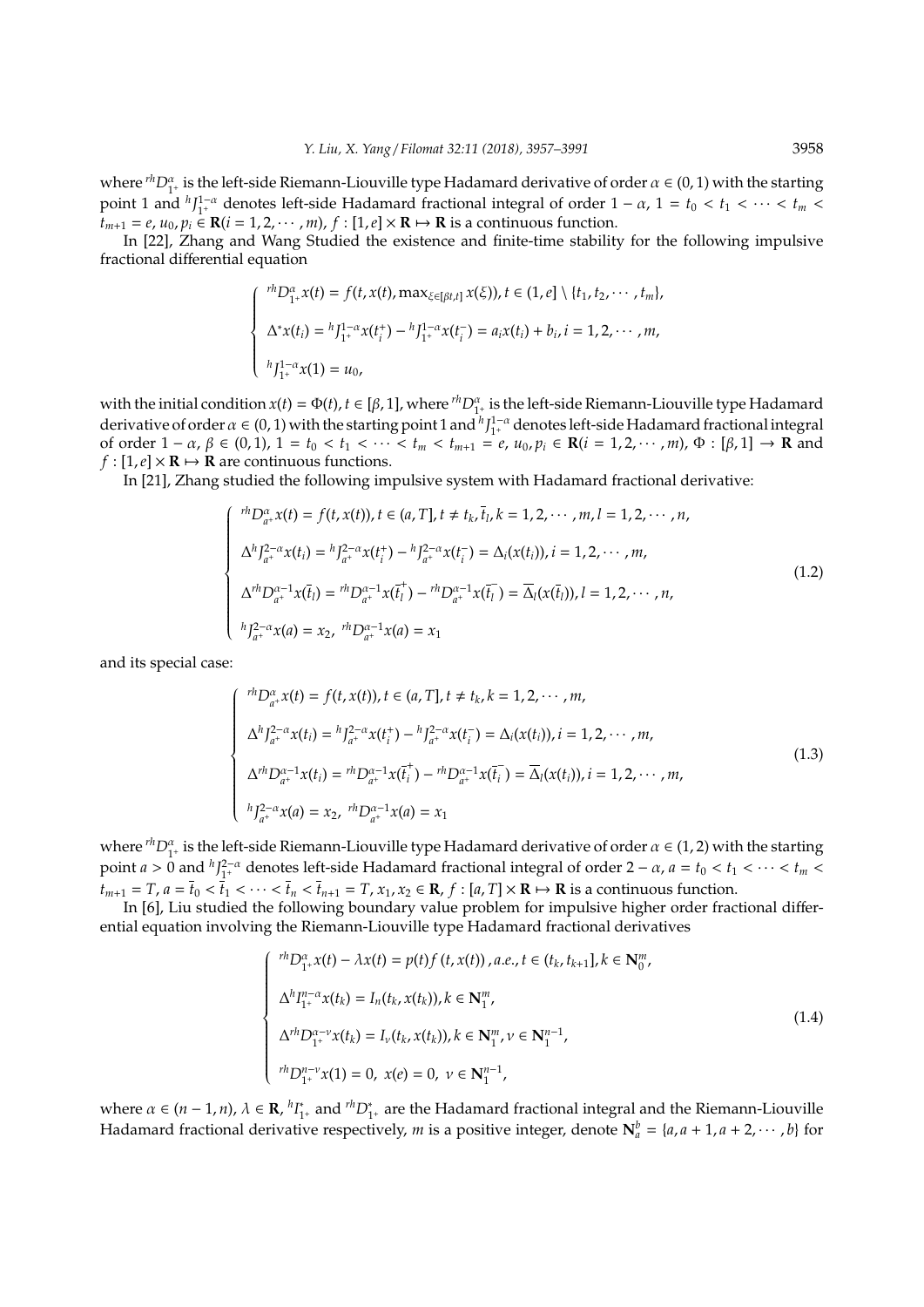where ${}^{rh}D_{1^+}^{\alpha}$ is the left-side Riemann-Liouville type Hadamard derivative of order $\alpha \in (0,1)$ with the starting point 1 and ${}^{h}J_{1^+}^{1-\alpha}$ denotes left-side Hadamard fractional integral of order $1-\alpha$, $1 = t_0 < t_1 < \cdots < t_m < t_{m+1} = e$, $u_0, p_i \in \mathbf{R}(i = 1, 2, \cdots, m)$, $f : [1, e] \times \mathbf{R} \mapsto \mathbf{R}$ is a continuous function.

In [22], Zhang and Wang Studied the existence and finite-time stability for the following impulsive fractional differential equation

$$
\begin{cases}
{}^{rh}D_{1^+}^{\alpha} x(t) = f(t, x(t), \max_{\xi \in [\beta t, t]} x(\xi)), t \in (1, e] \setminus \{t_1, t_2, \cdots, t_m\}, \\
\Delta^* x(t_i) = {}^{h}J_{1^+}^{1-\alpha} x(t_i^+) - {}^{h}J_{1^+}^{1-\alpha} x(t_i^-) = a_i x(t_i) + b_i, i = 1, 2, \cdots, m, \\
{}^{h}J_{1^+}^{1-\alpha} x(1) = u_0,
\end{cases}
$$

with the initial condition $x(t) = \Phi(t), t \in [\beta, 1]$, where ${}^{rh}D_{1^+}^{\alpha}$ is the left-side Riemann-Liouville type Hadamard derivative of order $\alpha \in (0,1)$ with the starting point 1 and ${}^{h}J_{1^+}^{1-\alpha}$ denotes left-side Hadamard fractional integral of order $1-\alpha$, $\beta \in (0,1)$, $1 = t_0 < t_1 < \cdots < t_m < t_{m+1} = e$, $u_0, p_i \in \mathbf{R}(i = 1, 2, \cdots, m)$, $\Phi : [\beta, 1] \to \mathbf{R}$ and $f : [1, e] \times \mathbf{R} \mapsto \mathbf{R}$ are continuous functions.

In [21], Zhang studied the following impulsive system with Hadamard fractional derivative:

$$
\begin{cases}
{}^{rh}D_{a^+}^{\alpha} x(t) = f(t, x(t)), t \in (a, T], t \neq t_k, \bar{t}_l, k = 1, 2, \cdots, m, l = 1, 2, \cdots, n, \\
\Delta^h J_{a^+}^{2-\alpha} x(t_i) = {}^{h}J_{a^+}^{2-\alpha} x(t_i^+) - {}^{h}J_{a^+}^{2-\alpha} x(t_i^-) = \Delta_i(x(t_i)), i = 1, 2, \cdots, m, \\
\Delta^{rh} D_{a^+}^{\alpha-1} x(\bar{t}_l) = {}^{rh}D_{a^+}^{\alpha-1} x(\bar{t}_l^+) - {}^{rh}D_{a^+}^{\alpha-1} x(\bar{t}_l^-) = \overline{\Delta}_l(x(\bar{t}_l)), l = 1, 2, \cdots, n, \\
{}^{h}J_{a^+}^{2-\alpha} x(a) = x_2, \ {}^{rh}D_{a^+}^{\alpha-1} x(a) = x_1
\end{cases}
\tag{1.2}
$$

and its special case:

$$
\begin{cases}
{}^{rh}D_{a^+}^{\alpha} x(t) = f(t, x(t)), t \in (a, T], t \neq t_k, k = 1, 2, \cdots, m, \\
\Delta^h J_{a^+}^{2-\alpha} x(t_i) = {}^{h}J_{a^+}^{2-\alpha} x(t_i^+) - {}^{h}J_{a^+}^{2-\alpha} x(t_i^-) = \Delta_i(x(t_i)), i = 1, 2, \cdots, m, \\
\Delta^{rh} D_{a^+}^{\alpha-1} x(t_i) = {}^{rh}D_{a^+}^{\alpha-1} x(\bar{t}_i^+) - {}^{rh}D_{a^+}^{\alpha-1} x(\bar{t}_i^-) = \overline{\Delta}_l(x(t_i)), i = 1, 2, \cdots, m, \\
{}^{h}J_{a^+}^{2-\alpha} x(a) = x_2, \ {}^{rh}D_{a^+}^{\alpha-1} x(a) = x_1
\end{cases}
\tag{1.3}
$$

where ${}^{rh}D_{1^+}^{\alpha}$ is the left-side Riemann-Liouville type Hadamard derivative of order $\alpha \in (1,2)$ with the starting point $a > 0$ and ${}^{h}J_{1^+}^{2-\alpha}$ denotes left-side Hadamard fractional integral of order $2-\alpha$, $a = t_0 < t_1 < \cdots < t_m < t_{m+1} = T$, $a = \bar{t}_0 < \bar{t}_1 < \cdots < \bar{t}_n < \bar{t}_{n+1} = T$, $x_1, x_2 \in \mathbf{R}$, $f : [a, T] \times \mathbf{R} \mapsto \mathbf{R}$ is a continuous function.

In [6], Liu studied the following boundary value problem for impulsive higher order fractional differential equation involving the Riemann-Liouville type Hadamard fractional derivatives

$$
\begin{cases}
{}^{rh}D_{1^+}^{\alpha} x(t) - \lambda x(t) = p(t) f(t, x(t)), a.e., t \in (t_k, t_{k+1}], k \in \mathbf{N}_0^m, \\
\Delta^h I_{1^+}^{n-\alpha} x(t_k) = I_n(t_k, x(t_k)), k \in \mathbf{N}_1^m, \\
\Delta^{rh} D_{1^+}^{\alpha-\nu} x(t_k) = I_\nu(t_k, x(t_k)), k \in \mathbf{N}_1^m, \nu \in \mathbf{N}_1^{n-1}, \\
{}^{rh}D_{1^+}^{n-\nu} x(1) = 0, \ x(e) = 0, \ \nu \in \mathbf{N}_1^{n-1},
\end{cases}
\tag{1.4}
$$

where $\alpha \in (n-1, n)$, $\lambda \in \mathbf{R}$, ${}^{h}I_{1^+}^{*}$ and ${}^{rh}D_{1^+}^{*}$ are the Hadamard fractional integral and the Riemann-Liouville Hadamard fractional derivative respectively, $m$ is a positive integer, denote $\mathbf{N}_a^b = \{a, a+1, a+2, \cdots, b\}$ for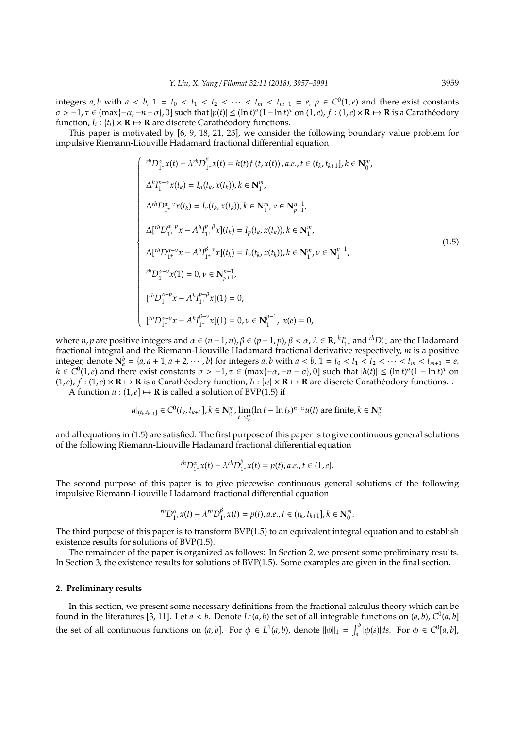integers $a, b$ with $a < b$, $1 = t_0 < t_1 < t_2 < \cdots < t_m < t_{m+1} = e$, $p \in C^0(1,e)$ and there exist constants $\sigma > -1$, $\tau \in (\max\{-\alpha, -n-\sigma\}, 0]$ such that $|p(t)| \le (\ln t)^\sigma (1-\ln t)^\tau$ on $(1,e)$, $f : (1,e)\times \mathbf{R} \mapsto \mathbf{R}$ is a Carathéodory function, $I_i : \{t_i\} \times \mathbf{R} \mapsto \mathbf{R}$ are discrete Carathéodory functions.

This paper is motivated by [6, 9, 18, 21, 23], we consider the following boundary value problem for impulsive Riemann-Liouville Hadamard fractional differential equation

$$
\begin{cases}
{}^{rh}D_{1^+}^{\alpha} x(t) - \lambda {}^{rh}D_{1^+}^{\beta} x(t) = h(t) f(t, x(t)), a.e., t \in (t_k, t_{k+1}], k \in \mathbf{N}_0^m, \\
\Delta {}^{h}I_{1^+}^{n-\alpha} x(t_k) = I_n(t_k, x(t_k)), k \in \mathbf{N}_1^m, \\
\Delta {}^{rh}D_{1^+}^{\alpha-\nu} x(t_k) = I_\nu(t_k, x(t_k)), k \in \mathbf{N}_1^m, \nu \in \mathbf{N}_{p+1}^{n-1}, \\
\Delta [{}^{rh}D_{1^+}^{\alpha-p} x - A {}^{h}I_{1^+}^{p-\beta} x](t_k) = I_p(t_k, x(t_k)), k \in \mathbf{N}_1^m, \\
\Delta [{}^{rh}D_{1^+}^{\alpha-\nu} x - A {}^{h}I_{1^+}^{\beta-\nu} x](t_k) = I_\nu(t_k, x(t_k)), k \in \mathbf{N}_1^m, \nu \in \mathbf{N}_1^{p-1}, \\
{}^{rh}D_{1^+}^{\alpha-\nu} x(1) = 0, \nu \in \mathbf{N}_{p+1}^{n-1}, \\
[{}^{rh}D_{1^+}^{\alpha-p} x - A {}^{h}I_{1^+}^{p-\beta} x](1) = 0, \\
[{}^{rh}D_{1^+}^{\alpha-\nu} x - A {}^{h}I_{1^+}^{\beta-\nu} x](1) = 0, \nu \in \mathbf{N}_1^{p-1}, \ x(e) = 0,
\end{cases}
\tag{1.5}
$$

where $n, p$ are positive integers and $\alpha \in (n-1, n)$, $\beta \in (p-1, p)$, $\beta < \alpha$, $\lambda \in \mathbf{R}$, ${}^{h}I_{1^+}^{*}$ and ${}^{rh}D_{1^+}^{*}$ are the Hadamard fractional integral and the Riemann-Liouville Hadamard fractional derivative respectively, $m$ is a positive integer, denote $\mathbf{N}_a^b = \{a, a+1, a+2, \cdots, b\}$ for integers $a, b$ with $a < b$, $1 = t_0 < t_1 < t_2 < \cdots < t_m < t_{m+1} = e$, $h \in C^0(1,e)$ and there exist constants $\sigma > -1$, $\tau \in (\max\{-\alpha, -n-\sigma\}, 0]$ such that $|h(t)| \le (\ln t)^\sigma (1-\ln t)^\tau$ on $(1,e)$, $f : (1,e) \times \mathbf{R} \mapsto \mathbf{R}$ is a Carathéodory function, $I_i : \{t_i\} \times \mathbf{R} \mapsto \mathbf{R}$ are discrete Carathéodory functions. .

A function $u : (1, e] \mapsto \mathbf{R}$ is called a solution of BVP(1.5) if

$$
u|_{(t_k, t_{k+1}]} \in C^0(t_k, t_{k+1}], k \in \mathbf{N}_0^m, \lim_{t \to t_k^+} (\ln t - \ln t_k)^{n-\alpha} u(t) \text{ are finite}, k \in \mathbf{N}_0^m
$$

and all equations in (1.5) are satisfied. The first purpose of this paper is to give continuous general solutions of the following Riemann-Liouville Hadamard fractional differential equation

$$
{}^{rh}D_{1^+}^{\alpha} x(t) - \lambda {}^{rh}D_{1^+}^{\beta} x(t) = p(t), a.e., t \in (1, e].
$$

The second purpose of this paper is to give piecewise continuous general solutions of the following impulsive Riemann-Liouville Hadamard fractional differential equation

$$
{}^{rh}D_{1^+}^{\alpha} x(t) - \lambda {}^{rh}D_{1^+}^{\beta} x(t) = p(t), a.e., t \in (t_k, t_{k+1}], k \in \mathbf{N}_0^m.
$$

The third purpose of this paper is to transform BVP(1.5) to an equivalent integral equation and to establish existence results for solutions of BVP(1.5).

The remainder of the paper is organized as follows: In Section 2, we present some preliminary results. In Section 3, the existence results for solutions of BVP(1.5). Some examples are given in the final section.

## 2. Preliminary results

In this section, we present some necessary definitions from the fractional calculus theory which can be found in the literatures [3, 11]. Let $a < b$. Denote $L^1(a, b)$ the set of all integrable functions on $(a, b)$, $C^0(a, b]$ the set of all continuous functions on $(a, b]$. For $\phi \in L^1(a, b)$, denote $\|\phi\|_1 = \int_a^b |\phi(s)| ds$. For $\phi \in C^0[a, b]$,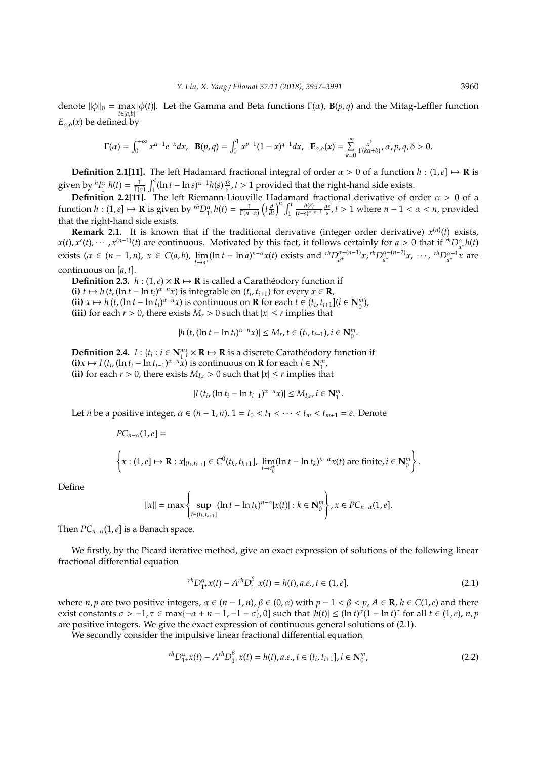denote $\|\phi\|_0 = \max\limits_{t\in[a,b]} |\phi(t)|$. Let the Gamma and Beta functions $\Gamma(\alpha)$, $\mathbf{B}(p,q)$ and the Mitag-Leffler function $E_{\alpha,\delta}(x)$ be defined by

$$\Gamma(\alpha) = \int_0^{+\infty} x^{\alpha-1}e^{-x}dx, \quad \mathbf{B}(p,q) = \int_0^1 x^{p-1}(1-x)^{q-1}dx, \quad \mathbf{E}_{\alpha,\delta}(x) = \sum_{k=0}^{\infty} \frac{x^k}{\Gamma(k\alpha+\delta)}, \alpha, p, q, \delta > 0.$$

**Definition 2.1[11].** The left Hadamard fractional integral of order $\alpha > 0$ of a function $h : (1, e] \mapsto \mathbf{R}$ is given by ${}^hI_{1^+}^\alpha h(t) = \frac{1}{\Gamma(\alpha)} \int_1^t (\ln t - \ln s)^{\alpha-1} h(s) \frac{ds}{s}$, $t > 1$ provided that the right-hand side exists.

**Definition 2.2[11].** The left Riemann-Liouville Hadamard fractional derivative of order $\alpha > 0$ of a function $h : (1, e] \mapsto \mathbf{R}$ is given by ${}^{rh}D_{1^+}^\alpha h(t) = \frac{1}{\Gamma(n-\alpha)} \left(t\frac{d}{dt}\right)^n \int_1^t \frac{h(s)}{(t-s)^{\alpha-n+1}} \frac{ds}{s}$, $t > 1$ where $n - 1 < \alpha < n$, provided that the right-hand side exists.

**Remark 2.1.** It is known that if the traditional derivative (integer order derivative) $x^{(n)}(t)$ exists, $x(t), x'(t), \cdots, x^{(n-1)}(t)$ are continuous. Motivated by this fact, it follows certainly for $a > 0$ that if ${}^{rh}D_{a^+}^\alpha h(t)$ exists ($\alpha \in (n-1, n)$, $x \in C(a, b)$, $\lim\limits_{t\to a^+} (\ln t - \ln a)^{n-\alpha} x(t)$ exists and ${}^{rh}D_{a^+}^{\alpha-(n-1)} x$, ${}^{rh}D_{a^+}^{\alpha-(n-2)} x$, $\cdots$, ${}^{rh}D_{a^+}^{\alpha-1} x$ are continuous on $[a, t]$.

**Definition 2.3.** $h : (1, e) \times \mathbf{R} \mapsto \mathbf{R}$ is called a Carathéodory function if

**(i)** $t \mapsto h(t, (\ln t - \ln t_i)^{\alpha-n} x)$ is integrable on $(t_i, t_{i+1})$ for every $x \in \mathbf{R}$,

**(ii)** $x \mapsto h(t, (\ln t - \ln t_i)^{\alpha-n} x)$ is continuous on $\mathbf{R}$ for each $t \in (t_i, t_{i+1}]$($i \in \mathbf{N}_0^m$),

**(iii)** for each $r > 0$, there exists $M_r > 0$ such that $|x| \le r$ implies that

$$|h(t, (\ln t - \ln t_i)^{\alpha-n} x)| \le M_r, t \in (t_i, t_{i+1}), i \in \mathbf{N}_0^m.$$

**Definition 2.4.** $I : \{t_i : i \in \mathbf{N}_1^m\} \times \mathbf{R} \mapsto \mathbf{R}$ is a discrete Carathéodory function if

**(i)**$x \mapsto I(t_i, (\ln t_i - \ln t_{i-1})^{\alpha-n} x)$ is continuous on $\mathbf{R}$ for each $i \in \mathbf{N}_1^m$,

**(ii)** for each $r > 0$, there exists $M_{I,r} > 0$ such that $|x| \le r$ implies that

$$|I(t_i, (\ln t_i - \ln t_{i-1})^{\alpha-n} x)| \le M_{I,r}, i \in \mathbf{N}_1^m.$$

Let $n$ be a positive integer, $\alpha \in (n-1, n)$, $1 = t_0 < t_1 < \cdots < t_m < t_{m+1} = e$. Denote

$$PC_{n-\alpha}(1, e] =$$

$$\left\{ x : (1, e] \mapsto \mathbf{R} : x|_{(t_k, t_{k+1}]} \in C^0(t_k, t_{k+1}], \lim_{t\to t_k^+} (\ln t - \ln t_k)^{n-\alpha} x(t) \text{ are finite}, i \in \mathbf{N}_0^m \right\}.$$

Define

$$\|x\| = \max\left\{ \sup_{t\in(t_k, t_{k+1}]} (\ln t - \ln t_k)^{n-\alpha} |x(t)| : k \in \mathbf{N}_0^m \right\}, x \in PC_{n-\alpha}(1, e].$$

Then $PC_{n-\alpha}(1, e]$ is a Banach space.

We firstly, by the Picard iterative method, give an exact expression of solutions of the following linear fractional differential equation

$${}^{rh}D_{1^+}^\alpha x(t) - A\, {}^{rh}D_{1^+}^\beta x(t) = h(t), a.e., t \in (1, e], \tag{2.1}$$

where $n, p$ are two positive integers, $\alpha \in (n-1, n)$, $\beta \in (0, \alpha)$ with $p - 1 < \beta < p$, $A \in \mathbf{R}$, $h \in C(1, e)$ and there exist constants $\sigma > -1$, $\tau \in \max\{-\alpha + n - 1, -1 - \sigma\}, 0]$ such that $|h(t)| \le (\ln t)^\sigma (1 - \ln t)^\tau$ for all $t \in (1, e)$, $n, p$ are positive integers. We give the exact expression of continuous general solutions of (2.1).

We secondly consider the impulsive linear fractional differential equation

$${}^{rh}D_{1^+}^\alpha x(t) - A\, {}^{rh}D_{1^+}^\beta x(t) = h(t), a.e., t \in (t_i, t_{i+1}], i \in \mathbf{N}_0^m, \tag{2.2}$$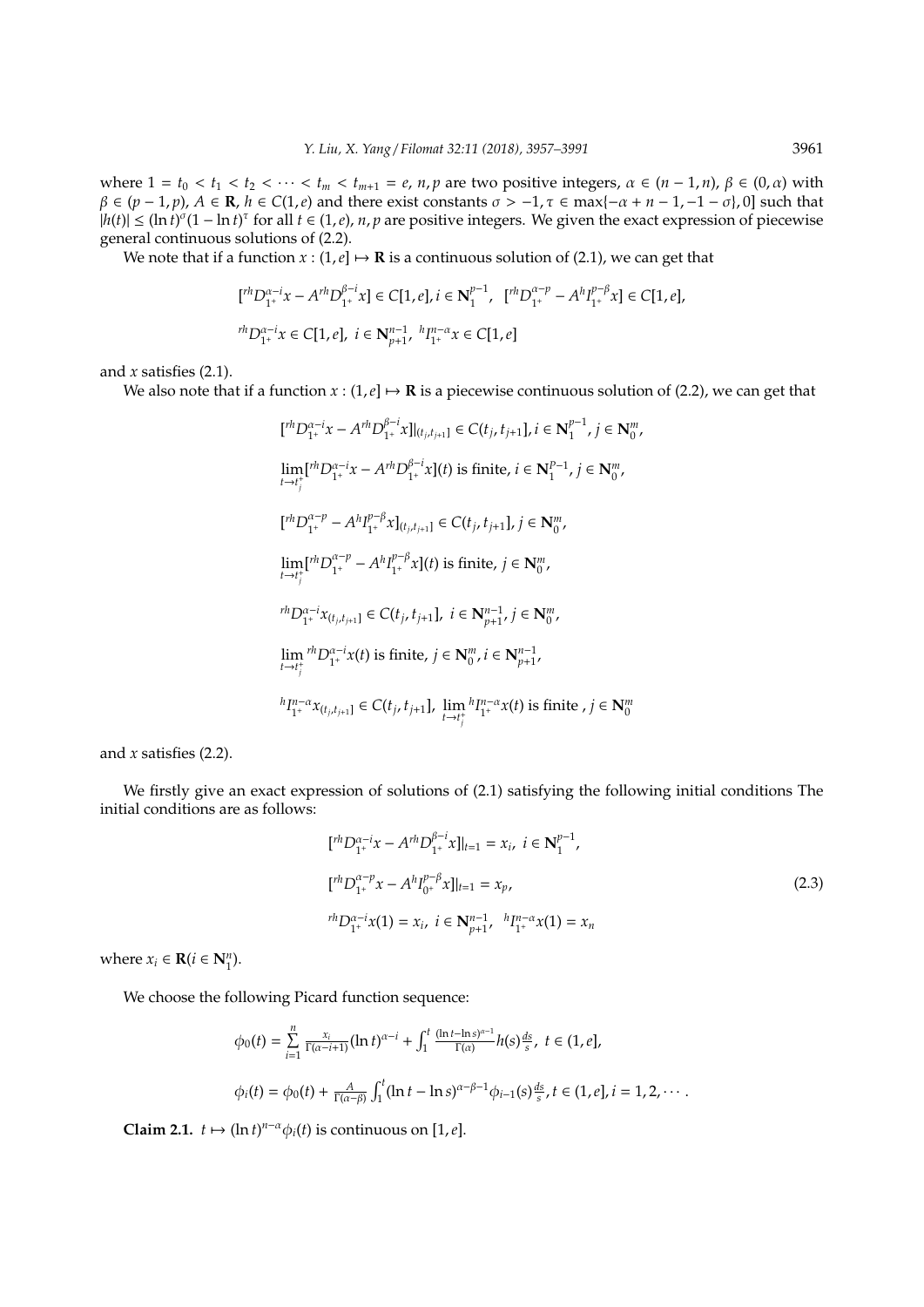where $1 = t_0 < t_1 < t_2 < \cdots < t_m < t_{m+1} = e$, $n, p$ are two positive integers, $\alpha \in (n-1, n)$, $\beta \in (0, \alpha)$ with $\beta \in (p-1, p)$, $A \in \mathbf{R}$, $h \in C(1, e)$ and there exist constants $\sigma > -1$, $\tau \in \max\{-\alpha + n - 1, -1 - \sigma\}, 0]$ such that $|h(t)| \leq (\ln t)^{\sigma}(1 - \ln t)^{\tau}$ for all $t \in (1, e)$, $n, p$ are positive integers. We given the exact expression of piecewise general continuous solutions of (2.2).

We note that if a function $x : (1, e] \mapsto \mathbf{R}$ is a continuous solution of (2.1), we can get that

$$[{}^{rh}D_{1^+}^{\alpha-i}x - A^{rh}D_{1^+}^{\beta-i}x] \in C[1, e], i \in \mathbf{N}_1^{p-1}, \quad [{}^{rh}D_{1^+}^{\alpha-p} - A^h I_{1^+}^{p-\beta}x] \in C[1, e],$$

$${}^{rh}D_{1^+}^{\alpha-i}x \in C[1, e], \; i \in \mathbf{N}_{p+1}^{n-1}, \; {}^h I_{1^+}^{n-\alpha}x \in C[1, e]$$

and $x$ satisfies (2.1).

We also note that if a function $x : (1, e] \mapsto \mathbf{R}$ is a piecewise continuous solution of (2.2), we can get that

$$[{}^{rh}D_{1^+}^{\alpha-i}x - A^{rh}D_{1^+}^{\beta-i}x]|_{(t_j, t_{j+1}]} \in C(t_j, t_{j+1}], i \in \mathbf{N}_1^{p-1}, j \in \mathbf{N}_0^m,$$

$$\lim_{t \to t_j^+} [{}^{rh}D_{1^+}^{\alpha-i}x - A^{rh}D_{1^+}^{\beta-i}x](t) \text{ is finite, } i \in \mathbf{N}_1^{p-1}, j \in \mathbf{N}_0^m,$$

$$[{}^{rh}D_{1^+}^{\alpha-p} - A^h I_{1^+}^{p-\beta}x]_{(t_j, t_{j+1}]} \in C(t_j, t_{j+1}], j \in \mathbf{N}_0^m,$$

$$\lim_{t \to t_j^+} [{}^{rh}D_{1^+}^{\alpha-p} - A^h I_{1^+}^{p-\beta}x](t) \text{ is finite, } j \in \mathbf{N}_0^m,$$

$${}^{rh}D_{1^+}^{\alpha-i}x_{(t_j, t_{j+1}]} \in C(t_j, t_{j+1}], \; i \in \mathbf{N}_{p+1}^{n-1}, j \in \mathbf{N}_0^m,$$

$$\lim_{t \to t_j^+} {}^{rh}D_{1^+}^{\alpha-i}x(t) \text{ is finite, } j \in \mathbf{N}_0^m, i \in \mathbf{N}_{p+1}^{n-1},$$

$${}^h I_{1^+}^{n-\alpha}x_{(t_j, t_{j+1}]} \in C(t_j, t_{j+1}], \; \lim_{t \to t_j^+} {}^h I_{1^+}^{n-\alpha}x(t) \text{ is finite }, j \in \mathbf{N}_0^m$$

and $x$ satisfies (2.2).

We firstly give an exact expression of solutions of (2.1) satisfying the following initial conditions The initial conditions are as follows:

$$\begin{aligned}
&[{}^{rh}D_{1^+}^{\alpha-i}x - A^{rh}D_{1^+}^{\beta-i}x]|_{t=1} = x_i, \; i \in \mathbf{N}_1^{p-1}, \\
&[{}^{rh}D_{1^+}^{\alpha-p}x - A^h I_{0^+}^{p-\beta}x]|_{t=1} = x_p, \\
&{}^{rh}D_{1^+}^{\alpha-i}x(1) = x_i, \; i \in \mathbf{N}_{p+1}^{n-1}, \; {}^h I_{1^+}^{n-\alpha}x(1) = x_n
\end{aligned} \tag{2.3}$$

where $x_i \in \mathbf{R} (i \in \mathbf{N}_1^n)$.

We choose the following Picard function sequence:

$$\phi_0(t) = \sum_{i=1}^{n} \frac{x_i}{\Gamma(\alpha-i+1)}(\ln t)^{\alpha-i} + \int_1^t \frac{(\ln t - \ln s)^{\alpha-1}}{\Gamma(\alpha)} h(s) \frac{ds}{s}, \; t \in (1, e],$$

$$\phi_i(t) = \phi_0(t) + \frac{A}{\Gamma(\alpha-\beta)} \int_1^t (\ln t - \ln s)^{\alpha-\beta-1} \phi_{i-1}(s) \frac{ds}{s}, t \in (1, e], i = 1, 2, \cdots.$$

**Claim 2.1.** $t \mapsto (\ln t)^{n-\alpha}\phi_i(t)$ is continuous on $[1, e]$.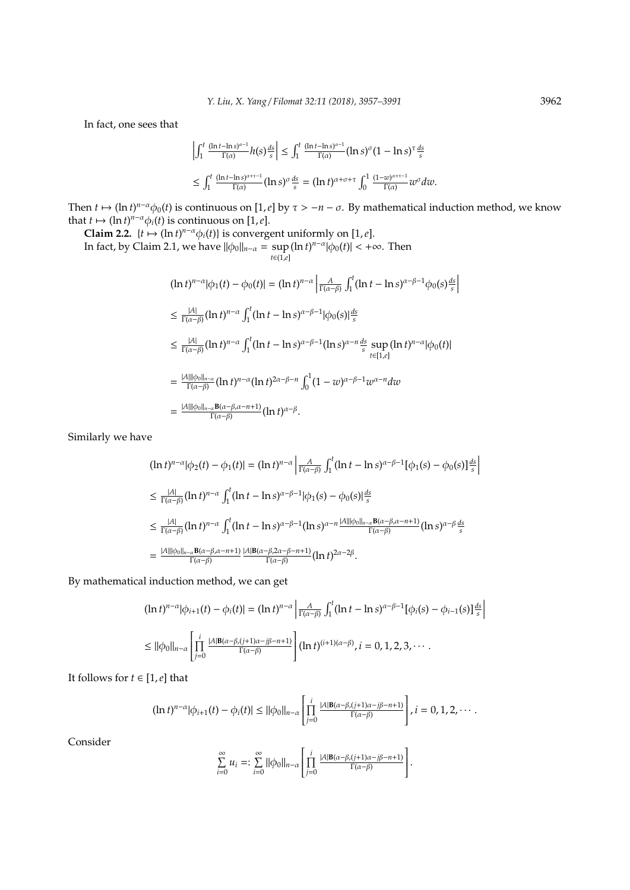In fact, one sees that

$$\left|\int_1^t \frac{(\ln t-\ln s)^{\alpha-1}}{\Gamma(\alpha)} h(s)\frac{ds}{s}\right| \le \int_1^t \frac{(\ln t-\ln s)^{\alpha-1}}{\Gamma(\alpha)}(\ln s)^{\sigma}(1-\ln s)^{\tau}\frac{ds}{s}$$

$$\le \int_1^t \frac{(\ln t-\ln s)^{\alpha+\tau-1}}{\Gamma(\alpha)}(\ln s)^{\sigma}\frac{ds}{s} = (\ln t)^{\alpha+\sigma+\tau}\int_0^1 \frac{(1-w)^{\alpha+\tau-1}}{\Gamma(\alpha)}w^{\sigma}dw.$$

Then $t \mapsto (\ln t)^{n-\alpha}\phi_0(t)$ is continuous on $[1,e]$ by $\tau > -n-\sigma$. By mathematical induction method, we know that $t \mapsto (\ln t)^{n-\alpha}\phi_i(t)$ is continuous on $[1,e]$.

**Claim 2.2.** $\{t \mapsto (\ln t)^{n-\alpha}\phi_i(t)\}$ is convergent uniformly on $[1,e]$.

In fact, by Claim 2.1, we have $\|\phi_0\|_{n-\alpha} = \sup_{t\in(1,e]}(\ln t)^{n-\alpha}|\phi_0(t)| < +\infty$. Then

$$(\ln t)^{n-\alpha}|\phi_1(t)-\phi_0(t)| = (\ln t)^{n-\alpha}\left|\frac{A}{\Gamma(\alpha-\beta)}\int_1^t(\ln t-\ln s)^{\alpha-\beta-1}\phi_0(s)\frac{ds}{s}\right|$$

$$\le \frac{|A|}{\Gamma(\alpha-\beta)}(\ln t)^{n-\alpha}\int_1^t(\ln t-\ln s)^{\alpha-\beta-1}|\phi_0(s)|\frac{ds}{s}$$

$$\le \frac{|A|}{\Gamma(\alpha-\beta)}(\ln t)^{n-\alpha}\int_1^t(\ln t-\ln s)^{\alpha-\beta-1}(\ln s)^{\alpha-n}\frac{ds}{s}\sup_{t\in[1,e]}(\ln t)^{n-\alpha}|\phi_0(t)|$$

$$= \frac{|A|\|\phi_0\|_{n-\alpha}}{\Gamma(\alpha-\beta)}(\ln t)^{n-\alpha}(\ln t)^{2\alpha-\beta-n}\int_0^1(1-w)^{\alpha-\beta-1}w^{\alpha-n}dw$$

$$= \frac{|A|\|\phi_0\|_{n-\alpha}\mathbf{B}(\alpha-\beta,\alpha-n+1)}{\Gamma(\alpha-\beta)}(\ln t)^{\alpha-\beta}.$$

Similarly we have

$$(\ln t)^{n-\alpha}|\phi_2(t)-\phi_1(t)| = (\ln t)^{n-\alpha}\left|\frac{A}{\Gamma(\alpha-\beta)}\int_1^t(\ln t-\ln s)^{\alpha-\beta-1}[\phi_1(s)-\phi_0(s)]\frac{ds}{s}\right|$$

$$\le \frac{|A|}{\Gamma(\alpha-\beta)}(\ln t)^{n-\alpha}\int_1^t(\ln t-\ln s)^{\alpha-\beta-1}|\phi_1(s)-\phi_0(s)|\frac{ds}{s}$$

$$\le \frac{|A|}{\Gamma(\alpha-\beta)}(\ln t)^{n-\alpha}\int_1^t(\ln t-\ln s)^{\alpha-\beta-1}(\ln s)^{\alpha-n}\frac{|A|\|\phi_0\|_{n-\alpha}\mathbf{B}(\alpha-\beta,\alpha-n+1)}{\Gamma(\alpha-\beta)}(\ln s)^{\alpha-\beta}\frac{ds}{s}$$

$$= \frac{|A|\|\phi_0\|_{n-\alpha}\mathbf{B}(\alpha-\beta,\alpha-n+1)}{\Gamma(\alpha-\beta)}\frac{|A|\mathbf{B}(\alpha-\beta,2\alpha-\beta-n+1)}{\Gamma(\alpha-\beta)}(\ln t)^{2\alpha-2\beta}.$$

By mathematical induction method, we can get

$$(\ln t)^{n-\alpha}|\phi_{i+1}(t)-\phi_i(t)| = (\ln t)^{n-\alpha}\left|\frac{A}{\Gamma(\alpha-\beta)}\int_1^t(\ln t-\ln s)^{\alpha-\beta-1}[\phi_i(s)-\phi_{i-1}(s)]\frac{ds}{s}\right|$$

$$\le \|\phi_0\|_{n-\alpha}\left[\prod_{j=0}^{i}\frac{|A|\mathbf{B}(\alpha-\beta,(j+1)\alpha-j\beta-n+1)}{\Gamma(\alpha-\beta)}\right](\ln t)^{(i+1)(\alpha-\beta)}, i=0,1,2,3,\cdots.$$

It follows for $t\in[1,e]$ that

$$(\ln t)^{n-\alpha}|\phi_{i+1}(t)-\phi_i(t)| \le \|\phi_0\|_{n-\alpha}\left[\prod_{j=0}^{i}\frac{|A|\mathbf{B}(\alpha-\beta,(j+1)\alpha-j\beta-n+1)}{\Gamma(\alpha-\beta)}\right], i=0,1,2,\cdots.$$

Consider

$$\sum_{i=0}^{\infty}u_i =: \sum_{i=0}^{\infty}\|\phi_0\|_{n-\alpha}\left[\prod_{j=0}^{i}\frac{|A|\mathbf{B}(\alpha-\beta,(j+1)\alpha-j\beta-n+1)}{\Gamma(\alpha-\beta)}\right].$$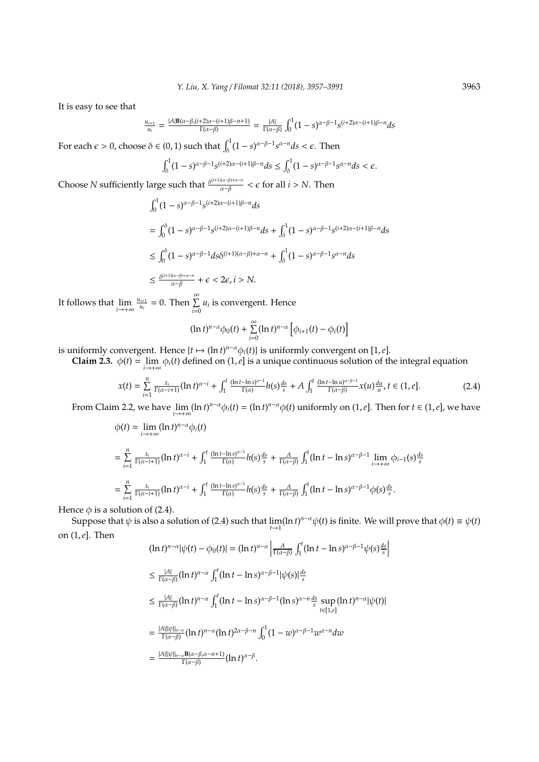It is easy to see that

$$\frac{u_{i+1}}{u_i} = \frac{|A|\mathbf{B}(\alpha-\beta,(i+2)\alpha-(i+1)\beta-n+1)}{\Gamma(\alpha-\beta)} = \frac{|A|}{\Gamma(\alpha-\beta)}\int_0^1 (1-s)^{\alpha-\beta-1}s^{(i+2)\alpha-(i+1)\beta-n}ds$$

For each $\epsilon > 0$, choose $\delta \in (0,1)$ such that $\int_\delta^1 (1-s)^{\alpha-\beta-1}s^{\alpha-n}ds < \epsilon$. Then

$$\int_\delta^1 (1-s)^{\alpha-\beta-1}s^{(i+2)\alpha-(i+1)\beta-n}ds \leq \int_\delta^1 (1-s)^{\alpha-\beta-1}s^{\alpha-n}ds < \epsilon.$$

Choose $N$ sufficiently large such that $\frac{\delta^{(i+1)(\alpha-\beta)+\alpha-n}}{\alpha-\beta} < \epsilon$ for all $i > N$. Then

$$\begin{aligned}
&\int_0^1 (1-s)^{\alpha-\beta-1}s^{(i+2)\alpha-(i+1)\beta-n}ds \\
&= \int_0^\delta (1-s)^{\alpha-\beta-1}s^{(i+2)\alpha-(i+1)\beta-n}ds + \int_\delta^1 (1-s)^{\alpha-\beta-1}s^{(i+2)\alpha-(i+1)\beta-n}ds \\
&\leq \int_0^\delta (1-s)^{\alpha-\beta-1}ds\,\delta^{(i+1)(\alpha-\beta)+\alpha-n} + \int_\delta^1 (1-s)^{\alpha-\beta-1}s^{\alpha-n}ds \\
&\leq \frac{\delta^{(i+1)(\alpha-\beta)+\alpha-n}}{\alpha-\beta} + \epsilon < 2\epsilon, i > N.
\end{aligned}$$

It follows that $\lim\limits_{i\to+\infty}\frac{u_{i+1}}{u_i} = 0$. Then $\sum\limits_{i=0}^{\infty} u_i$ is convergent. Hence

$$(\ln t)^{n-\alpha}\phi_0(t) + \sum_{i=0}^{\infty}(\ln t)^{n-\alpha}\left[\phi_{i+1}(t) - \phi_i(t)\right]$$

is uniformly convergent. Hence $\{t \mapsto (\ln t)^{n-\alpha}\phi_i(t)\}$ is uniformly convergent on $[1,e]$.

**Claim 2.3.** $\phi(t) = \lim\limits_{i\to+\infty}\phi_i(t)$ defined on $(1,e]$ is a unique continuous solution of the integral equation

$$x(t) = \sum_{i=1}^{n}\frac{x_i}{\Gamma(\alpha-i+1)}(\ln t)^{\alpha-i} + \int_1^t \frac{(\ln t-\ln s)^{\alpha-1}}{\Gamma(\alpha)}h(s)\frac{ds}{s} + A\int_1^t \frac{(\ln t-\ln u)^{\alpha-\beta-1}}{\Gamma(\alpha-\beta)}x(u)\frac{du}{u}, t \in (1,e]. \tag{2.4}$$

From Claim 2.2, we have $\lim\limits_{i\to+\infty}(\ln t)^{n-\alpha}\phi_i(t) = (\ln t)^{n-\alpha}\phi(t)$ uniformly on $(1,e]$. Then for $t \in (1,e]$, we have

$$\begin{aligned}
\phi(t) &= \lim_{i\to+\infty}(\ln t)^{n-\alpha}\phi_i(t) \\
&= \sum_{i=1}^{n}\frac{x_i}{\Gamma(\alpha-i+1)}(\ln t)^{\alpha-i} + \int_1^t \frac{(\ln t-\ln s)^{\alpha-1}}{\Gamma(\alpha)}h(s)\frac{ds}{s} + \frac{A}{\Gamma(\alpha-\beta)}\int_1^t (\ln t-\ln s)^{\alpha-\beta-1}\lim_{i\to+\infty}\phi_{i-1}(s)\frac{ds}{s} \\
&= \sum_{i=1}^{n}\frac{x_i}{\Gamma(\alpha-i+1)}(\ln t)^{\alpha-i} + \int_1^t \frac{(\ln t-\ln s)^{\alpha-1}}{\Gamma(\alpha)}h(s)\frac{ds}{s} + \frac{A}{\Gamma(\alpha-\beta)}\int_1^t (\ln t-\ln s)^{\alpha-\beta-1}\phi(s)\frac{ds}{s}.
\end{aligned}$$

Hence $\phi$ is a solution of (2.4).

Suppose that $\psi$ is also a solution of (2.4) such that $\lim\limits_{t\to 1}(\ln t)^{n-\alpha}\psi(t)$ is finite. We will prove that $\phi(t) \equiv \psi(t)$ on $(1,e]$. Then

$$\begin{aligned}
(\ln t)^{n-\alpha}|\psi(t) - \phi_0(t)| &= (\ln t)^{n-\alpha}\left|\frac{A}{\Gamma(\alpha-\beta)}\int_1^t (\ln t-\ln s)^{\alpha-\beta-1}\psi(s)\frac{ds}{s}\right| \\
&\leq \frac{|A|}{\Gamma(\alpha-\beta)}(\ln t)^{n-\alpha}\int_1^t (\ln t-\ln s)^{\alpha-\beta-1}|\psi(s)|\frac{ds}{s} \\
&\leq \frac{|A|}{\Gamma(\alpha-\beta)}(\ln t)^{n-\alpha}\int_1^t (\ln t-\ln s)^{\alpha-\beta-1}(\ln s)^{\alpha-n}\frac{ds}{s}\sup_{t\in[1,e]}(\ln t)^{n-\alpha}|\psi(t)| \\
&= \frac{|A|\|\psi\|_{n-\alpha}}{\Gamma(\alpha-\beta)}(\ln t)^{n-\alpha}(\ln t)^{2\alpha-\beta-n}\int_0^1 (1-w)^{\alpha-\beta-1}w^{\alpha-n}dw \\
&= \frac{|A|\|\psi\|_{n-\alpha}\mathbf{B}(\alpha-\beta,\alpha-n+1)}{\Gamma(\alpha-\beta)}(\ln t)^{\alpha-\beta}.
\end{aligned}$$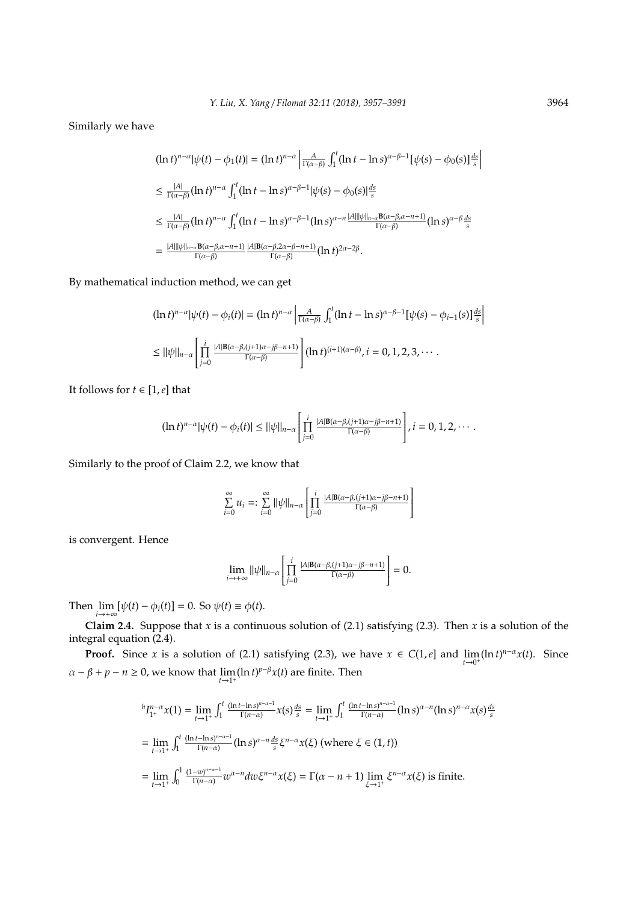Similarly we have

$$
\begin{aligned}
&(\ln t)^{n-\alpha}|\psi(t)-\phi_1(t)| = (\ln t)^{n-\alpha}\left|\tfrac{A}{\Gamma(\alpha-\beta)}\int_1^t(\ln t-\ln s)^{\alpha-\beta-1}[\psi(s)-\phi_0(s)]\tfrac{ds}{s}\right|\\
&\le \tfrac{|A|}{\Gamma(\alpha-\beta)}(\ln t)^{n-\alpha}\int_1^t(\ln t-\ln s)^{\alpha-\beta-1}|\psi(s)-\phi_0(s)|\tfrac{ds}{s}\\
&\le \tfrac{|A|}{\Gamma(\alpha-\beta)}(\ln t)^{n-\alpha}\int_1^t(\ln t-\ln s)^{\alpha-\beta-1}(\ln s)^{\alpha-n}\tfrac{|A|\|\psi\|_{n-\alpha}\mathbf{B}(\alpha-\beta,\alpha-n+1)}{\Gamma(\alpha-\beta)}(\ln s)^{\alpha-\beta}\tfrac{ds}{s}\\
&= \tfrac{|A|\|\psi\|_{n-\alpha}\mathbf{B}(\alpha-\beta,\alpha-n+1)}{\Gamma(\alpha-\beta)}\tfrac{|A|\mathbf{B}(\alpha-\beta,2\alpha-\beta-n+1)}{\Gamma(\alpha-\beta)}(\ln t)^{2\alpha-2\beta}.
\end{aligned}
$$

By mathematical induction method, we can get

$$
\begin{aligned}
&(\ln t)^{n-\alpha}|\psi(t)-\phi_i(t)| = (\ln t)^{n-\alpha}\left|\tfrac{A}{\Gamma(\alpha-\beta)}\int_1^t(\ln t-\ln s)^{\alpha-\beta-1}[\psi(s)-\phi_{i-1}(s)]\tfrac{ds}{s}\right|\\
&\le \|\psi\|_{n-\alpha}\left[\prod_{j=0}^{i}\tfrac{|A|\mathbf{B}(\alpha-\beta,(j+1)\alpha-j\beta-n+1)}{\Gamma(\alpha-\beta)}\right](\ln t)^{(i+1)(\alpha-\beta)}, i=0,1,2,3,\cdots.
\end{aligned}
$$

It follows for $t\in[1,e]$ that

$$
(\ln t)^{n-\alpha}|\psi(t)-\phi_i(t)| \le \|\psi\|_{n-\alpha}\left[\prod_{j=0}^{i}\tfrac{|A|\mathbf{B}(\alpha-\beta,(j+1)\alpha-j\beta-n+1)}{\Gamma(\alpha-\beta)}\right], i=0,1,2,\cdots.
$$

Similarly to the proof of Claim 2.2, we know that

$$
\sum_{i=0}^{\infty}u_i =: \sum_{i=0}^{\infty}\|\psi\|_{n-\alpha}\left[\prod_{j=0}^{i}\tfrac{|A|\mathbf{B}(\alpha-\beta,(j+1)\alpha-j\beta-n+1)}{\Gamma(\alpha-\beta)}\right]
$$

is convergent. Hence

$$
\lim_{i\to+\infty}\|\psi\|_{n-\alpha}\left[\prod_{j=0}^{i}\tfrac{|A|\mathbf{B}(\alpha-\beta,(j+1)\alpha-j\beta-n+1)}{\Gamma(\alpha-\beta)}\right]=0.
$$

Then $\lim_{i\to+\infty}[\psi(t)-\phi_i(t)]=0$. So $\psi(t)\equiv\phi(t)$.

**Claim 2.4.** Suppose that $x$ is a continuous solution of (2.1) satisfying (2.3). Then $x$ is a solution of the integral equation (2.4).

**Proof.** Since $x$ is a solution of (2.1) satisfying (2.3), we have $x\in C(1,e]$ and $\lim_{t\to0^+}(\ln t)^{n-\alpha}x(t)$. Since $\alpha-\beta+p-n\ge0$, we know that $\lim_{t\to1^+}(\ln t)^{p-\beta}x(t)$ are finite. Then

$$
\begin{aligned}
&{}^{h}I_{1^+}^{n-\alpha}x(1) = \lim_{t\to1^+}\int_1^t\tfrac{(\ln t-\ln s)^{n-\alpha-1}}{\Gamma(n-\alpha)}x(s)\tfrac{ds}{s} = \lim_{t\to1^+}\int_1^t\tfrac{(\ln t-\ln s)^{n-\alpha-1}}{\Gamma(n-\alpha)}(\ln s)^{\alpha-n}(\ln s)^{n-\alpha}x(s)\tfrac{ds}{s}\\
&= \lim_{t\to1^+}\int_1^t\tfrac{(\ln t-\ln s)^{n-\alpha-1}}{\Gamma(n-\alpha)}(\ln s)^{\alpha-n}\tfrac{ds}{s}\xi^{n-\alpha}x(\xi)\ (\text{where } \xi\in(1,t))\\
&= \lim_{t\to1^+}\int_0^1\tfrac{(1-w)^{n-\alpha-1}}{\Gamma(n-\alpha)}w^{\alpha-n}dw\,\xi^{n-\alpha}x(\xi) = \Gamma(\alpha-n+1)\lim_{\xi\to1^+}\xi^{n-\alpha}x(\xi) \text{ is finite.}
\end{aligned}
$$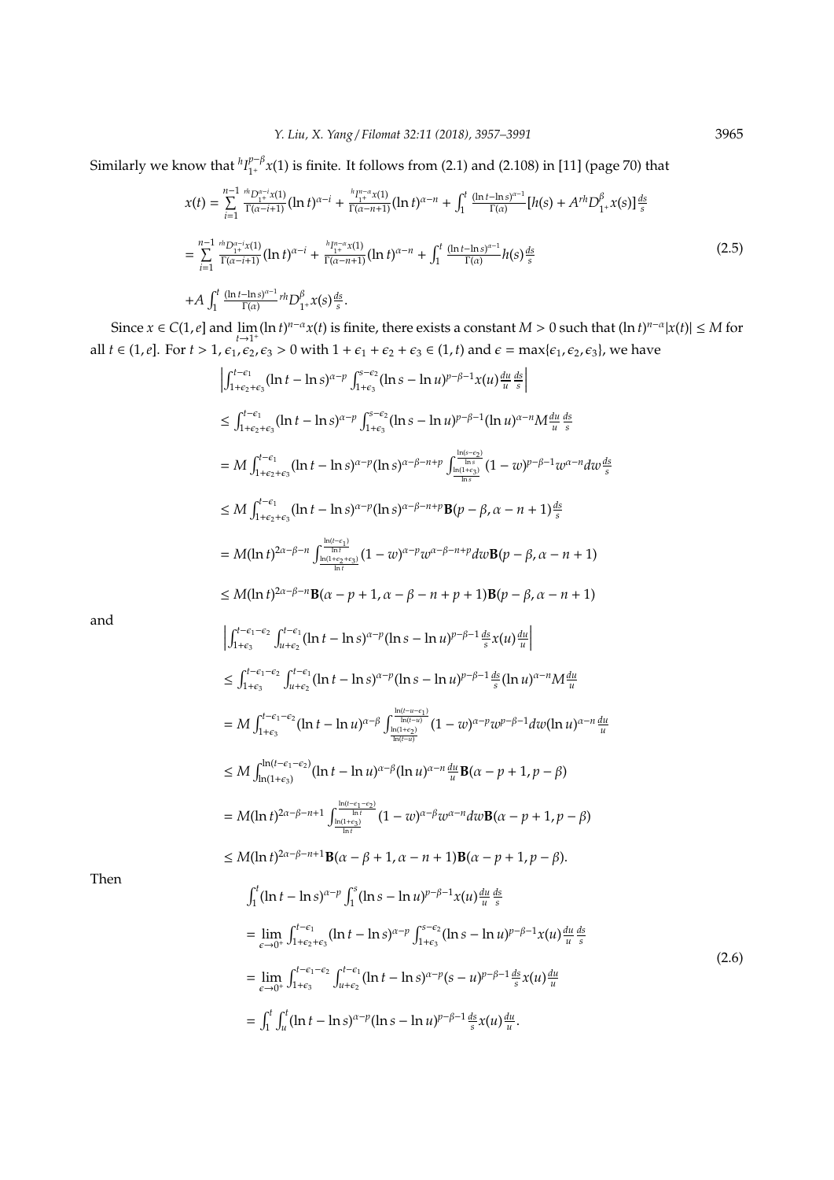Similarly we know that ${}^{h}I_{1^+}^{p-\beta}x(1)$ is finite. It follows from (2.1) and (2.108) in [11] (page 70) that

$$
\begin{aligned}
x(t) &= \sum_{i=1}^{n-1} \frac{{}^{rh}D_{1^+}^{\alpha-i}x(1)}{\Gamma(\alpha-i+1)}(\ln t)^{\alpha-i} + \frac{{}^{h}I_{1^+}^{n-\alpha}x(1)}{\Gamma(\alpha-n+1)}(\ln t)^{\alpha-n} + \int_1^t \frac{(\ln t-\ln s)^{\alpha-1}}{\Gamma(\alpha)}[h(s) + A\,{}^{rh}D_{1^+}^{\beta}x(s)]\frac{ds}{s} \\
&= \sum_{i=1}^{n-1} \frac{{}^{rh}D_{1^+}^{\alpha-i}x(1)}{\Gamma(\alpha-i+1)}(\ln t)^{\alpha-i} + \frac{{}^{h}I_{1^+}^{n-\alpha}x(1)}{\Gamma(\alpha-n+1)}(\ln t)^{\alpha-n} + \int_1^t \frac{(\ln t-\ln s)^{\alpha-1}}{\Gamma(\alpha)}h(s)\frac{ds}{s} \\
&\quad + A\int_1^t \frac{(\ln t-\ln s)^{\alpha-1}}{\Gamma(\alpha)}\,{}^{rh}D_{1^+}^{\beta}x(s)\frac{ds}{s}.
\end{aligned}
\tag{2.5}
$$

Since $x \in C(1,e]$ and $\lim_{t\to 1^+}(\ln t)^{n-\alpha}x(t)$ is finite, there exists a constant $M > 0$ such that $(\ln t)^{n-\alpha}|x(t)| \le M$ for all $t \in (1,e]$. For $t > 1$, $\epsilon_1, \epsilon_2, \epsilon_3 > 0$ with $1+\epsilon_1+\epsilon_2+\epsilon_3 \in (1,t)$ and $\epsilon = \max\{\epsilon_1,\epsilon_2,\epsilon_3\}$, we have

$$
\begin{aligned}
&\left|\int_{1+\epsilon_2+\epsilon_3}^{t-\epsilon_1}(\ln t-\ln s)^{\alpha-p}\int_{1+\epsilon_3}^{s-\epsilon_2}(\ln s-\ln u)^{p-\beta-1}x(u)\frac{du}{u}\frac{ds}{s}\right| \\
&\le \int_{1+\epsilon_2+\epsilon_3}^{t-\epsilon_1}(\ln t-\ln s)^{\alpha-p}\int_{1+\epsilon_3}^{s-\epsilon_2}(\ln s-\ln u)^{p-\beta-1}(\ln u)^{\alpha-n}M\frac{du}{u}\frac{ds}{s} \\
&= M\int_{1+\epsilon_2+\epsilon_3}^{t-\epsilon_1}(\ln t-\ln s)^{\alpha-p}(\ln s)^{\alpha-\beta-n+p}\int_{\frac{\ln(1+\epsilon_3)}{\ln s}}^{\frac{\ln(s-\epsilon_2)}{\ln s}}(1-w)^{p-\beta-1}w^{\alpha-n}dw\frac{ds}{s} \\
&\le M\int_{1+\epsilon_2+\epsilon_3}^{t-\epsilon_1}(\ln t-\ln s)^{\alpha-p}(\ln s)^{\alpha-\beta-n+p}\mathbf{B}(p-\beta,\alpha-n+1)\frac{ds}{s} \\
&= M(\ln t)^{2\alpha-\beta-n}\int_{\frac{\ln(1+\epsilon_2+\epsilon_3)}{\ln t}}^{\frac{\ln(t-\epsilon_1)}{\ln t}}(1-w)^{\alpha-p}w^{\alpha-\beta-n+p}dw\,\mathbf{B}(p-\beta,\alpha-n+1) \\
&\le M(\ln t)^{2\alpha-\beta-n}\mathbf{B}(\alpha-p+1,\alpha-\beta-n+p+1)\mathbf{B}(p-\beta,\alpha-n+1)
\end{aligned}
$$

and

$$
\begin{aligned}
&\left|\int_{1+\epsilon_3}^{t-\epsilon_1-\epsilon_2}\int_{u+\epsilon_2}^{t-\epsilon_1}(\ln t-\ln s)^{\alpha-p}(\ln s-\ln u)^{p-\beta-1}\frac{ds}{s}x(u)\frac{du}{u}\right| \\
&\le \int_{1+\epsilon_3}^{t-\epsilon_1-\epsilon_2}\int_{u+\epsilon_2}^{t-\epsilon_1}(\ln t-\ln s)^{\alpha-p}(\ln s-\ln u)^{p-\beta-1}\frac{ds}{s}(\ln u)^{\alpha-n}M\frac{du}{u} \\
&= M\int_{1+\epsilon_3}^{t-\epsilon_1-\epsilon_2}(\ln t-\ln u)^{\alpha-\beta}\int_{\frac{\ln(1+\epsilon_2)}{\ln(t-u)}}^{\frac{\ln(t-u-\epsilon_1)}{\ln(t-u)}}(1-w)^{\alpha-p}w^{p-\beta-1}dw(\ln u)^{\alpha-n}\frac{du}{u} \\
&\le M\int_{\ln(1+\epsilon_3)}^{\ln(t-\epsilon_1-\epsilon_2)}(\ln t-\ln u)^{\alpha-\beta}(\ln u)^{\alpha-n}\frac{du}{u}\mathbf{B}(\alpha-p+1,p-\beta) \\
&= M(\ln t)^{2\alpha-\beta-n+1}\int_{\frac{\ln(1+\epsilon_3)}{\ln t}}^{\frac{\ln(t-\epsilon_1-\epsilon_2)}{\ln t}}(1-w)^{\alpha-\beta}w^{\alpha-n}dw\,\mathbf{B}(\alpha-p+1,p-\beta) \\
&\le M(\ln t)^{2\alpha-\beta-n+1}\mathbf{B}(\alpha-\beta+1,\alpha-n+1)\mathbf{B}(\alpha-p+1,p-\beta).
\end{aligned}
$$

Then

$$
\begin{aligned}
&\int_1^t(\ln t-\ln s)^{\alpha-p}\int_1^s(\ln s-\ln u)^{p-\beta-1}x(u)\frac{du}{u}\frac{ds}{s} \\
&= \lim_{\epsilon\to 0^+}\int_{1+\epsilon_2+\epsilon_3}^{t-\epsilon_1}(\ln t-\ln s)^{\alpha-p}\int_{1+\epsilon_3}^{s-\epsilon_2}(\ln s-\ln u)^{p-\beta-1}x(u)\frac{du}{u}\frac{ds}{s} \\
&= \lim_{\epsilon\to 0^+}\int_{1+\epsilon_3}^{t-\epsilon_1-\epsilon_2}\int_{u+\epsilon_2}^{t-\epsilon_1}(\ln t-\ln s)^{\alpha-p}(s-u)^{p-\beta-1}\frac{ds}{s}x(u)\frac{du}{u} \\
&= \int_1^t\int_u^t(\ln t-\ln s)^{\alpha-p}(\ln s-\ln u)^{p-\beta-1}\frac{ds}{s}x(u)\frac{du}{u}.
\end{aligned}
\tag{2.6}
$$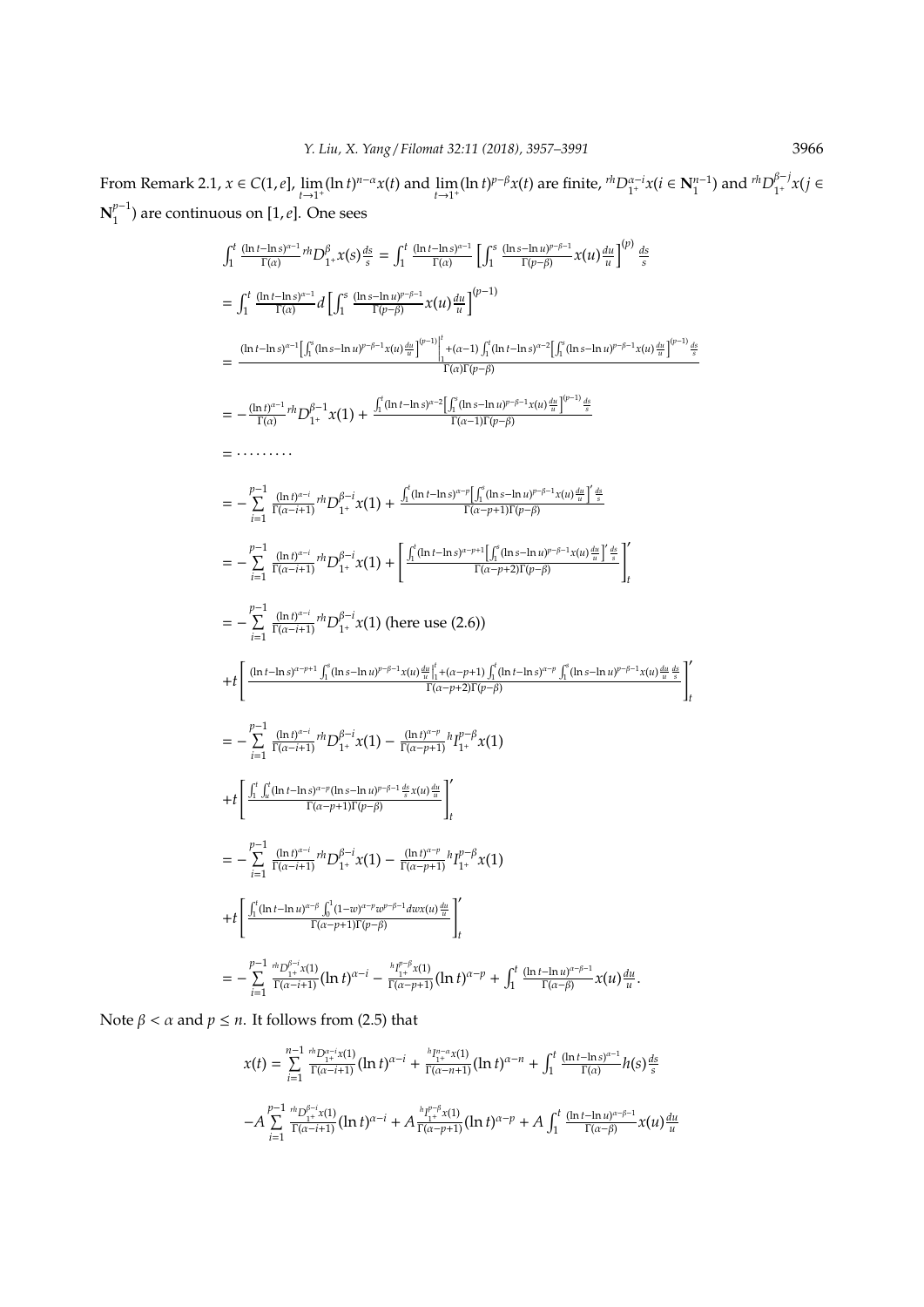From Remark 2.1, $x \in C(1, e]$, $\lim_{t\to 1^+}(\ln t)^{n-\alpha}x(t)$ and $\lim_{t\to 1^+}(\ln t)^{p-\beta}x(t)$ are finite, ${}^{rh}D_{1^+}^{\alpha-i}x(i \in \mathbf{N}_1^{n-1})$ and ${}^{rh}D_{1^+}^{\beta-j}x(j \in \mathbf{N}_1^{p-1})$ are continuous on $[1, e]$. One sees

$$
\begin{aligned}
&\int_1^t \frac{(\ln t-\ln s)^{\alpha-1}}{\Gamma(\alpha)} {}^{rh}D_{1^+}^{\beta}x(s)\frac{ds}{s} = \int_1^t \frac{(\ln t-\ln s)^{\alpha-1}}{\Gamma(\alpha)}\left[\int_1^s \frac{(\ln s-\ln u)^{p-\beta-1}}{\Gamma(p-\beta)}x(u)\frac{du}{u}\right]^{(p)}\frac{ds}{s}\\
&= \int_1^t \frac{(\ln t-\ln s)^{\alpha-1}}{\Gamma(\alpha)}d\left[\int_1^s \frac{(\ln s-\ln u)^{p-\beta-1}}{\Gamma(p-\beta)}x(u)\frac{du}{u}\right]^{(p-1)}\\
&= \frac{(\ln t-\ln s)^{\alpha-1}\left[\int_1^s(\ln s-\ln u)^{p-\beta-1}x(u)\frac{du}{u}\right]^{(p-1)}\Big|_1^t+(\alpha-1)\int_1^t(\ln t-\ln s)^{\alpha-2}\left[\int_1^s(\ln s-\ln u)^{p-\beta-1}x(u)\frac{du}{u}\right]^{(p-1)}\frac{ds}{s}}{\Gamma(\alpha)\Gamma(p-\beta)}\\
&= -\frac{(\ln t)^{\alpha-1}}{\Gamma(\alpha)} {}^{rh}D_{1^+}^{\beta-1}x(1) + \frac{\int_1^t(\ln t-\ln s)^{\alpha-2}\left[\int_1^s(\ln s-\ln u)^{p-\beta-1}x(u)\frac{du}{u}\right]^{(p-1)}\frac{ds}{s}}{\Gamma(\alpha-1)\Gamma(p-\beta)}\\
&= \cdots\cdots\cdots\\
&= -\sum_{i=1}^{p-1}\frac{(\ln t)^{\alpha-i}}{\Gamma(\alpha-i+1)} {}^{rh}D_{1^+}^{\beta-i}x(1) + \frac{\int_1^t(\ln t-\ln s)^{\alpha-p}\left[\int_1^s(\ln s-\ln u)^{p-\beta-1}x(u)\frac{du}{u}\right]'\frac{ds}{s}}{\Gamma(\alpha-p+1)\Gamma(p-\beta)}\\
&= -\sum_{i=1}^{p-1}\frac{(\ln t)^{\alpha-i}}{\Gamma(\alpha-i+1)} {}^{rh}D_{1^+}^{\beta-i}x(1) + \left[\frac{\int_1^t(\ln t-\ln s)^{\alpha-p+1}\left[\int_1^s(\ln s-\ln u)^{p-\beta-1}x(u)\frac{du}{u}\right]'\frac{ds}{s}}{\Gamma(\alpha-p+2)\Gamma(p-\beta)}\right]_t'\\
&= -\sum_{i=1}^{p-1}\frac{(\ln t)^{\alpha-i}}{\Gamma(\alpha-i+1)} {}^{rh}D_{1^+}^{\beta-i}x(1) \text{ (here use (2.6))}\\
&+t\left[\frac{(\ln t-\ln s)^{\alpha-p+1}\int_1^s(\ln s-\ln u)^{p-\beta-1}x(u)\frac{du}{u}\Big|_1^t+(\alpha-p+1)\int_1^t(\ln t-\ln s)^{\alpha-p}\int_1^s(\ln s-\ln u)^{p-\beta-1}x(u)\frac{du}{u}\frac{ds}{s}}{\Gamma(\alpha-p+2)\Gamma(p-\beta)}\right]_t'\\
&= -\sum_{i=1}^{p-1}\frac{(\ln t)^{\alpha-i}}{\Gamma(\alpha-i+1)} {}^{rh}D_{1^+}^{\beta-i}x(1) - \frac{(\ln t)^{\alpha-p}}{\Gamma(\alpha-p+1)} {}^{h}I_{1^+}^{p-\beta}x(1)\\
&+t\left[\frac{\int_1^t\int_u^t(\ln t-\ln s)^{\alpha-p}(\ln s-\ln u)^{p-\beta-1}\frac{ds}{s}x(u)\frac{du}{u}}{\Gamma(\alpha-p+1)\Gamma(p-\beta)}\right]_t'\\
&= -\sum_{i=1}^{p-1}\frac{(\ln t)^{\alpha-i}}{\Gamma(\alpha-i+1)} {}^{rh}D_{1^+}^{\beta-i}x(1) - \frac{(\ln t)^{\alpha-p}}{\Gamma(\alpha-p+1)} {}^{h}I_{1^+}^{p-\beta}x(1)\\
&+t\left[\frac{\int_1^t(\ln t-\ln u)^{\alpha-\beta}\int_0^1(1-w)^{\alpha-p}w^{p-\beta-1}dwx(u)\frac{du}{u}}{\Gamma(\alpha-p+1)\Gamma(p-\beta)}\right]_t'\\
&= -\sum_{i=1}^{p-1}\frac{{}^{rh}D_{1^+}^{\beta-i}x(1)}{\Gamma(\alpha-i+1)}(\ln t)^{\alpha-i} - \frac{{}^{h}I_{1^+}^{p-\beta}x(1)}{\Gamma(\alpha-p+1)}(\ln t)^{\alpha-p} + \int_1^t\frac{(\ln t-\ln u)^{\alpha-\beta-1}}{\Gamma(\alpha-\beta)}x(u)\frac{du}{u}.
\end{aligned}
$$

Note $\beta < \alpha$ and $p \le n$. It follows from (2.5) that

$$
\begin{aligned}
x(t) &= \sum_{i=1}^{n-1}\frac{{}^{rh}D_{1^+}^{\alpha-i}x(1)}{\Gamma(\alpha-i+1)}(\ln t)^{\alpha-i} + \frac{{}^{h}I_{1^+}^{n-\alpha}x(1)}{\Gamma(\alpha-n+1)}(\ln t)^{\alpha-n} + \int_1^t\frac{(\ln t-\ln s)^{\alpha-1}}{\Gamma(\alpha)}h(s)\frac{ds}{s}\\
&-A\sum_{i=1}^{p-1}\frac{{}^{rh}D_{1^+}^{\beta-i}x(1)}{\Gamma(\alpha-i+1)}(\ln t)^{\alpha-i} + A\frac{{}^{h}I_{1^+}^{p-\beta}x(1)}{\Gamma(\alpha-p+1)}(\ln t)^{\alpha-p} + A\int_1^t\frac{(\ln t-\ln u)^{\alpha-\beta-1}}{\Gamma(\alpha-\beta)}x(u)\frac{du}{u}
\end{aligned}
$$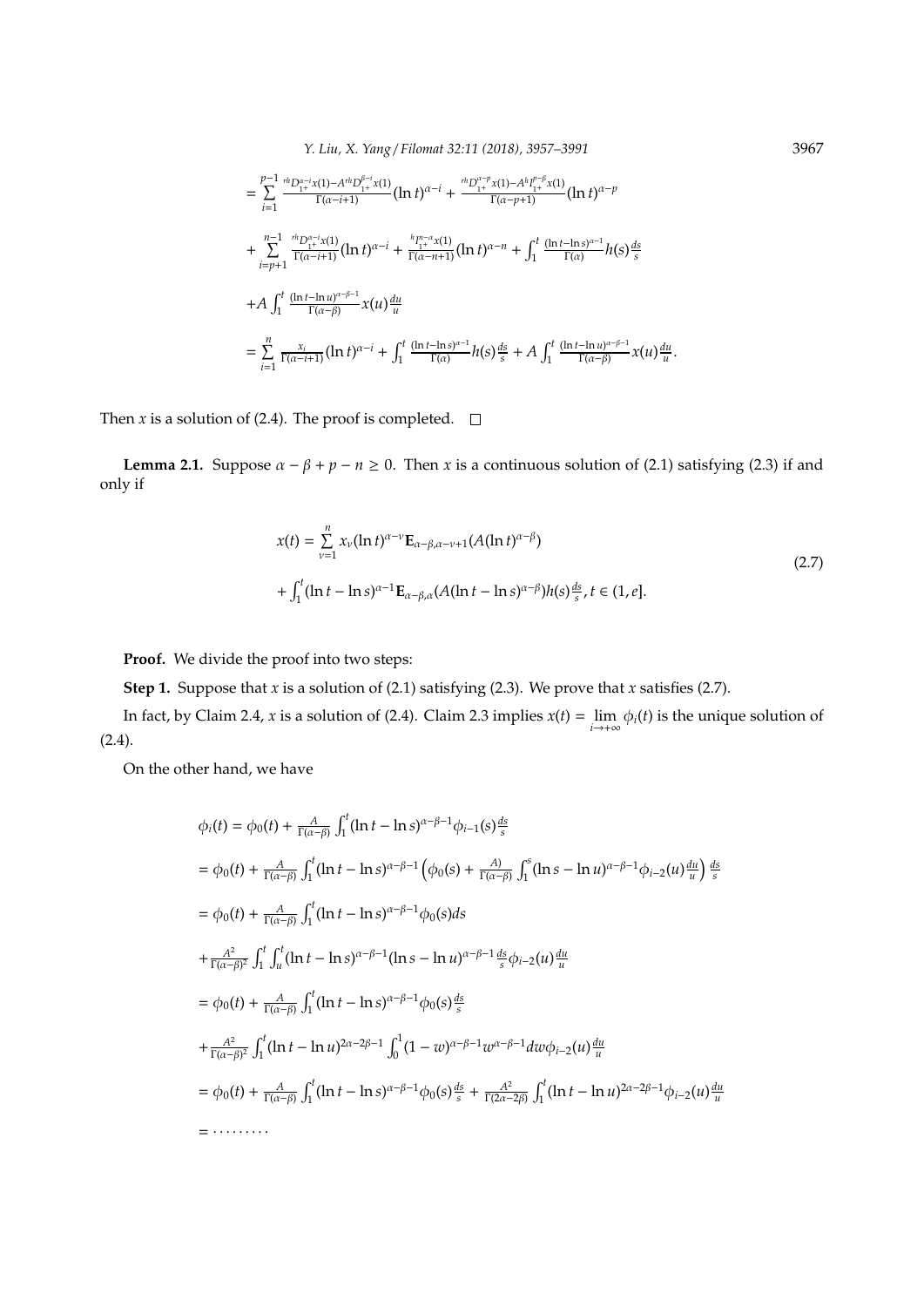$$= \sum_{i=1}^{p-1} \frac{{}^{rh}D_{1^+}^{\alpha-i}x(1) - A\,{}^{rh}D_{1^+}^{\beta-i}x(1)}{\Gamma(\alpha-i+1)}(\ln t)^{\alpha-i} + \frac{{}^{rh}D_{1^+}^{\alpha-p}x(1) - A\,{}^{h}I_{1^+}^{p-\beta}x(1)}{\Gamma(\alpha-p+1)}(\ln t)^{\alpha-p}$$

$$+ \sum_{i=p+1}^{n-1} \frac{{}^{rh}D_{1^+}^{\alpha-i}x(1)}{\Gamma(\alpha-i+1)}(\ln t)^{\alpha-i} + \frac{{}^{h}I_{1^+}^{n-\alpha}x(1)}{\Gamma(\alpha-n+1)}(\ln t)^{\alpha-n} + \int_1^t \frac{(\ln t - \ln s)^{\alpha-1}}{\Gamma(\alpha)} h(s)\frac{ds}{s}$$

$$+ A\int_1^t \frac{(\ln t - \ln u)^{\alpha-\beta-1}}{\Gamma(\alpha-\beta)} x(u)\frac{du}{u}$$

$$= \sum_{i=1}^{n} \frac{x_i}{\Gamma(\alpha-i+1)}(\ln t)^{\alpha-i} + \int_1^t \frac{(\ln t - \ln s)^{\alpha-1}}{\Gamma(\alpha)} h(s)\frac{ds}{s} + A\int_1^t \frac{(\ln t - \ln u)^{\alpha-\beta-1}}{\Gamma(\alpha-\beta)} x(u)\frac{du}{u}.$$

Then $x$ is a solution of (2.4). The proof is completed. $\square$

**Lemma 2.1.** Suppose $\alpha - \beta + p - n \geq 0$. Then $x$ is a continuous solution of (2.1) satisfying (2.3) if and only if

$$x(t) = \sum_{\nu=1}^{n} x_\nu (\ln t)^{\alpha-\nu}\mathbf{E}_{\alpha-\beta,\alpha-\nu+1}(A(\ln t)^{\alpha-\beta})$$
$$+ \int_1^t (\ln t - \ln s)^{\alpha-1}\mathbf{E}_{\alpha-\beta,\alpha}(A(\ln t - \ln s)^{\alpha-\beta})h(s)\frac{ds}{s}, t \in (1,e]. \tag{2.7}$$

**Proof.** We divide the proof into two steps:

**Step 1.** Suppose that $x$ is a solution of (2.1) satisfying (2.3). We prove that $x$ satisfies (2.7).

In fact, by Claim 2.4, $x$ is a solution of (2.4). Claim 2.3 implies $x(t) = \lim_{i\to+\infty}\phi_i(t)$ is the unique solution of (2.4).

On the other hand, we have

$$\phi_i(t) = \phi_0(t) + \frac{A}{\Gamma(\alpha-\beta)}\int_1^t (\ln t - \ln s)^{\alpha-\beta-1}\phi_{i-1}(s)\frac{ds}{s}$$

$$= \phi_0(t) + \frac{A}{\Gamma(\alpha-\beta)}\int_1^t (\ln t - \ln s)^{\alpha-\beta-1}\left(\phi_0(s) + \frac{A)}{\Gamma(\alpha-\beta)}\int_1^s (\ln s - \ln u)^{\alpha-\beta-1}\phi_{i-2}(u)\frac{du}{u}\right)\frac{ds}{s}$$

$$= \phi_0(t) + \frac{A}{\Gamma(\alpha-\beta)}\int_1^t (\ln t - \ln s)^{\alpha-\beta-1}\phi_0(s)ds$$

$$+ \frac{A^2}{\Gamma(\alpha-\beta)^2}\int_1^t\int_u^t (\ln t - \ln s)^{\alpha-\beta-1}(\ln s - \ln u)^{\alpha-\beta-1}\frac{ds}{s}\phi_{i-2}(u)\frac{du}{u}$$

$$= \phi_0(t) + \frac{A}{\Gamma(\alpha-\beta)}\int_1^t (\ln t - \ln s)^{\alpha-\beta-1}\phi_0(s)\frac{ds}{s}$$

$$+ \frac{A^2}{\Gamma(\alpha-\beta)^2}\int_1^t (\ln t - \ln u)^{2\alpha-2\beta-1}\int_0^1 (1-w)^{\alpha-\beta-1}w^{\alpha-\beta-1}dw\,\phi_{i-2}(u)\frac{du}{u}$$

$$= \phi_0(t) + \frac{A}{\Gamma(\alpha-\beta)}\int_1^t (\ln t - \ln s)^{\alpha-\beta-1}\phi_0(s)\frac{ds}{s} + \frac{A^2}{\Gamma(2\alpha-2\beta)}\int_1^t (\ln t - \ln u)^{2\alpha-2\beta-1}\phi_{i-2}(u)\frac{du}{u}$$

$$= \cdots\cdots\cdots$$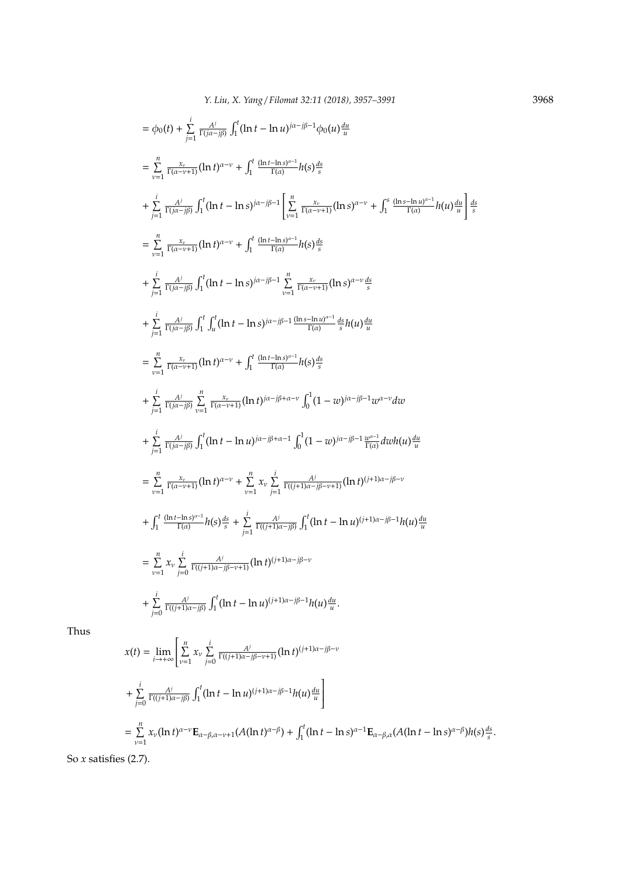$$
\begin{aligned}
&= \phi_0(t) + \sum_{j=1}^{i} \frac{A^j}{\Gamma(j\alpha - j\beta)} \int_1^t (\ln t - \ln u)^{j\alpha - j\beta - 1} \phi_0(u) \frac{du}{u} \\
&= \sum_{\nu=1}^{n} \frac{x_\nu}{\Gamma(\alpha - \nu + 1)} (\ln t)^{\alpha - \nu} + \int_1^t \frac{(\ln t - \ln s)^{\alpha - 1}}{\Gamma(\alpha)} h(s) \frac{ds}{s} \\
&+ \sum_{j=1}^{i} \frac{A^j}{\Gamma(j\alpha - j\beta)} \int_1^t (\ln t - \ln s)^{j\alpha - j\beta - 1} \left[ \sum_{\nu=1}^{n} \frac{x_\nu}{\Gamma(\alpha - \nu + 1)} (\ln s)^{\alpha - \nu} + \int_1^s \frac{(\ln s - \ln u)^{\alpha - 1}}{\Gamma(\alpha)} h(u) \frac{du}{u} \right] \frac{ds}{s} \\
&= \sum_{\nu=1}^{n} \frac{x_\nu}{\Gamma(\alpha - \nu + 1)} (\ln t)^{\alpha - \nu} + \int_1^t \frac{(\ln t - \ln s)^{\alpha - 1}}{\Gamma(\alpha)} h(s) \frac{ds}{s} \\
&+ \sum_{j=1}^{i} \frac{A^j}{\Gamma(j\alpha - j\beta)} \int_1^t (\ln t - \ln s)^{j\alpha - j\beta - 1} \sum_{\nu=1}^{n} \frac{x_\nu}{\Gamma(\alpha - \nu + 1)} (\ln s)^{\alpha - \nu} \frac{ds}{s} \\
&+ \sum_{j=1}^{i} \frac{A^j}{\Gamma(j\alpha - j\beta)} \int_1^t \int_u^t (\ln t - \ln s)^{j\alpha - j\beta - 1} \frac{(\ln s - \ln u)^{\alpha - 1}}{\Gamma(\alpha)} \frac{ds}{s} h(u) \frac{du}{u} \\
&= \sum_{\nu=1}^{n} \frac{x_\nu}{\Gamma(\alpha - \nu + 1)} (\ln t)^{\alpha - \nu} + \int_1^t \frac{(\ln t - \ln s)^{\alpha - 1}}{\Gamma(\alpha)} h(s) \frac{ds}{s} \\
&+ \sum_{j=1}^{i} \frac{A^j}{\Gamma(j\alpha - j\beta)} \sum_{\nu=1}^{n} \frac{x_\nu}{\Gamma(\alpha - \nu + 1)} (\ln t)^{j\alpha - j\beta + \alpha - \nu} \int_0^1 (1 - w)^{j\alpha - j\beta - 1} w^{\alpha - \nu} dw \\
&+ \sum_{j=1}^{i} \frac{A^j}{\Gamma(j\alpha - j\beta)} \int_1^t (\ln t - \ln u)^{j\alpha - j\beta + \alpha - 1} \int_0^1 (1 - w)^{j\alpha - j\beta - 1} \frac{w^{\alpha - 1}}{\Gamma(\alpha)} dw h(u) \frac{du}{u} \\
&= \sum_{\nu=1}^{n} \frac{x_\nu}{\Gamma(\alpha - \nu + 1)} (\ln t)^{\alpha - \nu} + \sum_{\nu=1}^{n} x_\nu \sum_{j=1}^{i} \frac{A^j}{\Gamma((j+1)\alpha - j\beta - \nu + 1)} (\ln t)^{(j+1)\alpha - j\beta - \nu} \\
&+ \int_1^t \frac{(\ln t - \ln s)^{\alpha - 1}}{\Gamma(\alpha)} h(s) \frac{ds}{s} + \sum_{j=1}^{i} \frac{A^j}{\Gamma((j+1)\alpha - j\beta)} \int_1^t (\ln t - \ln u)^{(j+1)\alpha - j\beta - 1} h(u) \frac{du}{u} \\
&= \sum_{\nu=1}^{n} x_\nu \sum_{j=0}^{i} \frac{A^j}{\Gamma((j+1)\alpha - j\beta - \nu + 1)} (\ln t)^{(j+1)\alpha - j\beta - \nu} \\
&+ \sum_{j=0}^{i} \frac{A^j}{\Gamma((j+1)\alpha - j\beta)} \int_1^t (\ln t - \ln u)^{(j+1)\alpha - j\beta - 1} h(u) \frac{du}{u}.
\end{aligned}
$$

Thus

$$
\begin{aligned}
x(t) &= \lim_{i \to +\infty} \left[ \sum_{\nu=1}^{n} x_\nu \sum_{j=0}^{i} \frac{A^j}{\Gamma((j+1)\alpha - j\beta - \nu + 1)} (\ln t)^{(j+1)\alpha - j\beta - \nu} \right. \\
&\left. + \sum_{j=0}^{i} \frac{A^j}{\Gamma((j+1)\alpha - j\beta)} \int_1^t (\ln t - \ln u)^{(j+1)\alpha - j\beta - 1} h(u) \frac{du}{u} \right] \\
&= \sum_{\nu=1}^{n} x_\nu (\ln t)^{\alpha - \nu} \mathbf{E}_{\alpha - \beta, \alpha - \nu + 1}(A(\ln t)^{\alpha - \beta}) + \int_1^t (\ln t - \ln s)^{\alpha - 1} \mathbf{E}_{\alpha - \beta, \alpha}(A(\ln t - \ln s)^{\alpha - \beta}) h(s) \frac{ds}{s}.
\end{aligned}
$$

So $x$ satisfies (2.7).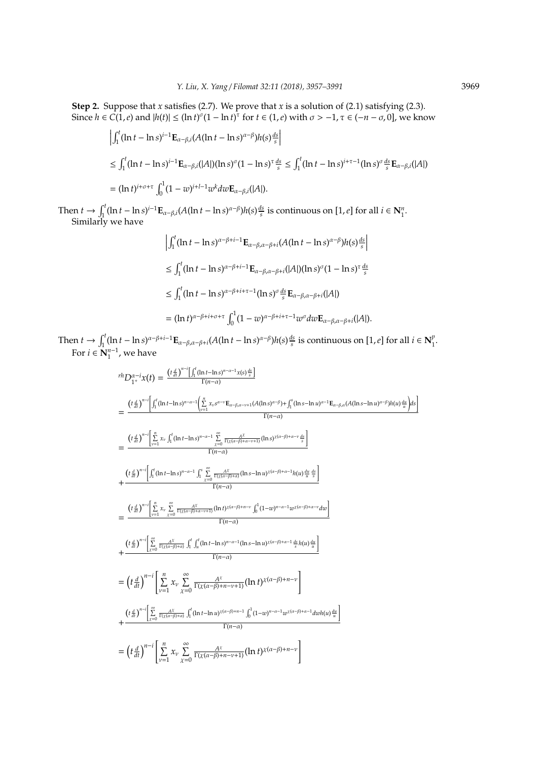**Step 2.** Suppose that $x$ satisfies (2.7). We prove that $x$ is a solution of (2.1) satisfying (2.3).

Since $h \in C(1,e)$ and $|h(t)| \leq (\ln t)^{\sigma}(1-\ln t)^{\tau}$ for $t \in (1,e)$ with $\sigma > -1, \tau \in (-n-\sigma, 0]$, we know

$$
\begin{aligned}
&\left|\int_1^t (\ln t - \ln s)^{i-1}\mathbf{E}_{\alpha-\beta,i}(A(\ln t - \ln s)^{\alpha-\beta})h(s)\frac{ds}{s}\right| \\
&\leq \int_1^t (\ln t - \ln s)^{i-1}\mathbf{E}_{\alpha-\beta,i}(|A|)(\ln s)^{\sigma}(1-\ln s)^{\tau}\frac{ds}{s} \leq \int_1^t (\ln t - \ln s)^{i+\tau-1}(\ln s)^{\sigma}\frac{ds}{s}\mathbf{E}_{\alpha-\beta,i}(|A|) \\
&= (\ln t)^{i+\sigma+\tau}\int_0^1 (1-w)^{i+l-1}w^k dw\mathbf{E}_{\alpha-\beta,i}(|A|).
\end{aligned}
$$

Then $t \to \int_1^t (\ln t - \ln s)^{i-1}\mathbf{E}_{\alpha-\beta,i}(A(\ln t - \ln s)^{\alpha-\beta})h(s)\frac{ds}{s}$ is continuous on $[1,e]$ for all $i \in \mathbf{N}_1^n$.

Similarly we have

$$
\begin{aligned}
&\left|\int_1^t (\ln t - \ln s)^{\alpha-\beta+i-1}\mathbf{E}_{\alpha-\beta,\alpha-\beta+i}(A(\ln t - \ln s)^{\alpha-\beta})h(s)\frac{ds}{s}\right| \\
&\leq \int_1^t (\ln t - \ln s)^{\alpha-\beta+i-1}\mathbf{E}_{\alpha-\beta,\alpha-\beta+i}(|A|)(\ln s)^{\sigma}(1-\ln s)^{\tau}\frac{ds}{s} \\
&\leq \int_1^t (\ln t - \ln s)^{\alpha-\beta+i+\tau-1}(\ln s)^{\sigma}\frac{ds}{s}\mathbf{E}_{\alpha-\beta,\alpha-\beta+i}(|A|) \\
&= (\ln t)^{\alpha-\beta+i+\sigma+\tau}\int_0^1 (1-w)^{\alpha-\beta+i+\tau-1}w^{\sigma}dw\mathbf{E}_{\alpha-\beta,\alpha-\beta+i}(|A|).
\end{aligned}
$$

Then $t \to \int_1^t (\ln t - \ln s)^{\alpha-\beta+i-1}\mathbf{E}_{\alpha-\beta,\alpha-\beta+i}(A(\ln t - \ln s)^{\alpha-\beta})h(s)\frac{ds}{s}$ is continuous on $[1,e]$ for all $i \in \mathbf{N}_1^p$.

For $i \in \mathbf{N}_1^{n-1}$, we have

$$
\begin{aligned}
{}^{rh}D_{1^+}^{\alpha-i}x(t) &= \frac{\left(t\frac{d}{dt}\right)^{n-i}\left[\int_1^t (\ln t - \ln s)^{n-\alpha-1}x(s)\frac{ds}{s}\right]}{\Gamma(n-\alpha)} \\
&= \frac{\left(t\frac{d}{dt}\right)^{n-i}\left[\int_1^t (\ln t - \ln s)^{n-\alpha-1}\left(\sum\limits_{\nu=1}^{n} x_{\nu}s^{\alpha-\nu}\mathbf{E}_{\alpha-\beta,\alpha-\nu+1}(A(\ln s)^{\alpha-\beta}) + \int_1^s (\ln s - \ln u)^{\alpha-1}\mathbf{E}_{\alpha-\beta,\alpha}(A(\ln s - \ln u)^{\alpha-\beta})h(u)\frac{du}{u}\right)ds\right]}{\Gamma(n-\alpha)} \\
&= \frac{\left(t\frac{d}{dt}\right)^{n-i}\left[\sum\limits_{\nu=1}^{n} x_{\nu}\int_1^t (\ln t - \ln s)^{n-\alpha-1}\sum\limits_{\chi=0}^{\infty}\frac{A^{\chi}}{\Gamma(\chi(\alpha-\beta)+\alpha-\nu+1)}(\ln s)^{\chi(\alpha-\beta)+\alpha-\nu}\frac{ds}{s}\right]}{\Gamma(n-\alpha)} \\
&+ \frac{\left(t\frac{d}{dt}\right)^{n-i}\left[\int_1^t (\ln t - \ln s)^{n-\alpha-1}\int_1^s \sum\limits_{\chi=0}^{\infty}\frac{A^{\chi}}{\Gamma(\chi(\alpha-\beta)+\alpha)}(\ln s - \ln u)^{\chi(\alpha-\beta)+\alpha-1}h(u)\frac{du}{u}\frac{ds}{s}\right]}{\Gamma(n-\alpha)} \\
&= \frac{\left(t\frac{d}{dt}\right)^{n-i}\left[\sum\limits_{\nu=1}^{n} x_{\nu}\sum\limits_{\chi=0}^{\infty}\frac{A^{\chi}}{\Gamma(\chi(\alpha-\beta)+\alpha-\nu+1)}(\ln t)^{\chi(\alpha-\beta)+n-\nu}\int_0^1 (1-w)^{n-\alpha-1}w^{\chi(\alpha-\beta)+\alpha-\nu}dw\right]}{\Gamma(n-\alpha)} \\
&+ \frac{\left(t\frac{d}{dt}\right)^{n-i}\left[\sum\limits_{\chi=0}^{\infty}\frac{A^{\chi}}{\Gamma(\chi(\alpha-\beta)+\alpha)}\int_1^t \int_u^t (\ln t - \ln s)^{n-\alpha-1}(\ln s - \ln u)^{\chi(\alpha-\beta)+\alpha-1}\frac{ds}{s}h(u)\frac{du}{u}\right]}{\Gamma(n-\alpha)} \\
&= \left(t\frac{d}{dt}\right)^{n-i}\left[\sum_{\nu=1}^{n} x_{\nu}\sum_{\chi=0}^{\infty}\frac{A^{\chi}}{\Gamma(\chi(\alpha-\beta)+n-\nu+1)}(\ln t)^{\chi(\alpha-\beta)+n-\nu}\right] \\
&+ \frac{\left(t\frac{d}{dt}\right)^{n-i}\left[\sum\limits_{\chi=0}^{\infty}\frac{A^{\chi}}{\Gamma(\chi(\alpha-\beta)+\alpha)}\int_1^t (\ln t - \ln u)^{\chi(\alpha-\beta)+n-1}\int_0^1 (1-w)^{n-\alpha-1}w^{\chi(\alpha-\beta)+\alpha-1}dwh(u)\frac{du}{u}\right]}{\Gamma(n-\alpha)} \\
&= \left(t\frac{d}{dt}\right)^{n-i}\left[\sum_{\nu=1}^{n} x_{\nu}\sum_{\chi=0}^{\infty}\frac{A^{\chi}}{\Gamma(\chi(\alpha-\beta)+n-\nu+1)}(\ln t)^{\chi(\alpha-\beta)+n-\nu}\right]
\end{aligned}
$$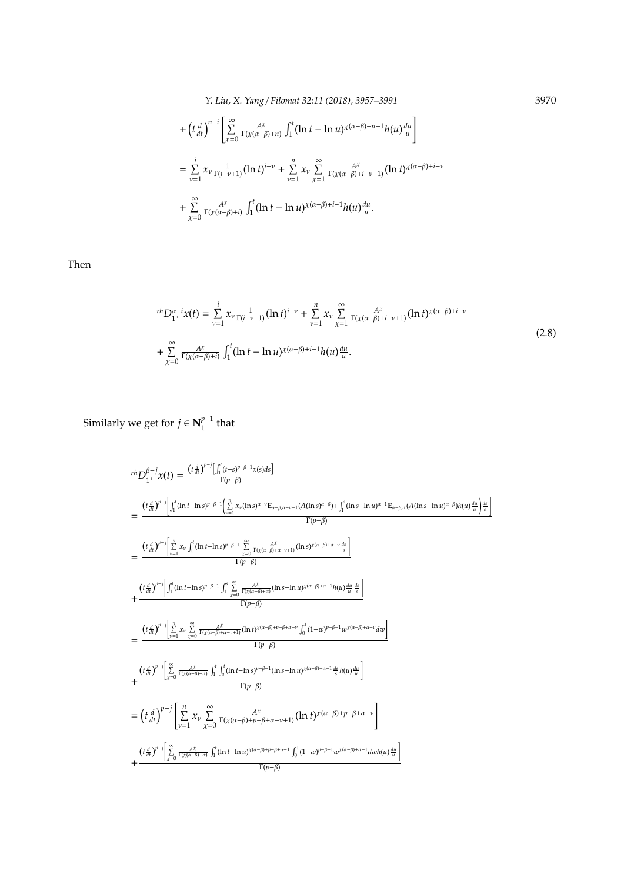$$+\left(t\frac{d}{dt}\right)^{n-i}\left[\sum_{\chi=0}^{\infty}\frac{A^{\chi}}{\Gamma(\chi(\alpha-\beta)+n)}\int_1^t(\ln t-\ln u)^{\chi(\alpha-\beta)+n-1}h(u)\frac{du}{u}\right]$$

$$=\sum_{\nu=1}^{i}x_{\nu}\frac{1}{\Gamma(i-\nu+1)}(\ln t)^{i-\nu}+\sum_{\nu=1}^{n}x_{\nu}\sum_{\chi=1}^{\infty}\frac{A^{\chi}}{\Gamma(\chi(\alpha-\beta)+i-\nu+1)}(\ln t)^{\chi(\alpha-\beta)+i-\nu}$$

$$+\sum_{\chi=0}^{\infty}\frac{A^{\chi}}{\Gamma(\chi(\alpha-\beta)+i)}\int_1^t(\ln t-\ln u)^{\chi(\alpha-\beta)+i-1}h(u)\frac{du}{u}.$$

Then

$$\begin{aligned}{}^{rh}D_{1^+}^{\alpha-i}x(t)=&\sum_{\nu=1}^{i}x_{\nu}\frac{1}{\Gamma(i-\nu+1)}(\ln t)^{i-\nu}+\sum_{\nu=1}^{n}x_{\nu}\sum_{\chi=1}^{\infty}\frac{A^{\chi}}{\Gamma(\chi(\alpha-\beta)+i-\nu+1)}(\ln t)^{\chi(\alpha-\beta)+i-\nu}\\&+\sum_{\chi=0}^{\infty}\frac{A^{\chi}}{\Gamma(\chi(\alpha-\beta)+i)}\int_1^t(\ln t-\ln u)^{\chi(\alpha-\beta)+i-1}h(u)\frac{du}{u}.\end{aligned}\tag{2.8}$$

Similarly we get for $j\in\mathbf{N}_1^{p-1}$ that

$${}^{rh}D_{1^+}^{\beta-j}x(t)=\frac{\left(t\frac{d}{dt}\right)^{p-j}\left[\int_1^t(t-s)^{p-\beta-1}x(s)ds\right]}{\Gamma(p-\beta)}$$

$$=\frac{\left(t\frac{d}{dt}\right)^{p-j}\left[\int_1^t(\ln t-\ln s)^{p-\beta-1}\left(\sum_{\nu=1}^{n}x_{\nu}(\ln s)^{\alpha-\nu}\mathbf{E}_{\alpha-\beta,\alpha-\nu+1}(A(\ln s)^{\alpha-\beta})+\int_1^s(\ln s-\ln u)^{\alpha-1}\mathbf{E}_{\alpha-\beta,\alpha}(A(\ln s-\ln u)^{\alpha-\beta})h(u)\frac{du}{u}\right)\frac{ds}{s}\right]}{\Gamma(p-\beta)}$$

$$=\frac{\left(t\frac{d}{dt}\right)^{p-j}\left[\sum_{\nu=1}^{n}x_{\nu}\int_1^t(\ln t-\ln s)^{p-\beta-1}\sum_{\chi=0}^{\infty}\frac{A^{\chi}}{\Gamma(\chi(\alpha-\beta)+\alpha-\nu+1)}(\ln s)^{\chi(\alpha-\beta)+\alpha-\nu}\frac{ds}{s}\right]}{\Gamma(p-\beta)}$$

$$+\frac{\left(t\frac{d}{dt}\right)^{p-j}\left[\int_1^t(\ln t-\ln s)^{p-\beta-1}\int_1^s\sum_{\chi=0}^{\infty}\frac{A^{\chi}}{\Gamma(\chi(\alpha-\beta)+\alpha)}(\ln s-\ln u)^{\chi(\alpha-\beta)+\alpha-1}h(u)\frac{du}{u}\frac{ds}{s}\right]}{\Gamma(p-\beta)}$$

$$=\frac{\left(t\frac{d}{dt}\right)^{p-j}\left[\sum_{\nu=1}^{n}x_{\nu}\sum_{\chi=0}^{\infty}\frac{A^{\chi}}{\Gamma(\chi(\alpha-\beta)+\alpha-\nu+1)}(\ln t)^{\chi(\alpha-\beta)+p-\beta+\alpha-\nu}\int_0^1(1-w)^{p-\beta-1}w^{\chi(\alpha-\beta)+\alpha-\nu}dw\right]}{\Gamma(p-\beta)}$$

$$+\frac{\left(t\frac{d}{dt}\right)^{p-j}\left[\sum_{\chi=0}^{\infty}\frac{A^{\chi}}{\Gamma(\chi(\alpha-\beta)+\alpha)}\int_1^t\int_u^t(\ln t-\ln s)^{p-\beta-1}(\ln s-\ln u)^{\chi(\alpha-\beta)+\alpha-1}\frac{ds}{s}h(u)\frac{du}{u}\right]}{\Gamma(p-\beta)}$$

$$=\left(t\frac{d}{dt}\right)^{p-j}\left[\sum_{\nu=1}^{n}x_{\nu}\sum_{\chi=0}^{\infty}\frac{A^{\chi}}{\Gamma(\chi(\alpha-\beta)+p-\beta+\alpha-\nu+1)}(\ln t)^{\chi(\alpha-\beta)+p-\beta+\alpha-\nu}\right]$$

$$+\frac{\left(t\frac{d}{dt}\right)^{p-j}\left[\sum_{\chi=0}^{\infty}\frac{A^{\chi}}{\Gamma(\chi(\alpha-\beta)+\alpha)}\int_1^t(\ln t-\ln u)^{\chi(\alpha-\beta)+p-\beta+\alpha-1}\int_0^1(1-w)^{p-\beta-1}w^{\chi(\alpha-\beta)+\alpha-1}dw\,h(u)\frac{du}{u}\right]}{\Gamma(p-\beta)}$$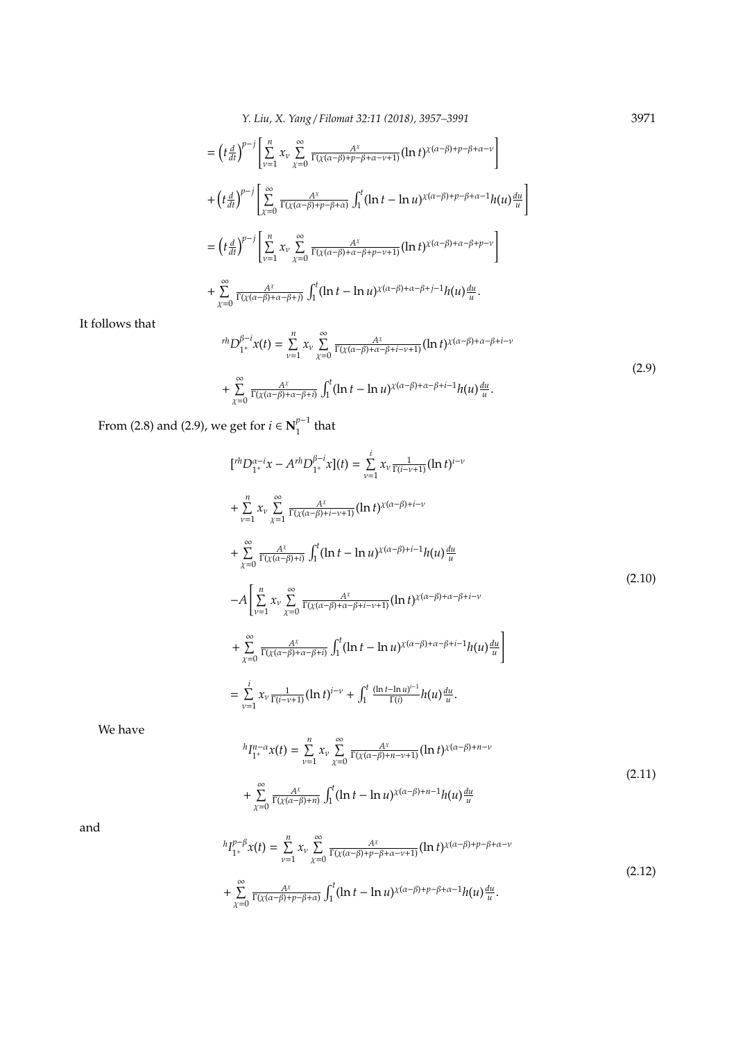$$= \left(t\frac{d}{dt}\right)^{p-j}\left[\sum_{\nu=1}^{n} x_\nu \sum_{\chi=0}^{\infty} \frac{A^\chi}{\Gamma(\chi(\alpha-\beta)+p-\beta+\alpha-\nu+1)}(\ln t)^{\chi(\alpha-\beta)+p-\beta+\alpha-\nu}\right]$$

$$+\left(t\frac{d}{dt}\right)^{p-j}\left[\sum_{\chi=0}^{\infty} \frac{A^\chi}{\Gamma(\chi(\alpha-\beta)+p-\beta+\alpha)}\int_1^t (\ln t-\ln u)^{\chi(\alpha-\beta)+p-\beta+\alpha-1}h(u)\frac{du}{u}\right]$$

$$= \left(t\frac{d}{dt}\right)^{p-j}\left[\sum_{\nu=1}^{n} x_\nu \sum_{\chi=0}^{\infty} \frac{A^\chi}{\Gamma(\chi(\alpha-\beta)+\alpha-\beta+p-\nu+1)}(\ln t)^{\chi(\alpha-\beta)+\alpha-\beta+p-\nu}\right]$$

$$+\sum_{\chi=0}^{\infty} \frac{A^\chi}{\Gamma(\chi(\alpha-\beta)+\alpha-\beta+j)}\int_1^t (\ln t-\ln u)^{\chi(\alpha-\beta)+\alpha-\beta+j-1}h(u)\frac{du}{u}.$$

It follows that

$$\begin{aligned}
{}^{rh}D_{1^+}^{\beta-i}x(t) &= \sum_{\nu=1}^{n} x_\nu \sum_{\chi=0}^{\infty} \frac{A^\chi}{\Gamma(\chi(\alpha-\beta)+\alpha-\beta+i-\nu+1)}(\ln t)^{\chi(\alpha-\beta)+\alpha-\beta+i-\nu} \\
&+\sum_{\chi=0}^{\infty} \frac{A^\chi}{\Gamma(\chi(\alpha-\beta)+\alpha-\beta+i)}\int_1^t (\ln t-\ln u)^{\chi(\alpha-\beta)+\alpha-\beta+i-1}h(u)\frac{du}{u}.
\end{aligned} \tag{2.9}$$

From (2.8) and (2.9), we get for $i \in \mathbf{N}_1^{p-1}$ that

$$\begin{aligned}
[{}^{rh}D_{1^+}^{\alpha-i}x - A\,{}^{rh}D_{1^+}^{\beta-i}x](t) &= \sum_{\nu=1}^{i} x_\nu \frac{1}{\Gamma(i-\nu+1)}(\ln t)^{i-\nu} \\
&+\sum_{\nu=1}^{n} x_\nu \sum_{\chi=1}^{\infty} \frac{A^\chi}{\Gamma(\chi(\alpha-\beta)+i-\nu+1)}(\ln t)^{\chi(\alpha-\beta)+i-\nu} \\
&+\sum_{\chi=0}^{\infty} \frac{A^\chi}{\Gamma(\chi(\alpha-\beta)+i)}\int_1^t (\ln t-\ln u)^{\chi(\alpha-\beta)+i-1}h(u)\frac{du}{u} \\
&-A\left[\sum_{\nu=1}^{n} x_\nu \sum_{\chi=0}^{\infty} \frac{A^\chi}{\Gamma(\chi(\alpha-\beta)+\alpha-\beta+i-\nu+1)}(\ln t)^{\chi(\alpha-\beta)+\alpha-\beta+i-\nu}\right. \\
&\left.+\sum_{\chi=0}^{\infty} \frac{A^\chi}{\Gamma(\chi(\alpha-\beta)+\alpha-\beta+i)}\int_1^t (\ln t-\ln u)^{\chi(\alpha-\beta)+\alpha-\beta+i-1}h(u)\frac{du}{u}\right] \\
&= \sum_{\nu=1}^{i} x_\nu \frac{1}{\Gamma(i-\nu+1)}(\ln t)^{i-\nu} + \int_1^t \frac{(\ln t-\ln u)^{i-1}}{\Gamma(i)}h(u)\frac{du}{u}.
\end{aligned} \tag{2.10}$$

We have

$$\begin{aligned}
{}^{h}I_{1^+}^{n-\alpha}x(t) &= \sum_{\nu=1}^{n} x_\nu \sum_{\chi=0}^{\infty} \frac{A^\chi}{\Gamma(\chi(\alpha-\beta)+n-\nu+1)}(\ln t)^{\chi(\alpha-\beta)+n-\nu} \\
&+\sum_{\chi=0}^{\infty} \frac{A^\chi}{\Gamma(\chi(\alpha-\beta)+n)}\int_1^t (\ln t-\ln u)^{\chi(\alpha-\beta)+n-1}h(u)\frac{du}{u}
\end{aligned} \tag{2.11}$$

and

$$\begin{aligned}
{}^{h}I_{1^+}^{p-\beta}x(t) &= \sum_{\nu=1}^{n} x_\nu \sum_{\chi=0}^{\infty} \frac{A^\chi}{\Gamma(\chi(\alpha-\beta)+p-\beta+\alpha-\nu+1)}(\ln t)^{\chi(\alpha-\beta)+p-\beta+\alpha-\nu} \\
&+\sum_{\chi=0}^{\infty} \frac{A^\chi}{\Gamma(\chi(\alpha-\beta)+p-\beta+\alpha)}\int_1^t (\ln t-\ln u)^{\chi(\alpha-\beta)+p-\beta+\alpha-1}h(u)\frac{du}{u}.
\end{aligned} \tag{2.12}$$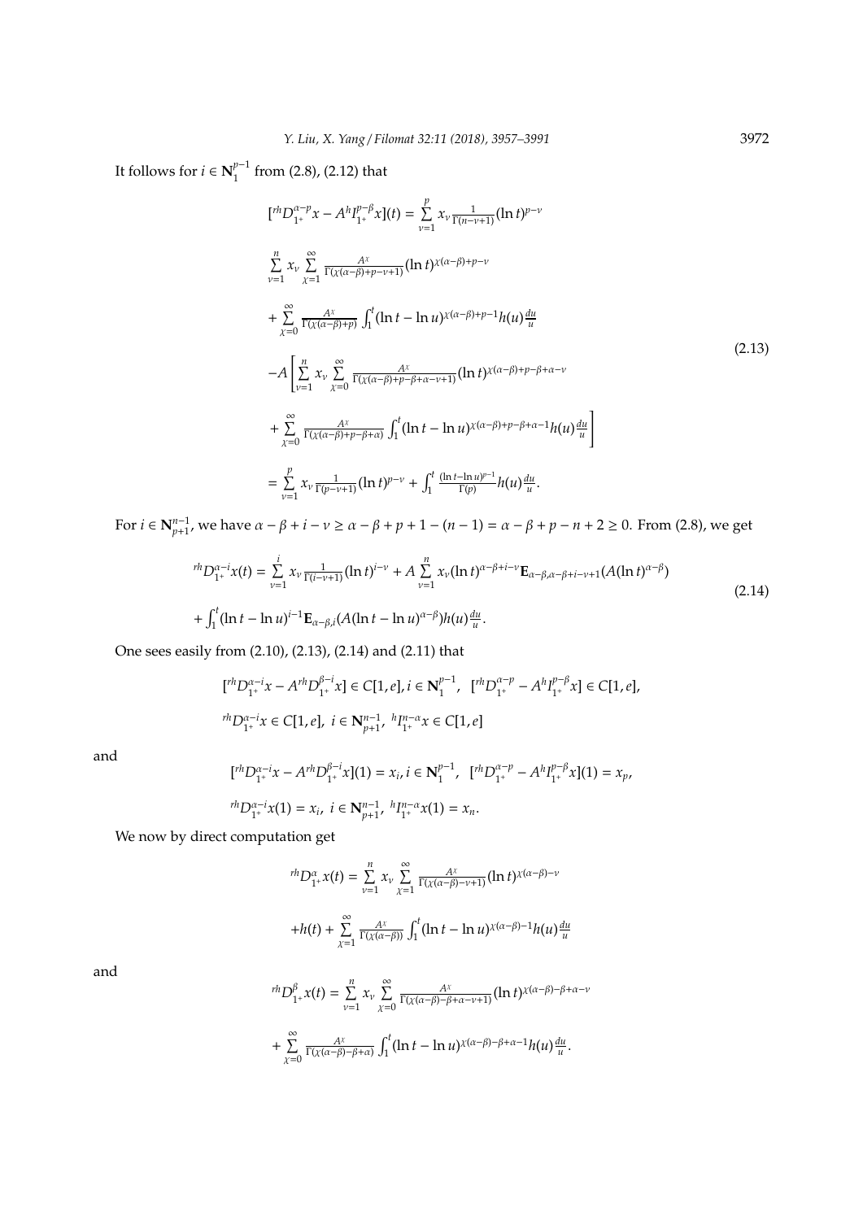It follows for $i \in \mathbf{N}_1^{p-1}$ from (2.8), (2.12) that

$$
\begin{aligned}
&[{}^{rh}D_{1^+}^{\alpha-p}x - A\,{}^{h}I_{1^+}^{p-\beta}x](t) = \sum_{\nu=1}^{p} x_\nu \tfrac{1}{\Gamma(n-\nu+1)}(\ln t)^{p-\nu} \\
&\sum_{\nu=1}^{n} x_\nu \sum_{\chi=1}^{\infty} \tfrac{A^\chi}{\Gamma(\chi(\alpha-\beta)+p-\nu+1)}(\ln t)^{\chi(\alpha-\beta)+p-\nu} \\
&+\sum_{\chi=0}^{\infty} \tfrac{A^\chi}{\Gamma(\chi(\alpha-\beta)+p)} \int_1^t (\ln t-\ln u)^{\chi(\alpha-\beta)+p-1}h(u)\tfrac{du}{u} \\
&-A\left[\sum_{\nu=1}^{n} x_\nu \sum_{\chi=0}^{\infty} \tfrac{A^\chi}{\Gamma(\chi(\alpha-\beta)+p-\beta+\alpha-\nu+1)}(\ln t)^{\chi(\alpha-\beta)+p-\beta+\alpha-\nu}\right. \\
&\left.+\sum_{\chi=0}^{\infty} \tfrac{A^\chi}{\Gamma(\chi(\alpha-\beta)+p-\beta+\alpha)} \int_1^t (\ln t-\ln u)^{\chi(\alpha-\beta)+p-\beta+\alpha-1}h(u)\tfrac{du}{u}\right] \\
&= \sum_{\nu=1}^{p} x_\nu \tfrac{1}{\Gamma(p-\nu+1)}(\ln t)^{p-\nu} + \int_1^t \tfrac{(\ln t-\ln u)^{p-1}}{\Gamma(p)}h(u)\tfrac{du}{u}.
\end{aligned}
\tag{2.13}
$$

For $i \in \mathbf{N}_{p+1}^{n-1}$, we have $\alpha-\beta+i-\nu \geq \alpha-\beta+p+1-(n-1) = \alpha-\beta+p-n+2 \geq 0$. From (2.8), we get

$$
\begin{aligned}
{}^{rh}D_{1^+}^{\alpha-i}x(t) &= \sum_{\nu=1}^{i} x_\nu \tfrac{1}{\Gamma(i-\nu+1)}(\ln t)^{i-\nu} + A\sum_{\nu=1}^{n} x_\nu (\ln t)^{\alpha-\beta+i-\nu}\mathbf{E}_{\alpha-\beta,\alpha-\beta+i-\nu+1}(A(\ln t)^{\alpha-\beta}) \\
&+\int_1^t (\ln t-\ln u)^{i-1}\mathbf{E}_{\alpha-\beta,i}(A(\ln t-\ln u)^{\alpha-\beta})h(u)\tfrac{du}{u}.
\end{aligned}
\tag{2.14}
$$

One sees easily from (2.10), (2.13), (2.14) and (2.11) that

$$
\begin{aligned}
&[{}^{rh}D_{1^+}^{\alpha-i}x - A\,{}^{rh}D_{1^+}^{\beta-i}x] \in C[1,e], i \in \mathbf{N}_1^{p-1},\ \ [{}^{rh}D_{1^+}^{\alpha-p} - A\,{}^{h}I_{1^+}^{p-\beta}x] \in C[1,e], \\
&{}^{rh}D_{1^+}^{\alpha-i}x \in C[1,e],\ i \in \mathbf{N}_{p+1}^{n-1},\ {}^{h}I_{1^+}^{n-\alpha}x \in C[1,e]
\end{aligned}
$$

and

$$
\begin{aligned}
&[{}^{rh}D_{1^+}^{\alpha-i}x - A\,{}^{rh}D_{1^+}^{\beta-i}x](1) = x_i, i \in \mathbf{N}_1^{p-1},\ \ [{}^{rh}D_{1^+}^{\alpha-p} - A\,{}^{h}I_{1^+}^{p-\beta}x](1) = x_p, \\
&{}^{rh}D_{1^+}^{\alpha-i}x(1) = x_i,\ i \in \mathbf{N}_{p+1}^{n-1},\ {}^{h}I_{1^+}^{n-\alpha}x(1) = x_n.
\end{aligned}
$$

We now by direct computation get

$$
\begin{aligned}
{}^{rh}D_{1^+}^{\alpha}x(t) &= \sum_{\nu=1}^{n} x_\nu \sum_{\chi=1}^{\infty} \tfrac{A^\chi}{\Gamma(\chi(\alpha-\beta)-\nu+1)}(\ln t)^{\chi(\alpha-\beta)-\nu} \\
&+h(t) + \sum_{\chi=1}^{\infty} \tfrac{A^\chi}{\Gamma(\chi(\alpha-\beta))}\int_1^t (\ln t-\ln u)^{\chi(\alpha-\beta)-1}h(u)\tfrac{du}{u}
\end{aligned}
$$

and

$$
\begin{aligned}
{}^{rh}D_{1^+}^{\beta}x(t) &= \sum_{\nu=1}^{n} x_\nu \sum_{\chi=0}^{\infty} \tfrac{A^\chi}{\Gamma(\chi(\alpha-\beta)-\beta+\alpha-\nu+1)}(\ln t)^{\chi(\alpha-\beta)-\beta+\alpha-\nu} \\
&+\sum_{\chi=0}^{\infty} \tfrac{A^\chi}{\Gamma(\chi(\alpha-\beta)-\beta+\alpha)}\int_1^t (\ln t-\ln u)^{\chi(\alpha-\beta)-\beta+\alpha-1}h(u)\tfrac{du}{u}.
\end{aligned}
$$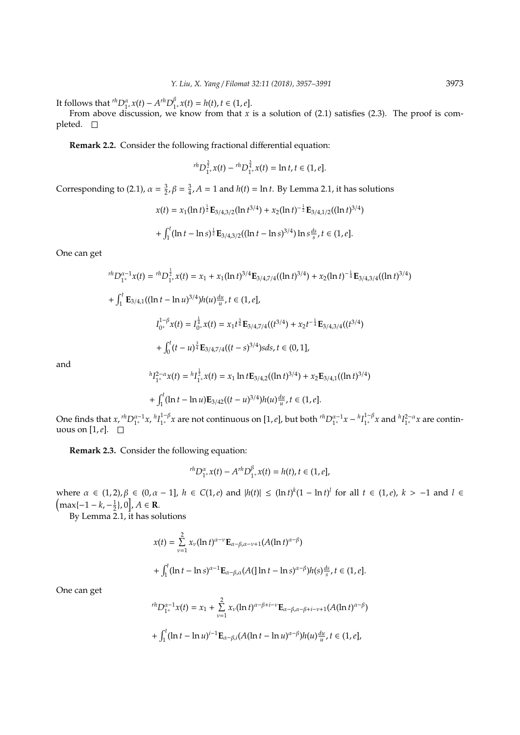It follows that ${}^{rh}D_{1^+}^{\alpha}x(t) - A^{rh}D_{1^+}^{\beta}x(t) = h(t), t \in (1, e]$.

From above discussion, we know from that $x$ is a solution of (2.1) satisfies (2.3). The proof is completed. $\square$

**Remark 2.2.** Consider the following fractional differential equation:

$$
{}^{rh}D_{1^+}^{\frac{3}{2}}x(t) - {}^{rh}D_{1^+}^{\frac{3}{4}}x(t) = \ln t, t \in (1, e].
$$

Corresponding to (2.1), $\alpha = \frac{3}{2}, \beta = \frac{3}{4}, A = 1$ and $h(t) = \ln t$. By Lemma 2.1, it has solutions

$$
x(t) = x_1(\ln t)^{\frac{1}{2}}\mathbf{E}_{3/4,3/2}(\ln t^{3/4}) + x_2(\ln t)^{-\frac{1}{2}}\mathbf{E}_{3/4,1/2}((\ln t)^{3/4})
$$

$$
+ \int_1^t (\ln t - \ln s)^{\frac{1}{2}}\mathbf{E}_{3/4,3/2}((\ln t - \ln s)^{3/4}) \ln s \frac{ds}{s}, t \in (1, e].
$$

One can get

$$
{}^{rh}D_{1^+}^{\alpha-1}x(t) = {}^{rh}D_{1^+}^{\frac{1}{2}}x(t) = x_1 + x_1(\ln t)^{3/4}\mathbf{E}_{3/4,7/4}((\ln t)^{3/4}) + x_2(\ln t)^{-\frac{1}{4}}\mathbf{E}_{3/4,3/4}((\ln t)^{3/4})
$$

$$
+ \int_1^t \mathbf{E}_{3/4,1}((\ln t - \ln u)^{3/4})h(u)\frac{du}{u}, t \in (1, e],
$$

$$
I_{0^+}^{1-\beta}x(t) = I_{0^+}^{\frac{1}{4}}x(t) = x_1 t^{\frac{3}{4}}\mathbf{E}_{3/4,7/4}((t^{3/4}) + x_2 t^{-\frac{1}{4}}\mathbf{E}_{3/4,3/4}((t^{3/4})
$$

$$
+ \int_0^t (t-u)^{\frac{3}{4}}\mathbf{E}_{3/4,7/4}((t-s)^{3/4})s ds, t \in (0, 1],
$$

and

$$
{}^{h}I_{1^+}^{2-\alpha}x(t) = {}^{h}I_{1^+}^{\frac{1}{2}}x(t) = x_1 \ln t\mathbf{E}_{3/4,2}((\ln t)^{3/4}) + x_2\mathbf{E}_{3/4,1}((\ln t)^{3/4})
$$

$$
+ \int_1^t (\ln t - \ln u)\mathbf{E}_{3/42}((t-u)^{3/4})h(u)\frac{du}{u}, t \in (1, e].
$$

One finds that $x$, ${}^{rh}D_{1^+}^{\alpha-1}x$, ${}^{h}I_{1^+}^{1-\beta}x$ are not continuous on $[1, e]$, but both ${}^{rh}D_{1^+}^{\alpha-1}x - {}^{h}I_{1^+}^{1-\beta}x$ and ${}^{h}I_{1^+}^{2-\alpha}x$ are continuous on $[1, e]$. $\square$

**Remark 2.3.** Consider the following equation:

$$
{}^{rh}D_{1^+}^{\alpha}x(t) - A^{rh}D_{1^+}^{\beta}x(t) = h(t), t \in (1, e],
$$

where $\alpha \in (1, 2), \beta \in (0, \alpha - 1]$, $h \in C(1, e)$ and $|h(t)| \le (\ln t)^k(1 - \ln t)^l$ for all $t \in (1, e)$, $k > -1$ and $l \in \left(\max\{-1-k, -\frac{1}{2}\}, 0\right]$, $A \in \mathbf{R}$.

By Lemma 2.1, it has solutions

$$
x(t) = \sum_{\nu=1}^{2} x_\nu(\ln t)^{\alpha-\nu}\mathbf{E}_{\alpha-\beta,\alpha-\nu+1}(A(\ln t)^{\alpha-\beta})
$$

$$
+ \int_1^t (\ln t - \ln s)^{\alpha-1}\mathbf{E}_{\alpha-\beta,\alpha}(A([\ln t - \ln s)^{\alpha-\beta})h(s)\frac{ds}{s}, t \in (1, e].
$$

One can get

$$
{}^{rh}D_{1^+}^{\alpha-1}x(t) = x_1 + \sum_{\nu=1}^{2} x_\nu(\ln t)^{\alpha-\beta+i-\nu}\mathbf{E}_{\alpha-\beta,\alpha-\beta+i-\nu+1}(A(\ln t)^{\alpha-\beta})
$$

$$
+ \int_1^t (\ln t - \ln u)^{i-1}\mathbf{E}_{\alpha-\beta,i}(A(\ln t - \ln u)^{\alpha-\beta})h(u)\frac{du}{u}, t \in (1, e],
$$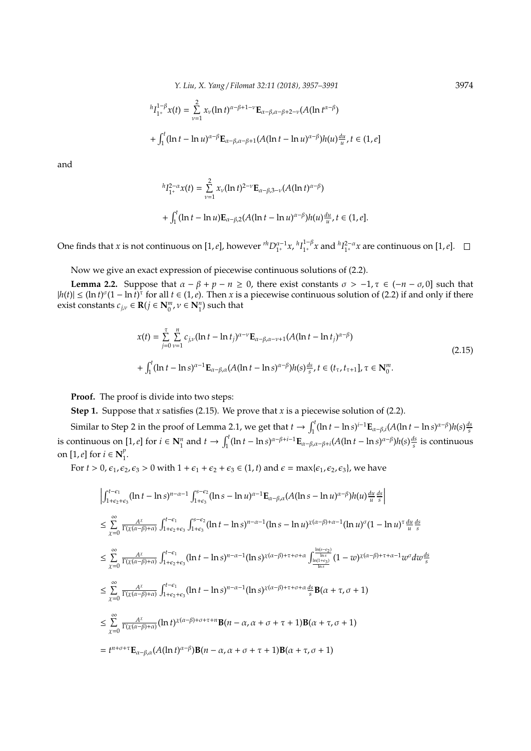$$ {}^{h}I_{1^+}^{1-\beta}x(t) = \sum_{\nu=1}^{2} x_\nu (\ln t)^{\alpha-\beta+1-\nu}\mathbf{E}_{\alpha-\beta,\alpha-\beta+2-\nu}(A(\ln t^{\alpha-\beta}) $$

$$ + \int_1^t (\ln t - \ln u)^{\alpha-\beta}\mathbf{E}_{\alpha-\beta,\alpha-\beta+1}(A(\ln t-\ln u)^{\alpha-\beta})h(u)\frac{du}{u}, t \in (1,e] $$

and

$$ {}^{h}I_{1^+}^{2-\alpha}x(t) = \sum_{\nu=1}^{2} x_\nu (\ln t)^{2-\nu}\mathbf{E}_{\alpha-\beta,3-\nu}(A(\ln t)^{\alpha-\beta}) $$

$$ + \int_1^t (\ln t - \ln u)\mathbf{E}_{\alpha-\beta,2}(A(\ln t-\ln u)^{\alpha-\beta})h(u)\frac{du}{u}, t \in (1,e]. $$

One finds that $x$ is not continuous on $[1,e]$, however ${}^{rh}D_{1^+}^{\alpha-1}x$, ${}^{h}I_{1^+}^{1-\beta}x$ and ${}^{h}I_{1^+}^{2-\alpha}x$ are continuous on $[1,e]$. □

Now we give an exact expression of piecewise continuous solutions of (2.2).

**Lemma 2.2.** Suppose that $\alpha-\beta+p-n \geq 0$, there exist constants $\sigma > -1, \tau \in (-n-\sigma, 0]$ such that $|h(t)| \leq (\ln t)^\sigma(1-\ln t)^\tau$ for all $t \in (1,e)$. Then $x$ is a piecewise continuous solution of (2.2) if and only if there exist constants $c_{j,\nu} \in \mathbf{R}(j \in \mathbf{N}_0^m, \nu \in \mathbf{N}_1^n)$ such that

$$ x(t) = \sum_{j=0}^{\tau}\sum_{\nu=1}^{n} c_{j,\nu}(\ln t - \ln t_j)^{\alpha-\nu}\mathbf{E}_{\alpha-\beta,\alpha-\nu+1}(A(\ln t-\ln t_j)^{\alpha-\beta}) $$
$$ + \int_1^t (\ln t-\ln s)^{\alpha-1}\mathbf{E}_{\alpha-\beta,\alpha}(A(\ln t-\ln s)^{\alpha-\beta})h(s)\frac{ds}{s}, t \in (t_\tau, t_{\tau+1}], \tau \in \mathbf{N}_0^m. \tag{2.15} $$

**Proof.** The proof is divide into two steps:

**Step 1.** Suppose that $x$ satisfies (2.15). We prove that $x$ is a piecewise solution of (2.2).

Similar to Step 2 in the proof of Lemma 2.1, we get that $t \to \int_1^t (\ln t-\ln s)^{i-1}\mathbf{E}_{\alpha-\beta,i}(A(\ln t-\ln s)^{\alpha-\beta})h(s)\frac{ds}{s}$ is continuous on $[1,e]$ for $i \in \mathbf{N}_1^n$ and $t \to \int_1^t (\ln t-\ln s)^{\alpha-\beta+i-1}\mathbf{E}_{\alpha-\beta,\alpha-\beta+i}(A(\ln t-\ln s)^{\alpha-\beta})h(s)\frac{ds}{s}$ is continuous on $[1,e]$ for $i \in \mathbf{N}_1^p$.

For $t > 0, \epsilon_1, \epsilon_2, \epsilon_3 > 0$ with $1+\epsilon_1+\epsilon_2+\epsilon_3 \in (1,t)$ and $\epsilon = \max\{\epsilon_1,\epsilon_2,\epsilon_3\}$, we have

$$ \left|\int_{1+\epsilon_2+\epsilon_3}^{t-\epsilon_1}(\ln t-\ln s)^{n-\alpha-1}\int_{1+\epsilon_3}^{s-\epsilon_2}(\ln s-\ln u)^{\alpha-1}\mathbf{E}_{\alpha-\beta,\alpha}(A(\ln s-\ln u)^{\alpha-\beta})h(u)\frac{du}{u}\frac{ds}{s}\right| $$

$$ \leq \sum_{\chi=0}^{\infty}\frac{A^\chi}{\Gamma(\chi(\alpha-\beta)+\alpha)}\int_{1+\epsilon_2+\epsilon_3}^{t-\epsilon_1}\int_{1+\epsilon_3}^{s-\epsilon_2}(\ln t-\ln s)^{n-\alpha-1}(\ln s-\ln u)^{\chi(\alpha-\beta)+\alpha-1}(\ln u)^\sigma(1-\ln u)^\tau\frac{du}{u}\frac{ds}{s} $$

$$ \leq \sum_{\chi=0}^{\infty}\frac{A^\chi}{\Gamma(\chi(\alpha-\beta)+\alpha)}\int_{1+\epsilon_2+\epsilon_3}^{t-\epsilon_1}(\ln t-\ln s)^{n-\alpha-1}(\ln s)^{\chi(\alpha-\beta)+\tau+\sigma+\alpha}\int_{\frac{\ln(1+\epsilon_3)}{\ln s}}^{\frac{\ln(s-\epsilon_2)}{\ln s}}(1-w)^{\chi(\alpha-\beta)+\tau+\alpha-1}w^\sigma dw\frac{ds}{s} $$

$$ \leq \sum_{\chi=0}^{\infty}\frac{A^\chi}{\Gamma(\chi(\alpha-\beta)+\alpha)}\int_{1+\epsilon_2+\epsilon_3}^{t-\epsilon_1}(\ln t-\ln s)^{n-\alpha-1}(\ln s)^{\chi(\alpha-\beta)+\tau+\sigma+\alpha}\frac{ds}{s}\mathbf{B}(\alpha+\tau,\sigma+1) $$

$$ \leq \sum_{\chi=0}^{\infty}\frac{A^\chi}{\Gamma(\chi(\alpha-\beta)+\alpha)}(\ln t)^{\chi(\alpha-\beta)+\sigma+\tau+n}\mathbf{B}(n-\alpha,\alpha+\sigma+\tau+1)\mathbf{B}(\alpha+\tau,\sigma+1) $$

$$ = t^{n+\sigma+\tau}\mathbf{E}_{\alpha-\beta,\alpha}(A(\ln t)^{\alpha-\beta})\mathbf{B}(n-\alpha,\alpha+\sigma+\tau+1)\mathbf{B}(\alpha+\tau,\sigma+1) $$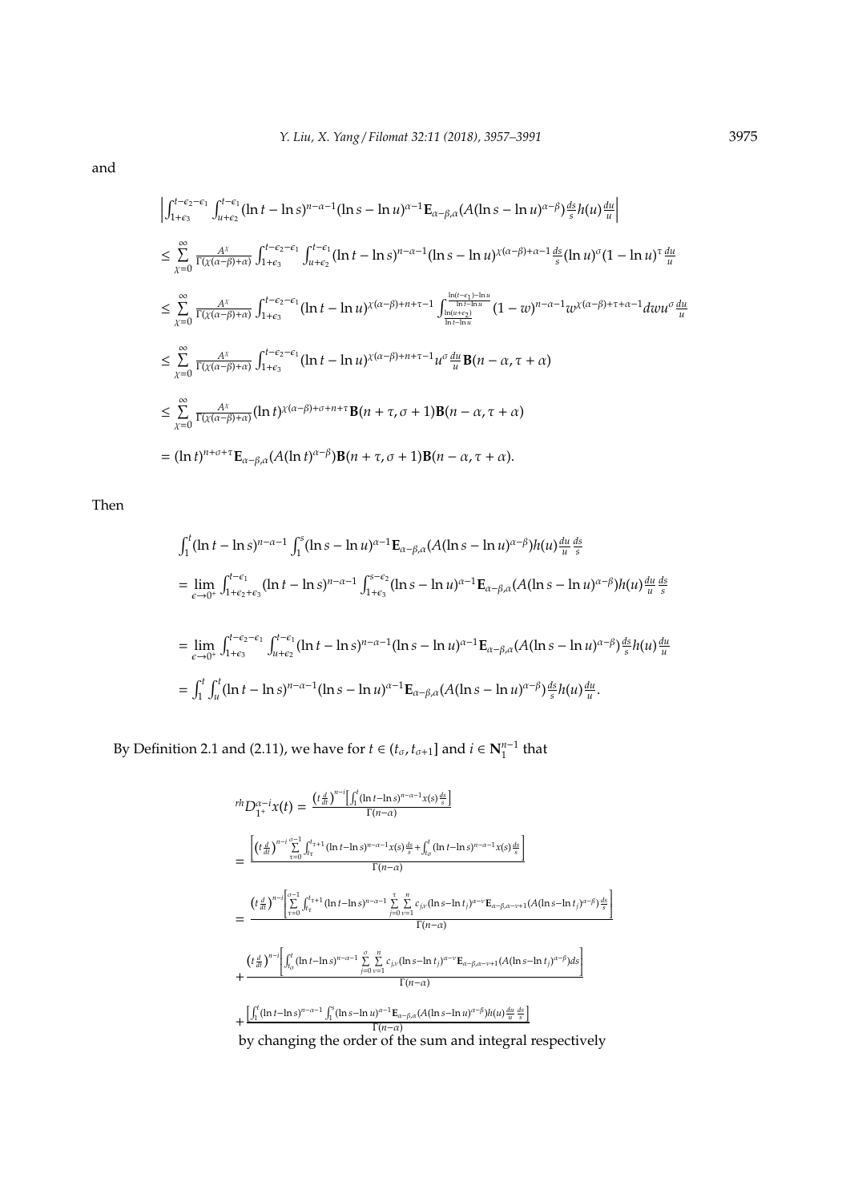and

$$
\begin{aligned}
&\left|\int_{1+\epsilon_3}^{t-\epsilon_2-\epsilon_1}\int_{u+\epsilon_2}^{t-\epsilon_1}(\ln t-\ln s)^{n-\alpha-1}(\ln s-\ln u)^{\alpha-1}\mathbf{E}_{\alpha-\beta,\alpha}(A(\ln s-\ln u)^{\alpha-\beta})\frac{ds}{s}h(u)\frac{du}{u}\right|\\
&\leq \sum_{\chi=0}^{\infty}\frac{A^{\chi}}{\Gamma(\chi(\alpha-\beta)+\alpha)}\int_{1+\epsilon_3}^{t-\epsilon_2-\epsilon_1}\int_{u+\epsilon_2}^{t-\epsilon_1}(\ln t-\ln s)^{n-\alpha-1}(\ln s-\ln u)^{\chi(\alpha-\beta)+\alpha-1}\frac{ds}{s}(\ln u)^{\sigma}(1-\ln u)^{\tau}\frac{du}{u}\\
&\leq \sum_{\chi=0}^{\infty}\frac{A^{\chi}}{\Gamma(\chi(\alpha-\beta)+\alpha)}\int_{1+\epsilon_3}^{t-\epsilon_2-\epsilon_1}(\ln t-\ln u)^{\chi(\alpha-\beta)+n+\tau-1}\int_{\frac{\ln(u+\epsilon_2)}{\ln t-\ln u}}^{\frac{\ln(t-\epsilon_1)-\ln u}{\ln t-\ln u}}(1-w)^{n-\alpha-1}w^{\chi(\alpha-\beta)+\tau+\alpha-1}dwu^{\sigma}\frac{du}{u}\\
&\leq \sum_{\chi=0}^{\infty}\frac{A^{\chi}}{\Gamma(\chi(\alpha-\beta)+\alpha)}\int_{1+\epsilon_3}^{t-\epsilon_2-\epsilon_1}(\ln t-\ln u)^{\chi(\alpha-\beta)+n+\tau-1}u^{\sigma}\frac{du}{u}\mathbf{B}(n-\alpha,\tau+\alpha)\\
&\leq \sum_{\chi=0}^{\infty}\frac{A^{\chi}}{\Gamma(\chi(\alpha-\beta)+\alpha)}(\ln t)^{\chi(\alpha-\beta)+\sigma+n+\tau}\mathbf{B}(n+\tau,\sigma+1)\mathbf{B}(n-\alpha,\tau+\alpha)\\
&=(\ln t)^{n+\sigma+\tau}\mathbf{E}_{\alpha-\beta,\alpha}(A(\ln t)^{\alpha-\beta})\mathbf{B}(n+\tau,\sigma+1)\mathbf{B}(n-\alpha,\tau+\alpha).
\end{aligned}
$$

Then

$$
\begin{aligned}
&\int_1^t(\ln t-\ln s)^{n-\alpha-1}\int_1^s(\ln s-\ln u)^{\alpha-1}\mathbf{E}_{\alpha-\beta,\alpha}(A(\ln s-\ln u)^{\alpha-\beta})h(u)\frac{du}{u}\frac{ds}{s}\\
&=\lim_{\epsilon\to 0^+}\int_{1+\epsilon_2+\epsilon_3}^{t-\epsilon_1}(\ln t-\ln s)^{n-\alpha-1}\int_{1+\epsilon_3}^{s-\epsilon_2}(\ln s-\ln u)^{\alpha-1}\mathbf{E}_{\alpha-\beta,\alpha}(A(\ln s-\ln u)^{\alpha-\beta})h(u)\frac{du}{u}\frac{ds}{s}\\
&=\lim_{\epsilon\to 0^+}\int_{1+\epsilon_3}^{t-\epsilon_2-\epsilon_1}\int_{u+\epsilon_2}^{t-\epsilon_1}(\ln t-\ln s)^{n-\alpha-1}(\ln s-\ln u)^{\alpha-1}\mathbf{E}_{\alpha-\beta,\alpha}(A(\ln s-\ln u)^{\alpha-\beta})\frac{ds}{s}h(u)\frac{du}{u}\\
&=\int_1^t\int_u^t(\ln t-\ln s)^{n-\alpha-1}(\ln s-\ln u)^{\alpha-1}\mathbf{E}_{\alpha-\beta,\alpha}(A(\ln s-\ln u)^{\alpha-\beta})\frac{ds}{s}h(u)\frac{du}{u}.
\end{aligned}
$$

By Definition 2.1 and (2.11), we have for $t\in(t_\sigma,t_{\sigma+1}]$ and $i\in\mathbf{N}_1^{n-1}$ that

$$
\begin{aligned}
{}^{rh}D_{1^+}^{\alpha-i}x(t)&=\frac{\left(t\frac{d}{dt}\right)^{n-i}\left[\int_1^t(\ln t-\ln s)^{n-\alpha-1}x(s)\frac{ds}{s}\right]}{\Gamma(n-\alpha)}\\
&=\frac{\left[\left(t\frac{d}{dt}\right)^{n-i}\sum\limits_{\tau=0}^{\sigma-1}\int_{t_\tau}^{t_{\tau+1}}(\ln t-\ln s)^{n-\alpha-1}x(s)\frac{ds}{s}+\int_{t_\sigma}^{t}(\ln t-\ln s)^{n-\alpha-1}x(s)\frac{ds}{s}\right]}{\Gamma(n-\alpha)}\\
&=\frac{\left(t\frac{d}{dt}\right)^{n-i}\left[\sum\limits_{\tau=0}^{\sigma-1}\int_{t_\tau}^{t_{\tau+1}}(\ln t-\ln s)^{n-\alpha-1}\sum\limits_{j=0}^{\tau}\sum\limits_{v=1}^{n}c_{j,v}(\ln s-\ln t_j)^{\alpha-v}\mathbf{E}_{\alpha-\beta,\alpha-v+1}(A(\ln s-\ln t_j)^{\alpha-\beta})\frac{ds}{s}\right]}{\Gamma(n-\alpha)}\\
&+\frac{\left(t\frac{d}{dt}\right)^{n-i}\left[\int_{t_\sigma}^{t}(\ln t-\ln s)^{n-\alpha-1}\sum\limits_{j=0}^{\sigma}\sum\limits_{v=1}^{n}c_{j,v}(\ln s-\ln t_j)^{\alpha-v}\mathbf{E}_{\alpha-\beta,\alpha-v+1}(A(\ln s-\ln t_j)^{\alpha-\beta})ds\right]}{\Gamma(n-\alpha)}\\
&+\frac{\left[\int_1^t(\ln t-\ln s)^{n-\alpha-1}\int_1^s(\ln s-\ln u)^{\alpha-1}\mathbf{E}_{\alpha-\beta,\alpha}(A(\ln s-\ln u)^{\alpha-\beta})h(u)\frac{du}{u}\frac{ds}{s}\right]}{\Gamma(n-\alpha)}
\end{aligned}
$$

by changing the order of the sum and integral respectively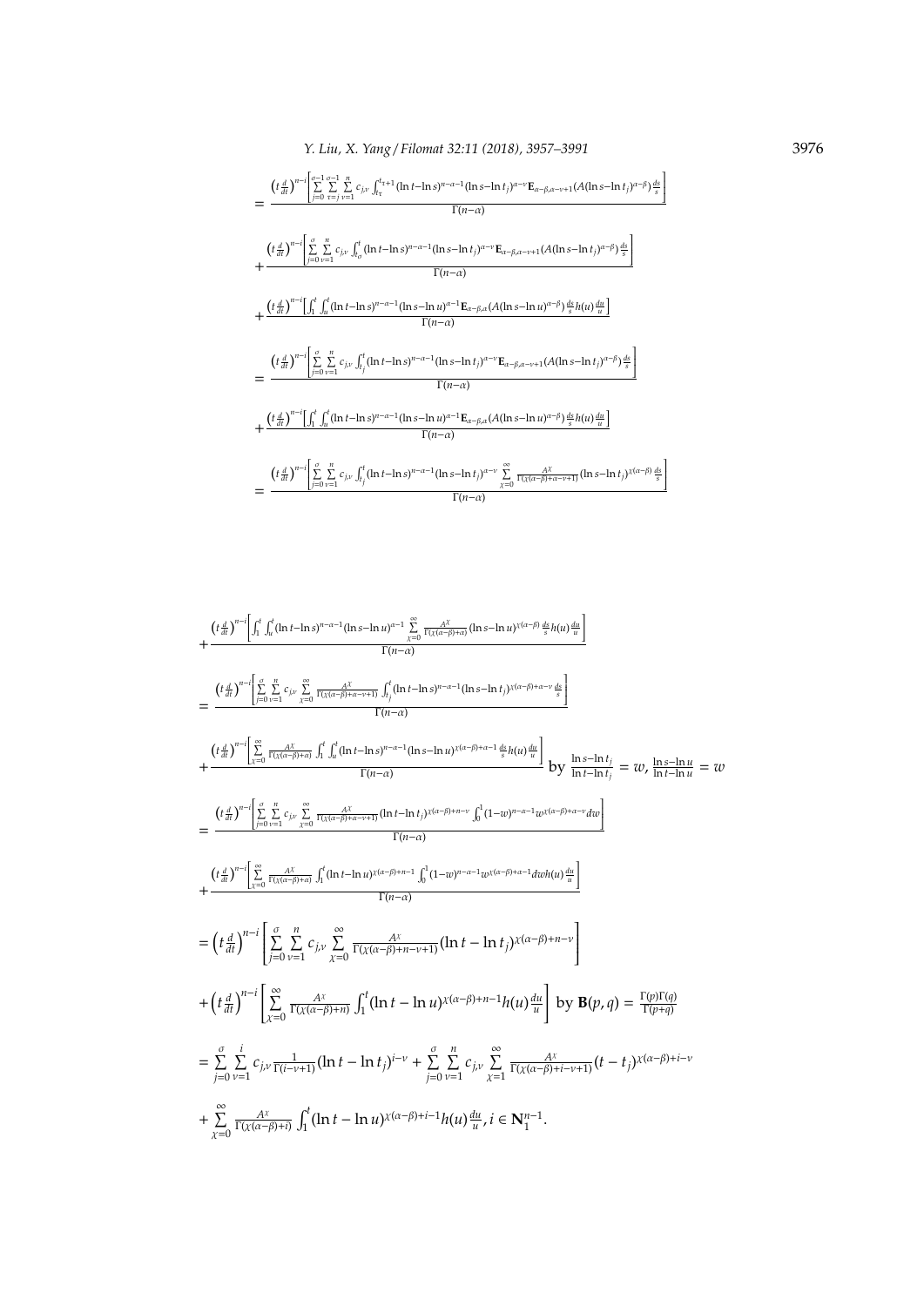$$= \frac{\left(t\frac{d}{dt}\right)^{n-i}\left[\sum_{j=0}^{\sigma-1}\sum_{\tau=j}^{\sigma-1}\sum_{\nu=1}^{n} c_{j,\nu}\int_{t_\tau}^{t_{\tau+1}}(\ln t-\ln s)^{n-\alpha-1}(\ln s-\ln t_j)^{\alpha-\nu}\mathbf{E}_{\alpha-\beta,\alpha-\nu+1}(A(\ln s-\ln t_j)^{\alpha-\beta})\frac{ds}{s}\right]}{\Gamma(n-\alpha)}$$

$$+ \frac{\left(t\frac{d}{dt}\right)^{n-i}\left[\sum_{j=0}^{\sigma}\sum_{\nu=1}^{n} c_{j,\nu}\int_{t_\sigma}^{t}(\ln t-\ln s)^{n-\alpha-1}(\ln s-\ln t_j)^{\alpha-\nu}\mathbf{E}_{\alpha-\beta,\alpha-\nu+1}(A(\ln s-\ln t_j)^{\alpha-\beta})\frac{ds}{s}\right]}{\Gamma(n-\alpha)}$$

$$+ \frac{\left(t\frac{d}{dt}\right)^{n-i}\left[\int_1^t\int_u^t(\ln t-\ln s)^{n-\alpha-1}(\ln s-\ln u)^{\alpha-1}\mathbf{E}_{\alpha-\beta,\alpha}(A(\ln s-\ln u)^{\alpha-\beta})\frac{ds}{s}h(u)\frac{du}{u}\right]}{\Gamma(n-\alpha)}$$

$$= \frac{\left(t\frac{d}{dt}\right)^{n-i}\left[\sum_{j=0}^{\sigma}\sum_{\nu=1}^{n} c_{j,\nu}\int_{t_j}^{t}(\ln t-\ln s)^{n-\alpha-1}(\ln s-\ln t_j)^{\alpha-\nu}\mathbf{E}_{\alpha-\beta,\alpha-\nu+1}(A(\ln s-\ln t_j)^{\alpha-\beta})\frac{ds}{s}\right]}{\Gamma(n-\alpha)}$$

$$+ \frac{\left(t\frac{d}{dt}\right)^{n-i}\left[\int_1^t\int_u^t(\ln t-\ln s)^{n-\alpha-1}(\ln s-\ln u)^{\alpha-1}\mathbf{E}_{\alpha-\beta,\alpha}(A(\ln s-\ln u)^{\alpha-\beta})\frac{ds}{s}h(u)\frac{du}{u}\right]}{\Gamma(n-\alpha)}$$

$$= \frac{\left(t\frac{d}{dt}\right)^{n-i}\left[\sum_{j=0}^{\sigma}\sum_{\nu=1}^{n} c_{j,\nu}\int_{t_j}^{t}(\ln t-\ln s)^{n-\alpha-1}(\ln s-\ln t_j)^{\alpha-\nu}\sum_{\chi=0}^{\infty}\frac{A^\chi}{\Gamma(\chi(\alpha-\beta)+\alpha-\nu+1)}(\ln s-\ln t_j)^{\chi(\alpha-\beta)}\frac{ds}{s}\right]}{\Gamma(n-\alpha)}$$

$$+ \frac{\left(t\frac{d}{dt}\right)^{n-i}\left[\int_1^t\int_u^t(\ln t-\ln s)^{n-\alpha-1}(\ln s-\ln u)^{\alpha-1}\sum_{\chi=0}^{\infty}\frac{A^\chi}{\Gamma(\chi(\alpha-\beta)+\alpha)}(\ln s-\ln u)^{\chi(\alpha-\beta)}\frac{ds}{s}h(u)\frac{du}{u}\right]}{\Gamma(n-\alpha)}$$

$$= \frac{\left(t\frac{d}{dt}\right)^{n-i}\left[\sum_{j=0}^{\sigma}\sum_{\nu=1}^{n} c_{j,\nu}\sum_{\chi=0}^{\infty}\frac{A^\chi}{\Gamma(\chi(\alpha-\beta)+\alpha-\nu+1)}\int_{t_j}^{t}(\ln t-\ln s)^{n-\alpha-1}(\ln s-\ln t_j)^{\chi(\alpha-\beta)+\alpha-\nu}\frac{ds}{s}\right]}{\Gamma(n-\alpha)}$$

$$+ \frac{\left(t\frac{d}{dt}\right)^{n-i}\left[\sum_{\chi=0}^{\infty}\frac{A^\chi}{\Gamma(\chi(\alpha-\beta)+\alpha)}\int_1^t\int_u^t(\ln t-\ln s)^{n-\alpha-1}(\ln s-\ln u)^{\chi(\alpha-\beta)+\alpha-1}\frac{ds}{s}h(u)\frac{du}{u}\right]}{\Gamma(n-\alpha)} \text{ by } \frac{\ln s-\ln t_j}{\ln t-\ln t_j}=w,\ \frac{\ln s-\ln u}{\ln t-\ln u}=w$$

$$= \frac{\left(t\frac{d}{dt}\right)^{n-i}\left[\sum_{j=0}^{\sigma}\sum_{\nu=1}^{n} c_{j,\nu}\sum_{\chi=0}^{\infty}\frac{A^\chi}{\Gamma(\chi(\alpha-\beta)+\alpha-\nu+1)}(\ln t-\ln t_j)^{\chi(\alpha-\beta)+n-\nu}\int_0^1(1-w)^{n-\alpha-1}w^{\chi(\alpha-\beta)+\alpha-\nu}dw\right]}{\Gamma(n-\alpha)}$$

$$+ \frac{\left(t\frac{d}{dt}\right)^{n-i}\left[\sum_{\chi=0}^{\infty}\frac{A^\chi}{\Gamma(\chi(\alpha-\beta)+\alpha)}\int_1^t(\ln t-\ln u)^{\chi(\alpha-\beta)+n-1}\int_0^1(1-w)^{n-\alpha-1}w^{\chi(\alpha-\beta)+\alpha-1}dw\,h(u)\frac{du}{u}\right]}{\Gamma(n-\alpha)}$$

$$= \left(t\frac{d}{dt}\right)^{n-i}\left[\sum_{j=0}^{\sigma}\sum_{\nu=1}^{n} c_{j,\nu}\sum_{\chi=0}^{\infty}\frac{A^\chi}{\Gamma(\chi(\alpha-\beta)+n-\nu+1)}(\ln t-\ln t_j)^{\chi(\alpha-\beta)+n-\nu}\right]$$

$$+ \left(t\frac{d}{dt}\right)^{n-i}\left[\sum_{\chi=0}^{\infty}\frac{A^\chi}{\Gamma(\chi(\alpha-\beta)+n)}\int_1^t(\ln t-\ln u)^{\chi(\alpha-\beta)+n-1}h(u)\frac{du}{u}\right] \text{ by } \mathbf{B}(p,q)=\frac{\Gamma(p)\Gamma(q)}{\Gamma(p+q)}$$

$$= \sum_{j=0}^{\sigma}\sum_{\nu=1}^{i} c_{j,\nu}\frac{1}{\Gamma(i-\nu+1)}(\ln t-\ln t_j)^{i-\nu} + \sum_{j=0}^{\sigma}\sum_{\nu=1}^{n} c_{j,\nu}\sum_{\chi=1}^{\infty}\frac{A^\chi}{\Gamma(\chi(\alpha-\beta)+i-\nu+1)}(t-t_j)^{\chi(\alpha-\beta)+i-\nu}$$

$$+ \sum_{\chi=0}^{\infty}\frac{A^\chi}{\Gamma(\chi(\alpha-\beta)+i)}\int_1^t(\ln t-\ln u)^{\chi(\alpha-\beta)+i-1}h(u)\frac{du}{u},\ i\in\mathbf{N}_1^{n-1}.$$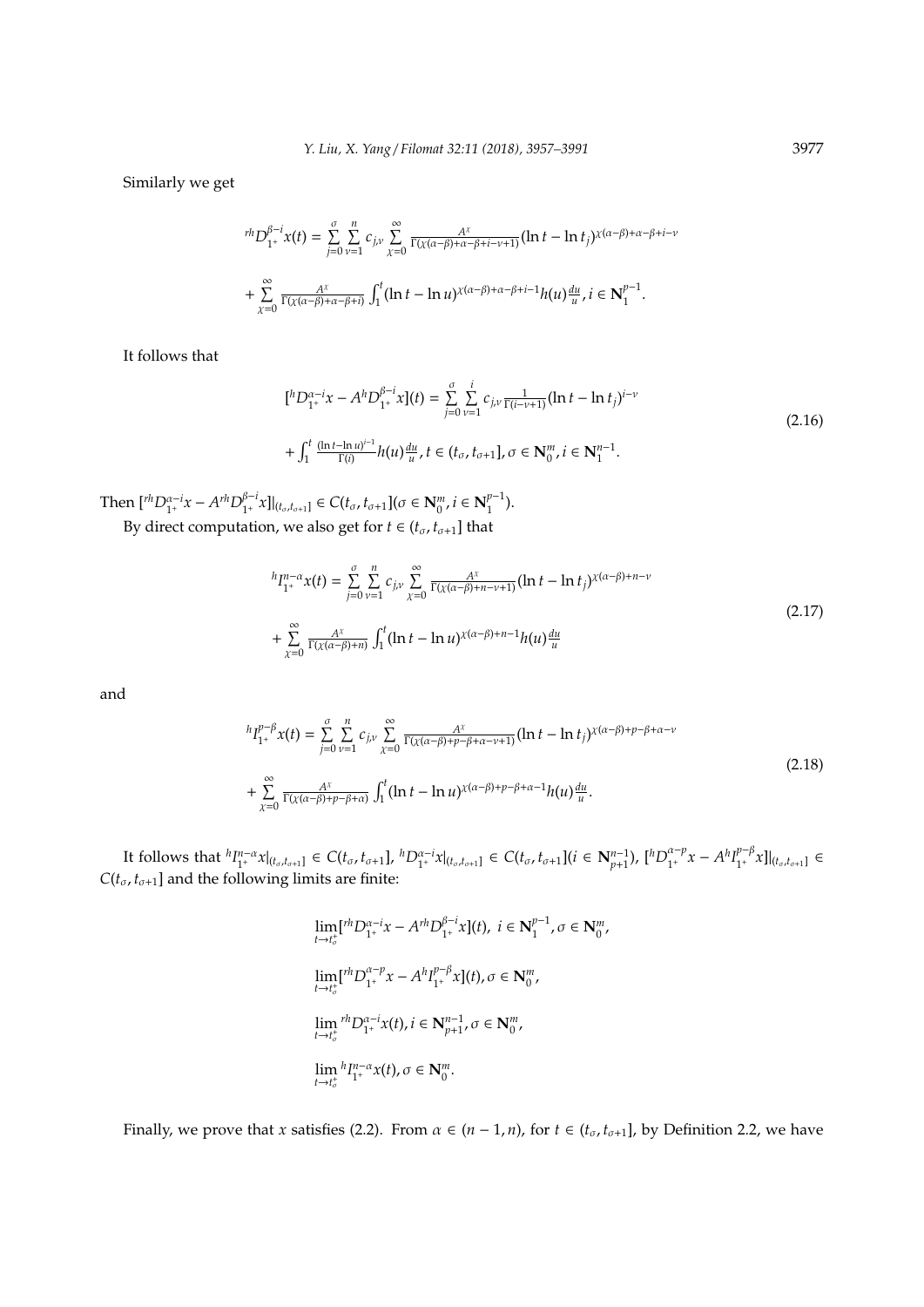Similarly we get

$$
\begin{aligned}
&{}^{rh}D_{1^+}^{\beta-i}x(t)=\sum_{j=0}^{\sigma}\sum_{\nu=1}^{n}c_{j,\nu}\sum_{\chi=0}^{\infty}\frac{A^{\chi}}{\Gamma(\chi(\alpha-\beta)+\alpha-\beta+i-\nu+1)}(\ln t-\ln t_j)^{\chi(\alpha-\beta)+\alpha-\beta+i-\nu}\\
&+\sum_{\chi=0}^{\infty}\frac{A^{\chi}}{\Gamma(\chi(\alpha-\beta)+\alpha-\beta+i)}\int_1^t(\ln t-\ln u)^{\chi(\alpha-\beta)+\alpha-\beta+i-1}h(u)\frac{du}{u},\, i\in \mathbf{N}_1^{p-1}.
\end{aligned}
$$

It follows that

$$
\begin{aligned}
&[{}^{h}D_{1^+}^{\alpha-i}x-A\,{}^{h}D_{1^+}^{\beta-i}x](t)=\sum_{j=0}^{\sigma}\sum_{\nu=1}^{i}c_{j,\nu}\frac{1}{\Gamma(i-\nu+1)}(\ln t-\ln t_j)^{i-\nu}\\
&+\int_1^t\frac{(\ln t-\ln u)^{i-1}}{\Gamma(i)}h(u)\frac{du}{u},\, t\in(t_\sigma,t_{\sigma+1}],\sigma\in\mathbf{N}_0^m,\, i\in\mathbf{N}_1^{n-1}.
\end{aligned}
\tag{2.16}
$$

Then $[{}^{rh}D_{1^+}^{\alpha-i}x-A\,{}^{rh}D_{1^+}^{\beta-i}x]|_{(t_\sigma,t_{\sigma+1}]}\in C(t_\sigma,t_{\sigma+1}](\sigma\in\mathbf{N}_0^m,\, i\in\mathbf{N}_1^{p-1})$.

By direct computation, we also get for $t\in(t_\sigma,t_{\sigma+1}]$ that

$$
\begin{aligned}
&{}^{h}I_{1^+}^{n-\alpha}x(t)=\sum_{j=0}^{\sigma}\sum_{\nu=1}^{n}c_{j,\nu}\sum_{\chi=0}^{\infty}\frac{A^{\chi}}{\Gamma(\chi(\alpha-\beta)+n-\nu+1)}(\ln t-\ln t_j)^{\chi(\alpha-\beta)+n-\nu}\\
&+\sum_{\chi=0}^{\infty}\frac{A^{\chi}}{\Gamma(\chi(\alpha-\beta)+n)}\int_1^t(\ln t-\ln u)^{\chi(\alpha-\beta)+n-1}h(u)\frac{du}{u}
\end{aligned}
\tag{2.17}
$$

and

$$
\begin{aligned}
&{}^{h}I_{1^+}^{p-\beta}x(t)=\sum_{j=0}^{\sigma}\sum_{\nu=1}^{n}c_{j,\nu}\sum_{\chi=0}^{\infty}\frac{A^{\chi}}{\Gamma(\chi(\alpha-\beta)+p-\beta+\alpha-\nu+1)}(\ln t-\ln t_j)^{\chi(\alpha-\beta)+p-\beta+\alpha-\nu}\\
&+\sum_{\chi=0}^{\infty}\frac{A^{\chi}}{\Gamma(\chi(\alpha-\beta)+p-\beta+\alpha)}\int_1^t(\ln t-\ln u)^{\chi(\alpha-\beta)+p-\beta+\alpha-1}h(u)\frac{du}{u}.
\end{aligned}
\tag{2.18}
$$

It follows that ${}^{h}I_{1^+}^{n-\alpha}x|_{(t_\sigma,t_{\sigma+1}]}\in C(t_\sigma,t_{\sigma+1}]$, ${}^{h}D_{1^+}^{\alpha-i}x|_{(t_\sigma,t_{\sigma+1}]}\in C(t_\sigma,t_{\sigma+1}](i\in\mathbf{N}_{p+1}^{n-1})$, $[{}^{h}D_{1^+}^{\alpha-p}x-A\,{}^{h}I_{1^+}^{p-\beta}x]|_{(t_\sigma,t_{\sigma+1}]}\in C(t_\sigma,t_{\sigma+1}]$ and the following limits are finite:

$$
\begin{aligned}
&\lim_{t\to t_\sigma^+}[{}^{rh}D_{1^+}^{\alpha-i}x-A\,{}^{rh}D_{1^+}^{\beta-i}x](t),\ i\in\mathbf{N}_1^{p-1},\sigma\in\mathbf{N}_0^m,\\
&\lim_{t\to t_\sigma^+}[{}^{rh}D_{1^+}^{\alpha-p}x-A\,{}^{h}I_{1^+}^{p-\beta}x](t),\sigma\in\mathbf{N}_0^m,\\
&\lim_{t\to t_\sigma^+}{}^{rh}D_{1^+}^{\alpha-i}x(t), i\in\mathbf{N}_{p+1}^{n-1},\sigma\in\mathbf{N}_0^m,\\
&\lim_{t\to t_\sigma^+}{}^{h}I_{1^+}^{n-\alpha}x(t),\sigma\in\mathbf{N}_0^m.
\end{aligned}
$$

Finally, we prove that $x$ satisfies (2.2). From $\alpha\in(n-1,n)$, for $t\in(t_\sigma,t_{\sigma+1}]$, by Definition 2.2, we have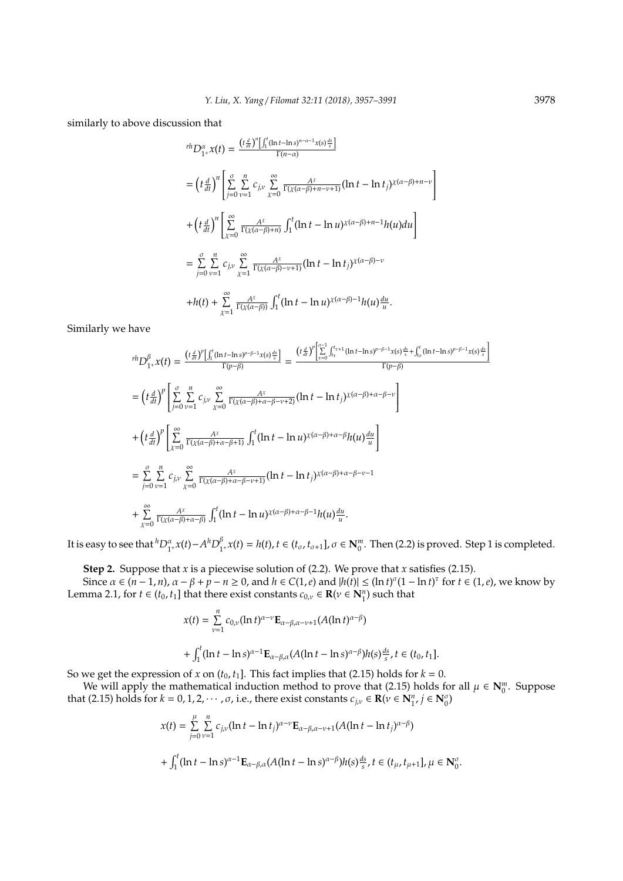similarly to above discussion that

$$
\begin{aligned}
{}^{rh}D_{1^+}^{\alpha}x(t) &= \frac{\left(t\frac{d}{dt}\right)^n\left[\int_1^t(\ln t-\ln s)^{n-\alpha-1}x(s)\frac{ds}{s}\right]}{\Gamma(n-\alpha)} \\
&= \left(t\frac{d}{dt}\right)^n\left[\sum_{j=0}^{\sigma}\sum_{\nu=1}^{n}c_{j,\nu}\sum_{\chi=0}^{\infty}\frac{A^{\chi}}{\Gamma(\chi(\alpha-\beta)+n-\nu+1)}(\ln t-\ln t_j)^{\chi(\alpha-\beta)+n-\nu}\right] \\
&+\left(t\frac{d}{dt}\right)^n\left[\sum_{\chi=0}^{\infty}\frac{A^{\chi}}{\Gamma(\chi(\alpha-\beta)+n)}\int_1^t(\ln t-\ln u)^{\chi(\alpha-\beta)+n-1}h(u)du\right] \\
&= \sum_{j=0}^{\sigma}\sum_{\nu=1}^{n}c_{j,\nu}\sum_{\chi=1}^{\infty}\frac{A^{\chi}}{\Gamma(\chi(\alpha-\beta)-\nu+1)}(\ln t-\ln t_j)^{\chi(\alpha-\beta)-\nu} \\
&+h(t)+\sum_{\chi=1}^{\infty}\frac{A^{\chi}}{\Gamma(\chi(\alpha-\beta))}\int_1^t(\ln t-\ln u)^{\chi(\alpha-\beta)-1}h(u)\frac{du}{u}.
\end{aligned}
$$

Similarly we have

$$
\begin{aligned}
{}^{rh}D_{1^+}^{\beta}x(t) &= \frac{\left(t\frac{d}{dt}\right)^p\left[\int_1^t(\ln t-\ln s)^{p-\beta-1}x(s)\frac{ds}{s}\right]}{\Gamma(p-\beta)} = \frac{\left(t\frac{d}{dt}\right)^p\left[\sum_{\tau=0}^{\sigma-1}\int_{t_\tau}^{t_{\tau+1}}(\ln t-\ln s)^{p-\beta-1}x(s)\frac{ds}{s}+\int_{t_\sigma}^{t}(\ln t-\ln s)^{p-\beta-1}x(s)\frac{ds}{s}\right]}{\Gamma(p-\beta)} \\
&= \left(t\frac{d}{dt}\right)^p\left[\sum_{j=0}^{\sigma}\sum_{\nu=1}^{n}c_{j,\nu}\sum_{\chi=0}^{\infty}\frac{A^{\chi}}{\Gamma(\chi(\alpha-\beta)+\alpha-\beta-\nu+2)}(\ln t-\ln t_j)^{\chi(\alpha-\beta)+\alpha-\beta-\nu}\right] \\
&+\left(t\frac{d}{dt}\right)^p\left[\sum_{\chi=0}^{\infty}\frac{A^{\chi}}{\Gamma(\chi(\alpha-\beta)+\alpha-\beta+1)}\int_1^t(\ln t-\ln u)^{\chi(\alpha-\beta)+\alpha-\beta}h(u)\frac{du}{u}\right] \\
&= \sum_{j=0}^{\sigma}\sum_{\nu=1}^{n}c_{j,\nu}\sum_{\chi=0}^{\infty}\frac{A^{\chi}}{\Gamma(\chi(\alpha-\beta)+\alpha-\beta-\nu+1)}(\ln t-\ln t_j)^{\chi(\alpha-\beta)+\alpha-\beta-\nu-1} \\
&+\sum_{\chi=0}^{\infty}\frac{A^{\chi}}{\Gamma(\chi(\alpha-\beta)+\alpha-\beta)}\int_1^t(\ln t-\ln u)^{\chi(\alpha-\beta)+\alpha-\beta-1}h(u)\frac{du}{u}.
\end{aligned}
$$

It is easy to see that ${}^hD_{1^+}^{\alpha}x(t)-A^hD_{1^+}^{\beta}x(t)=h(t), t\in(t_\sigma,t_{\sigma+1}], \sigma\in\mathbf{N}_0^m$. Then (2.2) is proved. Step 1 is completed.

**Step 2.** Suppose that $x$ is a piecewise solution of (2.2). We prove that $x$ satisfies (2.15).

Since $\alpha\in(n-1,n)$, $\alpha-\beta+p-n\geq 0$, and $h\in C(1,e)$ and $|h(t)|\leq(\ln t)^{\sigma}(1-\ln t)^{\tau}$ for $t\in(1,e)$, we know by Lemma 2.1, for $t\in(t_0,t_1]$ that there exist constants $c_{0,\nu}\in\mathbf{R}(\nu\in\mathbf{N}_1^n)$ such that

$$
\begin{aligned}
x(t) &= \sum_{\nu=1}^{n}c_{0,\nu}(\ln t)^{\alpha-\nu}\mathbf{E}_{\alpha-\beta,\alpha-\nu+1}(A(\ln t)^{\alpha-\beta}) \\
&+\int_1^t(\ln t-\ln s)^{\alpha-1}\mathbf{E}_{\alpha-\beta,\alpha}(A(\ln t-\ln s)^{\alpha-\beta})h(s)\frac{ds}{s}, t\in(t_0,t_1].
\end{aligned}
$$

So we get the expression of $x$ on $(t_0,t_1]$. This fact implies that (2.15) holds for $k=0$.

We will apply the mathematical induction method to prove that (2.15) holds for all $\mu\in\mathbf{N}_0^m$. Suppose that (2.15) holds for $k=0,1,2,\cdots,\sigma$, i.e., there exist constants $c_{j,\nu}\in\mathbf{R}(\nu\in\mathbf{N}_1^n, j\in\mathbf{N}_0^{\sigma})$

$$
\begin{aligned}
x(t) &= \sum_{j=0}^{\mu}\sum_{\nu=1}^{n}c_{j,\nu}(\ln t-\ln t_j)^{\alpha-\nu}\mathbf{E}_{\alpha-\beta,\alpha-\nu+1}(A(\ln t-\ln t_j)^{\alpha-\beta}) \\
&+\int_1^t(\ln t-\ln s)^{\alpha-1}\mathbf{E}_{\alpha-\beta,\alpha}(A(\ln t-\ln s)^{\alpha-\beta})h(s)\frac{ds}{s}, t\in(t_\mu,t_{\mu+1}], \mu\in\mathbf{N}_0^{\sigma}.
\end{aligned}
$$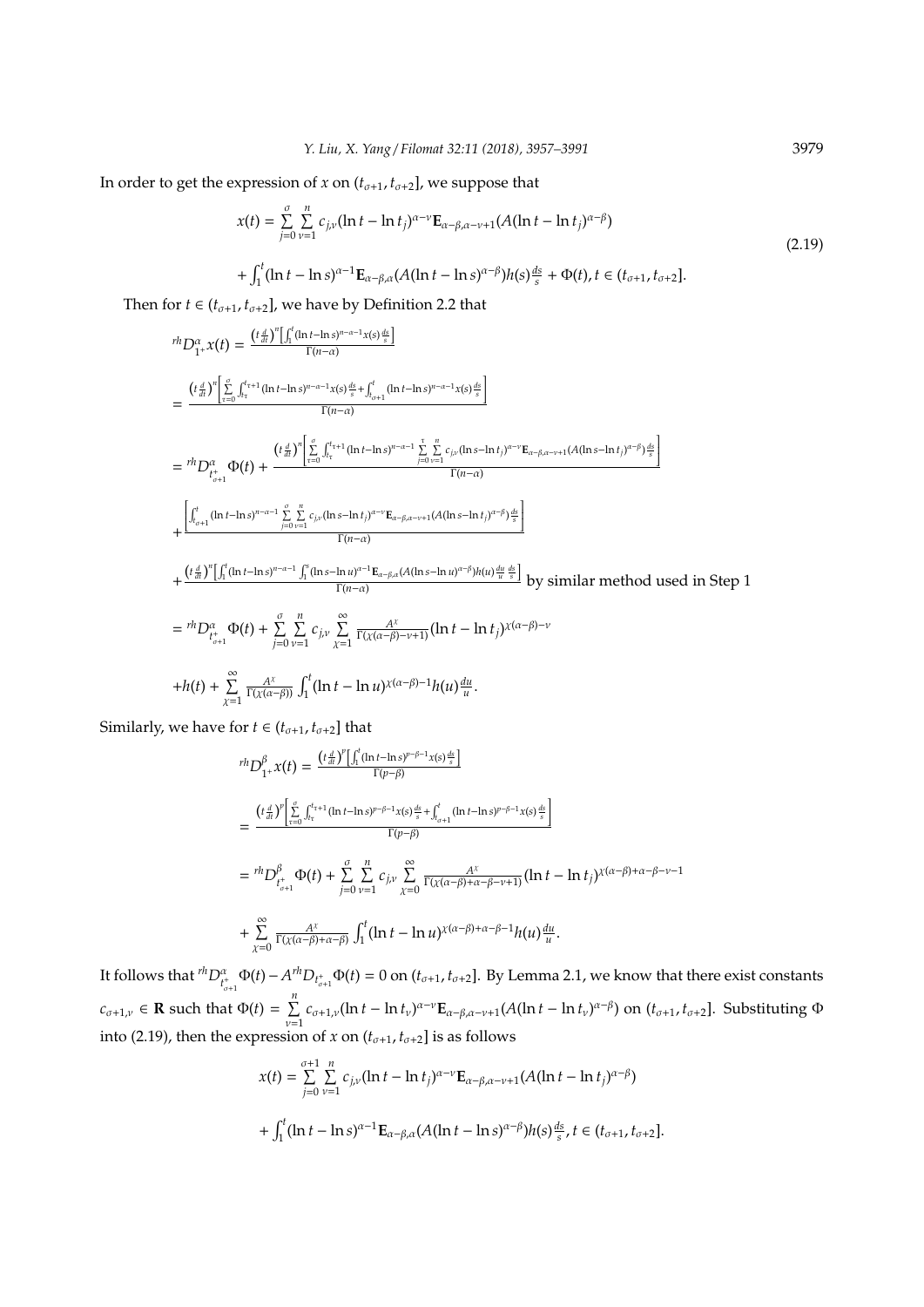In order to get the expression of $x$ on $(t_{\sigma+1}, t_{\sigma+2}]$, we suppose that

$$
\begin{aligned}
x(t) &= \sum_{j=0}^{\sigma}\sum_{\nu=1}^{n} c_{j,\nu}(\ln t - \ln t_j)^{\alpha-\nu}\mathbf{E}_{\alpha-\beta,\alpha-\nu+1}(A(\ln t - \ln t_j)^{\alpha-\beta}) \\
&+ \int_1^t (\ln t - \ln s)^{\alpha-1}\mathbf{E}_{\alpha-\beta,\alpha}(A(\ln t - \ln s)^{\alpha-\beta})h(s)\frac{ds}{s} + \Phi(t), t \in (t_{\sigma+1}, t_{\sigma+2}].
\end{aligned}
\tag{2.19}
$$

Then for $t \in (t_{\sigma+1}, t_{\sigma+2}]$, we have by Definition 2.2 that

$$
\begin{aligned}
{}^{rh}D_{1^+}^{\alpha}x(t) &= \frac{\left(t\frac{d}{dt}\right)^n\left[\int_1^t (\ln t-\ln s)^{n-\alpha-1}x(s)\frac{ds}{s}\right]}{\Gamma(n-\alpha)} \\
&= \frac{\left(t\frac{d}{dt}\right)^n\left[\sum\limits_{\tau=0}^{\sigma}\int_{t_\tau}^{t_{\tau+1}}(\ln t-\ln s)^{n-\alpha-1}x(s)\frac{ds}{s}+\int_{t_{\sigma+1}}^t(\ln t-\ln s)^{n-\alpha-1}x(s)\frac{ds}{s}\right]}{\Gamma(n-\alpha)} \\
&= {}^{rh}D_{t_{\sigma+1}^+}^{\alpha}\Phi(t) + \frac{\left(t\frac{d}{dt}\right)^n\left[\sum\limits_{\tau=0}^{\sigma}\int_{t_\tau}^{t_{\tau+1}}(\ln t-\ln s)^{n-\alpha-1}\sum\limits_{j=0}^{\tau}\sum\limits_{\nu=1}^{n}c_{j,\nu}(\ln s-\ln t_j)^{\alpha-\nu}\mathbf{E}_{\alpha-\beta,\alpha-\nu+1}(A(\ln s-\ln t_j)^{\alpha-\beta})\frac{ds}{s}\right]}{\Gamma(n-\alpha)} \\
&+ \frac{\left[\int_{t_{\sigma+1}}^t(\ln t-\ln s)^{n-\alpha-1}\sum\limits_{j=0}^{\sigma}\sum\limits_{\nu=1}^{n}c_{j,\nu}(\ln s-\ln t_j)^{\alpha-\nu}\mathbf{E}_{\alpha-\beta,\alpha-\nu+1}(A(\ln s-\ln t_j)^{\alpha-\beta})\frac{ds}{s}\right]}{\Gamma(n-\alpha)} \\
&+ \frac{\left(t\frac{d}{dt}\right)^n\left[\int_1^t(\ln t-\ln s)^{n-\alpha-1}\int_1^s(\ln s-\ln u)^{\alpha-1}\mathbf{E}_{\alpha-\beta,\alpha}(A(\ln s-\ln u)^{\alpha-\beta})h(u)\frac{du}{u}\frac{ds}{s}\right]}{\Gamma(n-\alpha)} \text{ by similar method used in Step 1} \\
&= {}^{rh}D_{t_{\sigma+1}^+}^{\alpha}\Phi(t) + \sum_{j=0}^{\sigma}\sum_{\nu=1}^{n}c_{j,\nu}\sum_{\chi=1}^{\infty}\frac{A^\chi}{\Gamma(\chi(\alpha-\beta)-\nu+1)}(\ln t-\ln t_j)^{\chi(\alpha-\beta)-\nu} \\
&+h(t) + \sum_{\chi=1}^{\infty}\frac{A^\chi}{\Gamma(\chi(\alpha-\beta))}\int_1^t(\ln t-\ln u)^{\chi(\alpha-\beta)-1}h(u)\frac{du}{u}.
\end{aligned}
$$

Similarly, we have for $t \in (t_{\sigma+1}, t_{\sigma+2}]$ that

$$
\begin{aligned}
{}^{rh}D_{1^+}^{\beta}x(t) &= \frac{\left(t\frac{d}{dt}\right)^p\left[\int_1^t(\ln t-\ln s)^{p-\beta-1}x(s)\frac{ds}{s}\right]}{\Gamma(p-\beta)} \\
&= \frac{\left(t\frac{d}{dt}\right)^p\left[\sum\limits_{\tau=0}^{\sigma}\int_{t_\tau}^{t_{\tau+1}}(\ln t-\ln s)^{p-\beta-1}x(s)\frac{ds}{s}+\int_{t_{\sigma+1}}^t(\ln t-\ln s)^{p-\beta-1}x(s)\frac{ds}{s}\right]}{\Gamma(p-\beta)} \\
&= {}^{rh}D_{t_{\sigma+1}^+}^{\beta}\Phi(t) + \sum_{j=0}^{\sigma}\sum_{\nu=1}^{n}c_{j,\nu}\sum_{\chi=0}^{\infty}\frac{A^\chi}{\Gamma(\chi(\alpha-\beta)+\alpha-\beta-\nu+1)}(\ln t-\ln t_j)^{\chi(\alpha-\beta)+\alpha-\beta-\nu-1} \\
&+ \sum_{\chi=0}^{\infty}\frac{A^\chi}{\Gamma(\chi(\alpha-\beta)+\alpha-\beta)}\int_1^t(\ln t-\ln u)^{\chi(\alpha-\beta)+\alpha-\beta-1}h(u)\frac{du}{u}.
\end{aligned}
$$

It follows that ${}^{rh}D_{t_{\sigma+1}^+}^{\alpha}\Phi(t) - A\,{}^{rh}D_{t_{\sigma+1}^+}^{\beta}\Phi(t) = 0$ on $(t_{\sigma+1}, t_{\sigma+2}]$. By Lemma 2.1, we know that there exist constants $c_{\sigma+1,\nu} \in \mathbf{R}$ such that $\Phi(t) = \sum\limits_{\nu=1}^{n} c_{\sigma+1,\nu}(\ln t - \ln t_\nu)^{\alpha-\nu}\mathbf{E}_{\alpha-\beta,\alpha-\nu+1}(A(\ln t - \ln t_\nu)^{\alpha-\beta})$ on $(t_{\sigma+1}, t_{\sigma+2}]$. Substituting $\Phi$ into (2.19), then the expression of $x$ on $(t_{\sigma+1}, t_{\sigma+2}]$ is as follows

$$
\begin{aligned}
x(t) &= \sum_{j=0}^{\sigma+1}\sum_{\nu=1}^{n}c_{j,\nu}(\ln t-\ln t_j)^{\alpha-\nu}\mathbf{E}_{\alpha-\beta,\alpha-\nu+1}(A(\ln t-\ln t_j)^{\alpha-\beta}) \\
&+ \int_1^t(\ln t-\ln s)^{\alpha-1}\mathbf{E}_{\alpha-\beta,\alpha}(A(\ln t-\ln s)^{\alpha-\beta})h(s)\frac{ds}{s}, t \in (t_{\sigma+1}, t_{\sigma+2}].
\end{aligned}
$$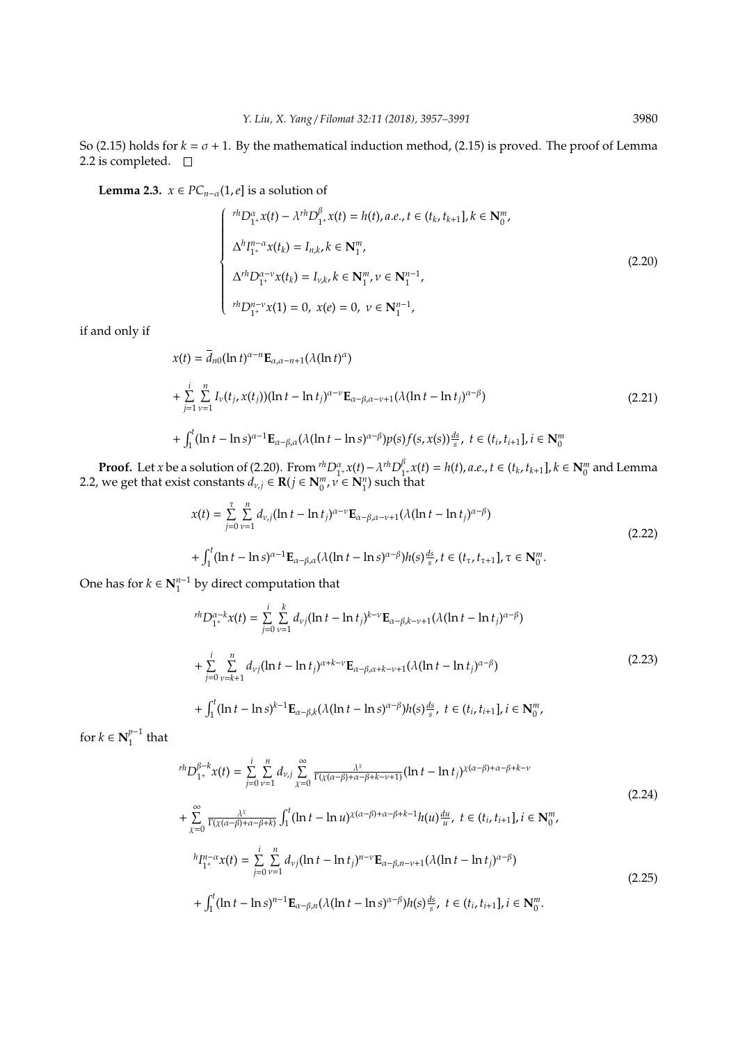So (2.15) holds for $k = \sigma + 1$. By the mathematical induction method, (2.15) is proved. The proof of Lemma 2.2 is completed. $\square$

**Lemma 2.3.** $x \in PC_{n-\alpha}(1, e]$ is a solution of

$$
\begin{cases}
{}^{rh}D_{1^+}^{\alpha}x(t) - \lambda^{rh}D_{1^+}^{\beta}x(t) = h(t), a.e., t \in (t_k, t_{k+1}], k \in \mathbf{N}_0^m, \\
\Delta^h I_{1^+}^{n-\alpha}x(t_k) = I_{n,k}, k \in \mathbf{N}_1^m, \\
\Delta^{rh}D_{1^+}^{\alpha-\nu}x(t_k) = I_{\nu,k}, k \in \mathbf{N}_1^m, \nu \in \mathbf{N}_1^{n-1}, \\
{}^{rh}D_{1^+}^{n-\nu}x(1) = 0,\ x(e) = 0,\ \nu \in \mathbf{N}_1^{n-1},
\end{cases}
\tag{2.20}
$$

if and only if

$$
\begin{aligned}
x(t) &= \overline{d}_{n0}(\ln t)^{\alpha-n}\mathbf{E}_{\alpha,\alpha-n+1}(\lambda(\ln t)^{\alpha}) \\
&+ \sum_{j=1}^{i}\sum_{\nu=1}^{n} I_\nu(t_j, x(t_j))(\ln t - \ln t_j)^{\alpha-\nu}\mathbf{E}_{\alpha-\beta,\alpha-\nu+1}(\lambda(\ln t - \ln t_j)^{\alpha-\beta}) \\
&+ \int_1^t (\ln t - \ln s)^{\alpha-1}\mathbf{E}_{\alpha-\beta,\alpha}(\lambda(\ln t - \ln s)^{\alpha-\beta})p(s)f(s, x(s))\frac{ds}{s},\ t \in (t_i, t_{i+1}], i \in \mathbf{N}_0^m
\end{aligned}
\tag{2.21}
$$

**Proof.** Let $x$ be a solution of (2.20). From ${}^{rh}D_{1^+}^{\alpha}x(t) - \lambda^{rh}D_{1^+}^{\beta}x(t) = h(t), a.e., t \in (t_k, t_{k+1}], k \in \mathbf{N}_0^m$ and Lemma 2.2, we get that exist constants $d_{\nu,j} \in \mathbf{R}(j \in \mathbf{N}_0^m, \nu \in \mathbf{N}_1^n)$ such that

$$
\begin{aligned}
x(t) &= \sum_{j=0}^{\tau}\sum_{\nu=1}^{n} d_{\nu,j}(\ln t - \ln t_j)^{\alpha-\nu}\mathbf{E}_{\alpha-\beta,\alpha-\nu+1}(\lambda(\ln t - \ln t_j)^{\alpha-\beta}) \\
&+ \int_1^t (\ln t - \ln s)^{\alpha-1}\mathbf{E}_{\alpha-\beta,\alpha}(\lambda(\ln t - \ln s)^{\alpha-\beta})h(s)\frac{ds}{s}, t \in (t_\tau, t_{\tau+1}], \tau \in \mathbf{N}_0^m.
\end{aligned}
\tag{2.22}
$$

One has for $k \in \mathbf{N}_1^{n-1}$ by direct computation that

$$
\begin{aligned}
{}^{rh}D_{1^+}^{\alpha-k}x(t) &= \sum_{j=0}^{i}\sum_{\nu=1}^{k} d_{\nu j}(\ln t - \ln t_j)^{k-\nu}\mathbf{E}_{\alpha-\beta,k-\nu+1}(\lambda(\ln t - \ln t_j)^{\alpha-\beta}) \\
&+ \sum_{j=0}^{i}\sum_{\nu=k+1}^{n} d_{\nu j}(\ln t - \ln t_j)^{\alpha+k-\nu}\mathbf{E}_{\alpha-\beta,\alpha+k-\nu+1}(\lambda(\ln t - \ln t_j)^{\alpha-\beta}) \\
&+ \int_1^t (\ln t - \ln s)^{k-1}\mathbf{E}_{\alpha-\beta,k}(\lambda(\ln t - \ln s)^{\alpha-\beta})h(s)\frac{ds}{s},\ t \in (t_i, t_{i+1}], i \in \mathbf{N}_0^m,
\end{aligned}
\tag{2.23}
$$

for $k \in \mathbf{N}_1^{p-1}$ that

$$
\begin{aligned}
{}^{rh}D_{1^+}^{\beta-k}x(t) &= \sum_{j=0}^{i}\sum_{\nu=1}^{n} d_{\nu,j}\sum_{\chi=0}^{\infty}\frac{\lambda^\chi}{\Gamma(\chi(\alpha-\beta)+\alpha-\beta+k-\nu+1)}(\ln t - \ln t_j)^{\chi(\alpha-\beta)+\alpha-\beta+k-\nu} \\
&+ \sum_{\chi=0}^{\infty}\frac{\lambda^\chi}{\Gamma(\chi(\alpha-\beta)+\alpha-\beta+k)}\int_1^t (\ln t - \ln u)^{\chi(\alpha-\beta)+\alpha-\beta+k-1}h(u)\frac{du}{u},\ t \in (t_i, t_{i+1}], i \in \mathbf{N}_0^m,
\end{aligned}
\tag{2.24}
$$

$$
\begin{aligned}
{}^{h}I_{1^+}^{n-\alpha}x(t) &= \sum_{j=0}^{i}\sum_{\nu=1}^{n} d_{\nu j}(\ln t - \ln t_j)^{n-\nu}\mathbf{E}_{\alpha-\beta,n-\nu+1}(\lambda(\ln t - \ln t_j)^{\alpha-\beta}) \\
&+ \int_1^t (\ln t - \ln s)^{n-1}\mathbf{E}_{\alpha-\beta,n}(\lambda(\ln t - \ln s)^{\alpha-\beta})h(s)\frac{ds}{s},\ t \in (t_i, t_{i+1}], i \in \mathbf{N}_0^m.
\end{aligned}
\tag{2.25}
$$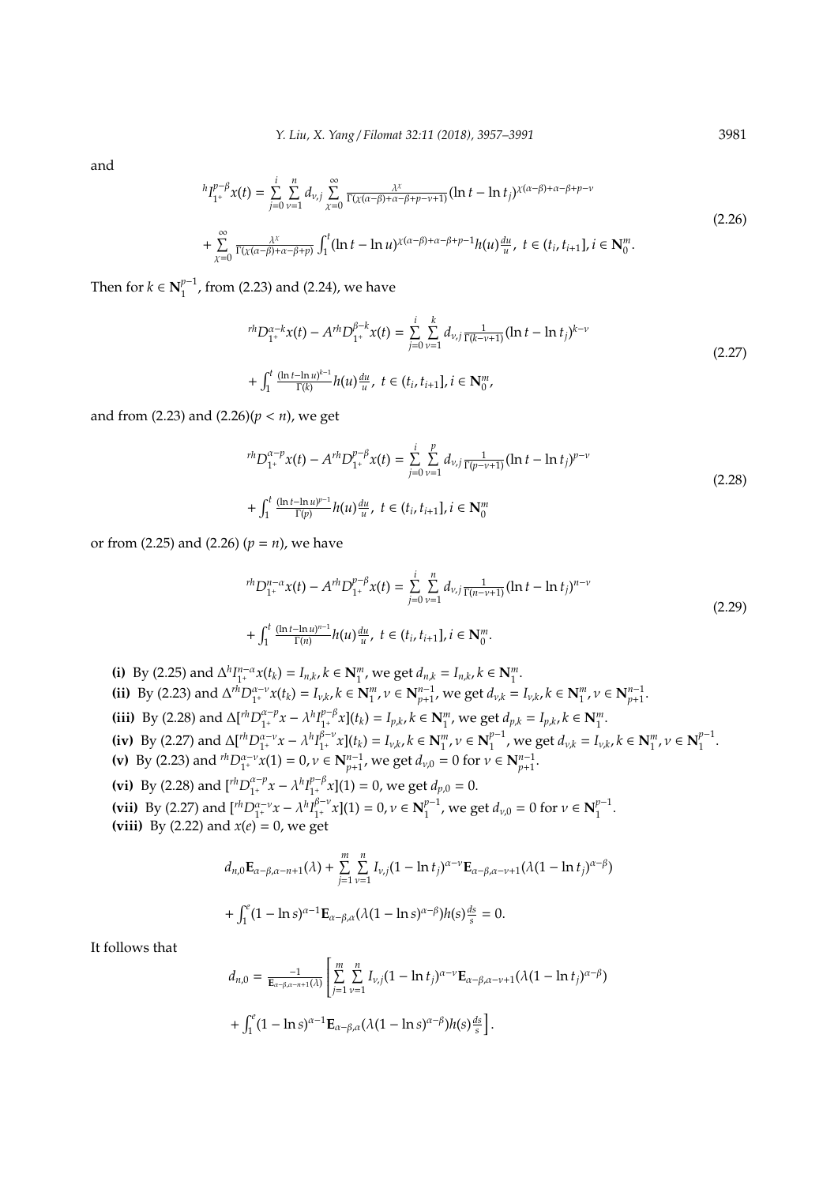and

$$
\begin{aligned}
{}^{h}I_{1^+}^{p-\beta}x(t) &= \sum_{j=0}^{i}\sum_{\nu=1}^{n} d_{\nu,j}\sum_{\chi=0}^{\infty}\frac{\lambda^{\chi}}{\Gamma(\chi(\alpha-\beta)+\alpha-\beta+p-\nu+1)}(\ln t-\ln t_j)^{\chi(\alpha-\beta)+\alpha-\beta+p-\nu} \\
&+\sum_{\chi=0}^{\infty}\frac{\lambda^{\chi}}{\Gamma(\chi(\alpha-\beta)+\alpha-\beta+p)}\int_1^t(\ln t-\ln u)^{\chi(\alpha-\beta)+\alpha-\beta+p-1}h(u)\frac{du}{u},\ t\in(t_i,t_{i+1}], i\in\mathbf{N}_0^m.
\end{aligned}
\tag{2.26}
$$

Then for $k\in\mathbf{N}_1^{p-1}$, from (2.23) and (2.24), we have

$$
\begin{aligned}
{}^{rh}D_{1^+}^{\alpha-k}x(t)-A\,{}^{rh}D_{1^+}^{\beta-k}x(t) &= \sum_{j=0}^{i}\sum_{\nu=1}^{k} d_{\nu,j}\frac{1}{\Gamma(k-\nu+1)}(\ln t-\ln t_j)^{k-\nu} \\
&+\int_1^t\frac{(\ln t-\ln u)^{k-1}}{\Gamma(k)}h(u)\frac{du}{u},\ t\in(t_i,t_{i+1}], i\in\mathbf{N}_0^m,
\end{aligned}
\tag{2.27}
$$

and from (2.23) and (2.26)($p<n$), we get

$$
\begin{aligned}
{}^{rh}D_{1^+}^{\alpha-p}x(t)-A\,{}^{rh}D_{1^+}^{p-\beta}x(t) &= \sum_{j=0}^{i}\sum_{\nu=1}^{p} d_{\nu,j}\frac{1}{\Gamma(p-\nu+1)}(\ln t-\ln t_j)^{p-\nu} \\
&+\int_1^t\frac{(\ln t-\ln u)^{p-1}}{\Gamma(p)}h(u)\frac{du}{u},\ t\in(t_i,t_{i+1}], i\in\mathbf{N}_0^m
\end{aligned}
\tag{2.28}
$$

or from (2.25) and (2.26) ($p=n$), we have

$$
\begin{aligned}
{}^{rh}D_{1^+}^{n-\alpha}x(t)-A\,{}^{rh}D_{1^+}^{p-\beta}x(t) &= \sum_{j=0}^{i}\sum_{\nu=1}^{n} d_{\nu,j}\frac{1}{\Gamma(n-\nu+1)}(\ln t-\ln t_j)^{n-\nu} \\
&+\int_1^t\frac{(\ln t-\ln u)^{n-1}}{\Gamma(n)}h(u)\frac{du}{u},\ t\in(t_i,t_{i+1}], i\in\mathbf{N}_0^m.
\end{aligned}
\tag{2.29}
$$

**(i)** By (2.25) and $\Delta^h I_{1^+}^{n-\alpha}x(t_k)=I_{n,k}, k\in\mathbf{N}_1^m$, we get $d_{n,k}=I_{n,k}, k\in\mathbf{N}_1^m$.
**(ii)** By (2.23) and $\Delta^{rh}D_{1^+}^{\alpha-\nu}x(t_k)=I_{\nu,k}, k\in\mathbf{N}_1^m, \nu\in\mathbf{N}_{p+1}^{n-1}$, we get $d_{\nu,k}=I_{\nu,k}, k\in\mathbf{N}_1^m, \nu\in\mathbf{N}_{p+1}^{n-1}$.
**(iii)** By (2.28) and $\Delta[{}^{rh}D_{1^+}^{\alpha-p}x-\lambda^h I_{1^+}^{p-\beta}x](t_k)=I_{p,k}, k\in\mathbf{N}_1^m$, we get $d_{p,k}=I_{p,k}, k\in\mathbf{N}_1^m$.
**(iv)** By (2.27) and $\Delta[{}^{rh}D_{1^+}^{\alpha-\nu}x-\lambda^h I_{1^+}^{\beta-\nu}x](t_k)=I_{\nu,k}, k\in\mathbf{N}_1^m, \nu\in\mathbf{N}_1^{p-1}$, we get $d_{\nu,k}=I_{\nu,k}, k\in\mathbf{N}_1^m, \nu\in\mathbf{N}_1^{p-1}$.
**(v)** By (2.23) and ${}^{rh}D_{1^+}^{\alpha-\nu}x(1)=0, \nu\in\mathbf{N}_{p+1}^{n-1}$, we get $d_{\nu,0}=0$ for $\nu\in\mathbf{N}_{p+1}^{n-1}$.
**(vi)** By (2.28) and $[{}^{rh}D_{1^+}^{\alpha-p}x-\lambda^h I_{1^+}^{p-\beta}x](1)=0$, we get $d_{p,0}=0$.
**(vii)** By (2.27) and $[{}^{rh}D_{1^+}^{\alpha-\nu}x-\lambda^h I_{1^+}^{\beta-\nu}x](1)=0, \nu\in\mathbf{N}_1^{p-1}$, we get $d_{\nu,0}=0$ for $\nu\in\mathbf{N}_1^{p-1}$.
**(viii)** By (2.22) and $x(e)=0$, we get

$$
\begin{aligned}
&d_{n,0}\mathbf{E}_{\alpha-\beta,\alpha-n+1}(\lambda)+\sum_{j=1}^{m}\sum_{\nu=1}^{n} I_{\nu,j}(1-\ln t_j)^{\alpha-\nu}\mathbf{E}_{\alpha-\beta,\alpha-\nu+1}(\lambda(1-\ln t_j)^{\alpha-\beta}) \\
&+\int_1^e(1-\ln s)^{\alpha-1}\mathbf{E}_{\alpha-\beta,\alpha}(\lambda(1-\ln s)^{\alpha-\beta})h(s)\frac{ds}{s}=0.
\end{aligned}
$$

It follows that

$$
\begin{aligned}
d_{n,0}=\frac{-1}{\mathbf{E}_{\alpha-\beta,\alpha-n+1}(\lambda)}&\left[\sum_{j=1}^{m}\sum_{\nu=1}^{n} I_{\nu,j}(1-\ln t_j)^{\alpha-\nu}\mathbf{E}_{\alpha-\beta,\alpha-\nu+1}(\lambda(1-\ln t_j)^{\alpha-\beta})\right. \\
&\left.+\int_1^e(1-\ln s)^{\alpha-1}\mathbf{E}_{\alpha-\beta,\alpha}(\lambda(1-\ln s)^{\alpha-\beta})h(s)\frac{ds}{s}\right].
\end{aligned}
$$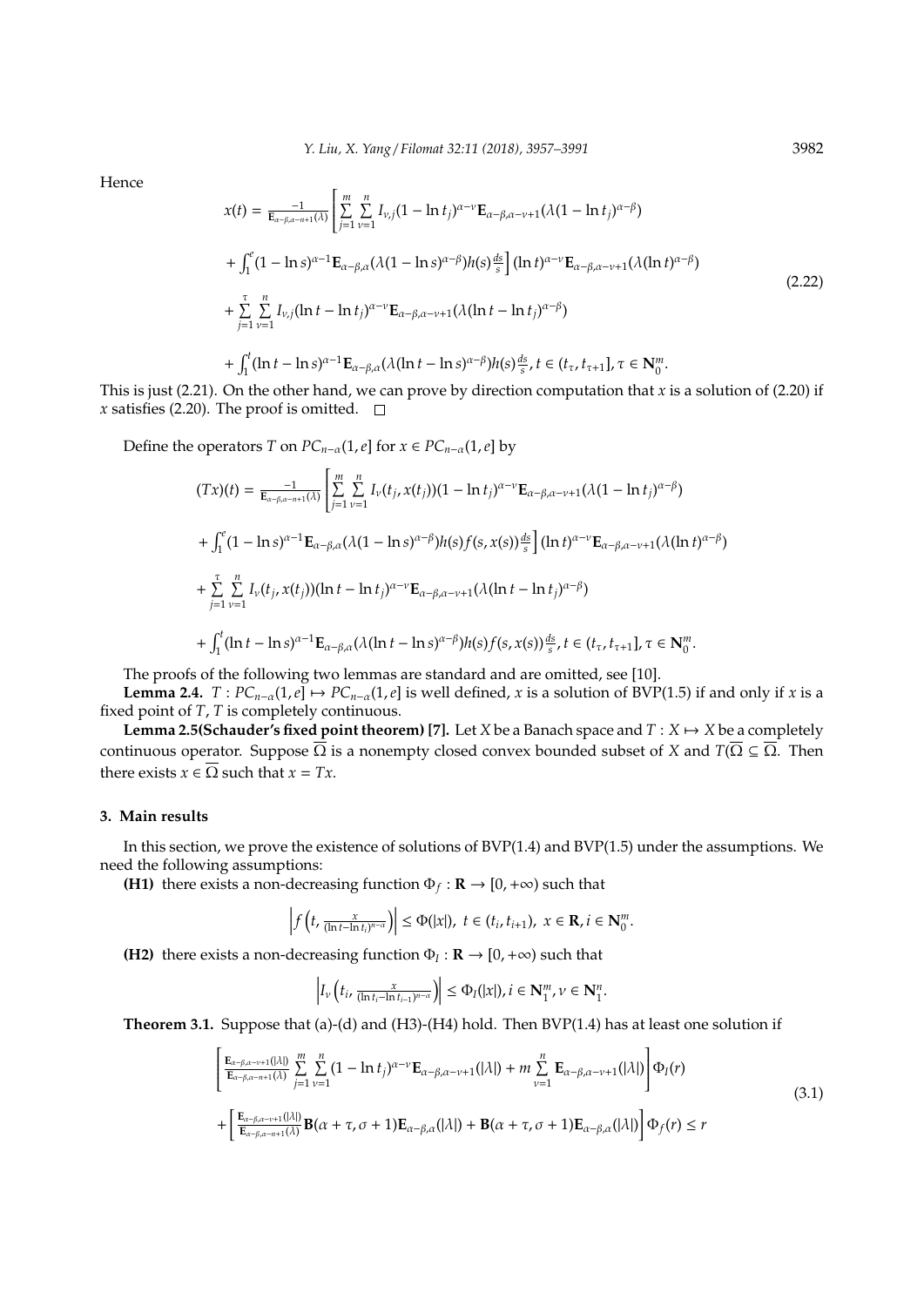Hence

$$
\begin{aligned}
x(t) &= \frac{-1}{\mathbf{E}_{\alpha-\beta,\alpha-n+1}(\lambda)}\left[\sum_{j=1}^{m}\sum_{\nu=1}^{n} I_{\nu,j}(1-\ln t_j)^{\alpha-\nu}\mathbf{E}_{\alpha-\beta,\alpha-\nu+1}(\lambda(1-\ln t_j)^{\alpha-\beta})\right.\\
&\left.+\int_1^e (1-\ln s)^{\alpha-1}\mathbf{E}_{\alpha-\beta,\alpha}(\lambda(1-\ln s)^{\alpha-\beta})h(s)\frac{ds}{s}\right](\ln t)^{\alpha-\nu}\mathbf{E}_{\alpha-\beta,\alpha-\nu+1}(\lambda(\ln t)^{\alpha-\beta})\\
&+\sum_{j=1}^{\tau}\sum_{\nu=1}^{n} I_{\nu,j}(\ln t-\ln t_j)^{\alpha-\nu}\mathbf{E}_{\alpha-\beta,\alpha-\nu+1}(\lambda(\ln t-\ln t_j)^{\alpha-\beta})\\
&+\int_1^t (\ln t-\ln s)^{\alpha-1}\mathbf{E}_{\alpha-\beta,\alpha}(\lambda(\ln t-\ln s)^{\alpha-\beta})h(s)\frac{ds}{s},\ t\in(t_\tau,t_{\tau+1}],\ \tau\in\mathbf{N}_0^m.
\end{aligned}
\tag{2.22}
$$

This is just (2.21). On the other hand, we can prove by direction computation that $x$ is a solution of (2.20) if $x$ satisfies (2.20). The proof is omitted. $\square$

Define the operators $T$ on $PC_{n-\alpha}(1,e]$ for $x\in PC_{n-\alpha}(1,e]$ by

$$
\begin{aligned}
(Tx)(t) &= \frac{-1}{\mathbf{E}_{\alpha-\beta,\alpha-n+1}(\lambda)}\left[\sum_{j=1}^{m}\sum_{\nu=1}^{n} I_{\nu}(t_j,x(t_j))(1-\ln t_j)^{\alpha-\nu}\mathbf{E}_{\alpha-\beta,\alpha-\nu+1}(\lambda(1-\ln t_j)^{\alpha-\beta})\right.\\
&\left.+\int_1^e (1-\ln s)^{\alpha-1}\mathbf{E}_{\alpha-\beta,\alpha}(\lambda(1-\ln s)^{\alpha-\beta})h(s)f(s,x(s))\frac{ds}{s}\right](\ln t)^{\alpha-\nu}\mathbf{E}_{\alpha-\beta,\alpha-\nu+1}(\lambda(\ln t)^{\alpha-\beta})\\
&+\sum_{j=1}^{\tau}\sum_{\nu=1}^{n} I_{\nu}(t_j,x(t_j))(\ln t-\ln t_j)^{\alpha-\nu}\mathbf{E}_{\alpha-\beta,\alpha-\nu+1}(\lambda(\ln t-\ln t_j)^{\alpha-\beta})\\
&+\int_1^t (\ln t-\ln s)^{\alpha-1}\mathbf{E}_{\alpha-\beta,\alpha}(\lambda(\ln t-\ln s)^{\alpha-\beta})h(s)f(s,x(s))\frac{ds}{s},\ t\in(t_\tau,t_{\tau+1}],\ \tau\in\mathbf{N}_0^m.
\end{aligned}
$$

The proofs of the following two lemmas are standard and are omitted, see [10].

**Lemma 2.4.** $T: PC_{n-\alpha}(1,e]\mapsto PC_{n-\alpha}(1,e]$ is well defined, $x$ is a solution of BVP(1.5) if and only if $x$ is a fixed point of $T$, $T$ is completely continuous.

**Lemma 2.5(Schauder's fixed point theorem) [7].** Let $X$ be a Banach space and $T: X\mapsto X$ be a completely continuous operator. Suppose $\overline{\Omega}$ is a nonempty closed convex bounded subset of $X$ and $T(\overline{\Omega}\subseteq\overline{\Omega}$. Then there exists $x\in\overline{\Omega}$ such that $x=Tx$.

## 3. Main results

In this section, we prove the existence of solutions of BVP(1.4) and BVP(1.5) under the assumptions. We need the following assumptions:

**(H1)** there exists a non-decreasing function $\Phi_f:\mathbf{R}\to[0,+\infty)$ such that

$$\left|f\left(t,\frac{x}{(\ln t-\ln t_i)^{n-\alpha}}\right)\right|\le\Phi(|x|),\ t\in(t_i,t_{i+1}),\ x\in\mathbf{R},i\in\mathbf{N}_0^m.$$

**(H2)** there exists a non-decreasing function $\Phi_I:\mathbf{R}\to[0,+\infty)$ such that

$$\left|I_\nu\left(t_i,\frac{x}{(\ln t_i-\ln t_{i-1})^{n-\alpha}}\right)\right|\le\Phi_I(|x|),i\in\mathbf{N}_1^m,\nu\in\mathbf{N}_1^n.$$

**Theorem 3.1.** Suppose that (a)-(d) and (H3)-(H4) hold. Then BVP(1.4) has at least one solution if

$$
\begin{aligned}
&\left[\frac{\mathbf{E}_{\alpha-\beta,\alpha-\nu+1}(|\lambda|)}{\mathbf{E}_{\alpha-\beta,\alpha-n+1}(\lambda)}\sum_{j=1}^{m}\sum_{\nu=1}^{n}(1-\ln t_j)^{\alpha-\nu}\mathbf{E}_{\alpha-\beta,\alpha-\nu+1}(|\lambda|)+m\sum_{\nu=1}^{n}\mathbf{E}_{\alpha-\beta,\alpha-\nu+1}(|\lambda|)\right]\Phi_I(r)\\
&+\left[\frac{\mathbf{E}_{\alpha-\beta,\alpha-\nu+1}(|\lambda|)}{\mathbf{E}_{\alpha-\beta,\alpha-n+1}(\lambda)}\mathbf{B}(\alpha+\tau,\sigma+1)\mathbf{E}_{\alpha-\beta,\alpha}(|\lambda|)+\mathbf{B}(\alpha+\tau,\sigma+1)\mathbf{E}_{\alpha-\beta,\alpha}(|\lambda|)\right]\Phi_f(r)\le r
\end{aligned}
\tag{3.1}
$$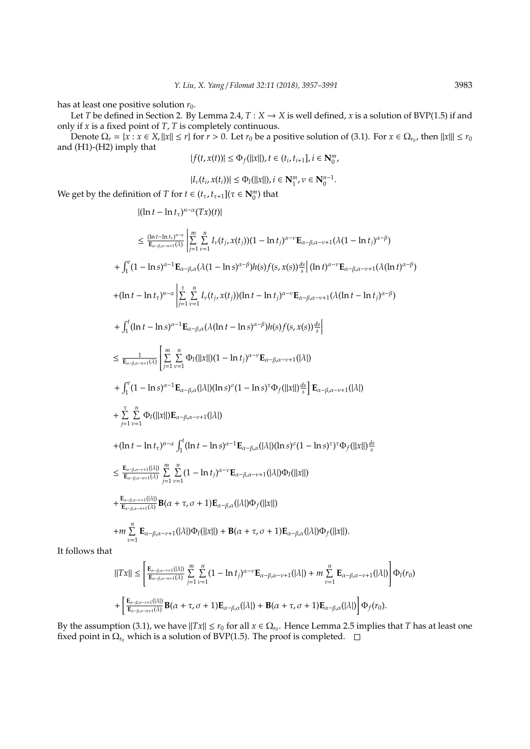has at least one positive solution $r_0$.

Let $T$ be defined in Section 2. By Lemma 2.4, $T : X \to X$ is well defined, $x$ is a solution of BVP(1.5) if and only if $x$ is a fixed point of $T$, $T$ is completely continuous.

Denote $\Omega_r = \{x : x \in X, \|x\| \le r\}$ for $r > 0$. Let $r_0$ be a positive solution of (3.1). For $x \in \Omega_{r_0}$, then $\|x\|| \le r_0$ and (H1)-(H2) imply that

$$|f(t, x(t))| \le \Phi_f(\|x\|), t \in (t_i, t_{i+1}], i \in \mathbf{N}_0^m,$$

$$|I_\nu(t_i, x(t_i))| \le \Phi_I(\|x\|), i \in \mathbf{N}_1^m, \nu \in \mathbf{N}_0^{n-1}.$$

We get by the definition of $T$ for $t \in (t_\tau, t_{\tau+1}](\tau \in \mathbf{N}_0^m)$ that

$$
\begin{aligned}
&|(\ln t - \ln t_\tau)^{n-\alpha}(Tx)(t)| \\
&\le \tfrac{(\ln t - \ln t_\tau)^{n-\alpha}}{\mathbf{E}_{\alpha-\beta,\alpha-n+1}(\lambda)} \left| \sum_{j=1}^{m} \sum_{\nu=1}^{n} I_\nu(t_j, x(t_j))(1 - \ln t_j)^{\alpha-\nu} \mathbf{E}_{\alpha-\beta,\alpha-\nu+1}(\lambda(1 - \ln t_j)^{\alpha-\beta}) \right. \\
&+ \left. \int_1^e (1 - \ln s)^{\alpha-1} \mathbf{E}_{\alpha-\beta,\alpha}(\lambda(1 - \ln s)^{\alpha-\beta}) h(s) f(s, x(s)) \tfrac{ds}{s} \right| (\ln t)^{\alpha-\nu} \mathbf{E}_{\alpha-\beta,\alpha-\nu+1}(\lambda(\ln t)^{\alpha-\beta}) \\
&+ (\ln t - \ln t_\tau)^{n-\alpha} \left| \sum_{j=1}^{\tau} \sum_{\nu=1}^{n} I_\nu(t_j, x(t_j))(\ln t - \ln t_j)^{\alpha-\nu} \mathbf{E}_{\alpha-\beta,\alpha-\nu+1}(\lambda(\ln t - \ln t_j)^{\alpha-\beta}) \right. \\
&+ \left. \int_1^t (\ln t - \ln s)^{\alpha-1} \mathbf{E}_{\alpha-\beta,\alpha}(\lambda(\ln t - \ln s)^{\alpha-\beta}) h(s) f(s, x(s)) \tfrac{ds}{s} \right| \\
&\le \tfrac{1}{\mathbf{E}_{\alpha-\beta,\alpha-n+1}(\lambda)} \left[ \sum_{j=1}^{m} \sum_{\nu=1}^{n} \Phi_I(\|x\|)(1 - \ln t_j)^{\alpha-\nu} \mathbf{E}_{\alpha-\beta,\alpha-\nu+1}(|\lambda|) \right. \\
&+ \left. \int_1^e (1 - \ln s)^{\alpha-1} \mathbf{E}_{\alpha-\beta,\alpha}(|\lambda|)(\ln s)^\sigma (1 - \ln s)^\tau \Phi_f(\|x\|) \tfrac{ds}{s} \right] \mathbf{E}_{\alpha-\beta,\alpha-\nu+1}(|\lambda|) \\
&+ \sum_{j=1}^{\tau} \sum_{\nu=1}^{n} \Phi_I(\|x\|) \mathbf{E}_{\alpha-\beta,\alpha-\nu+1}(|\lambda|) \\
&+ (\ln t - \ln t_\tau)^{n-\alpha} \int_1^t (\ln t - \ln s)^{\alpha-1} \mathbf{E}_{\alpha-\beta,\alpha}(|\lambda|)(\ln s)^\sigma (1 - \ln s)^\tau) ^\tau \Phi_f(\|x\|) \tfrac{ds}{s} \\
&\le \tfrac{\mathbf{E}_{\alpha-\beta,\alpha-\nu+1}(|\lambda|)}{\mathbf{E}_{\alpha-\beta,\alpha-n+1}(\lambda)} \sum_{j=1}^{m} \sum_{\nu=1}^{n} (1 - \ln t_j)^{\alpha-\nu} \mathbf{E}_{\alpha-\beta,\alpha-\nu+1}(|\lambda|) \Phi_I(\|x\|) \\
&+ \tfrac{\mathbf{E}_{\alpha-\beta,\alpha-\nu+1}(|\lambda|)}{\mathbf{E}_{\alpha-\beta,\alpha-n+1}(\lambda)} \mathbf{B}(\alpha + \tau, \sigma + 1) \mathbf{E}_{\alpha-\beta,\alpha}(|\lambda|) \Phi_f(\|x\|) \\
&+ m \sum_{\nu=1}^{n} \mathbf{E}_{\alpha-\beta,\alpha-\nu+1}(|\lambda|) \Phi_I(\|x\|) + \mathbf{B}(\alpha + \tau, \sigma + 1) \mathbf{E}_{\alpha-\beta,\alpha}(|\lambda|) \Phi_f(\|x\|).
\end{aligned}
$$

It follows that

$$
\begin{aligned}
\|Tx\| &\le \left[ \tfrac{\mathbf{E}_{\alpha-\beta,\alpha-\nu+1}(|\lambda|)}{\mathbf{E}_{\alpha-\beta,\alpha-n+1}(\lambda)} \sum_{j=1}^{m} \sum_{\nu=1}^{n} (1 - \ln t_j)^{\alpha-\nu} \mathbf{E}_{\alpha-\beta,\alpha-\nu+1}(|\lambda|) + m \sum_{\nu=1}^{n} \mathbf{E}_{\alpha-\beta,\alpha-\nu+1}(|\lambda|) \right] \Phi_I(r_0) \\
&+ \left[ \tfrac{\mathbf{E}_{\alpha-\beta,\alpha-\nu+1}(|\lambda|)}{\mathbf{E}_{\alpha-\beta,\alpha-n+1}(\lambda)} \mathbf{B}(\alpha + \tau, \sigma + 1) \mathbf{E}_{\alpha-\beta,\alpha}(|\lambda|) + \mathbf{B}(\alpha + \tau, \sigma + 1) \mathbf{E}_{\alpha-\beta,\alpha}(|\lambda|) \right] \Phi_f(r_0).
\end{aligned}
$$

By the assumption (3.1), we have $\|Tx\| \le r_0$ for all $x \in \Omega_{r_0}$. Hence Lemma 2.5 implies that $T$ has at least one fixed point in $\Omega_{r_0}$ which is a solution of BVP(1.5). The proof is completed. $\square$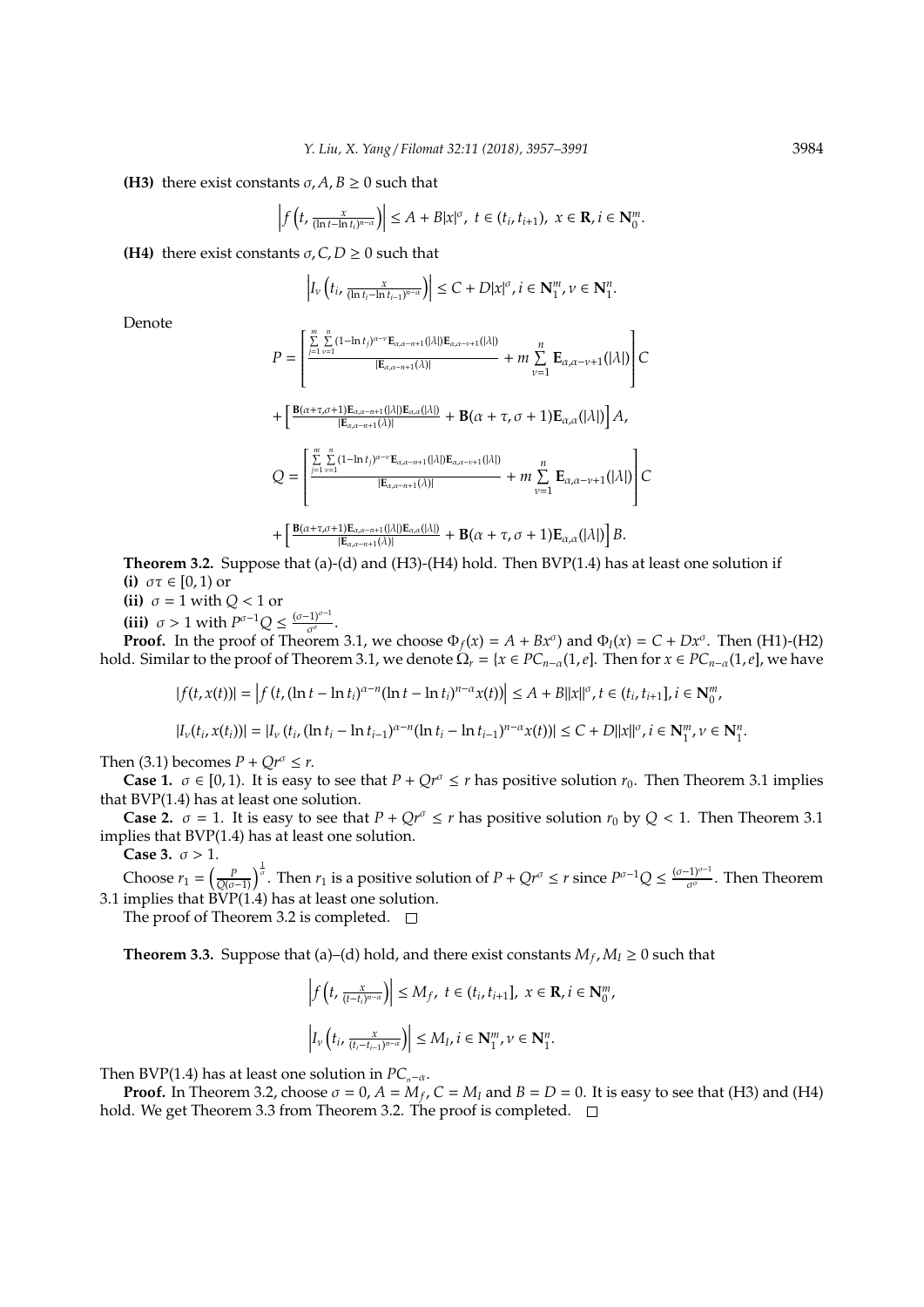**(H3)** there exist constants $\sigma, A, B \geq 0$ such that

$$\left| f\left(t, \frac{x}{(\ln t - \ln t_i)^{n-\alpha}}\right) \right| \leq A + B|x|^\sigma, \ t \in (t_i, t_{i+1}), \ x \in \mathbf{R}, i \in \mathbf{N}_0^m.$$

**(H4)** there exist constants $\sigma, C, D \geq 0$ such that

$$\left| I_\nu\left(t_i, \frac{x}{(\ln t_i - \ln t_{i-1})^{n-\alpha}}\right) \right| \leq C + D|x|^\sigma, i \in \mathbf{N}_1^m, \nu \in \mathbf{N}_1^n.$$

Denote

$$P = \left[ \frac{\sum_{j=1}^{m}\sum_{\nu=1}^{n}(1-\ln t_j)^{\alpha-\nu}\mathbf{E}_{\alpha,\alpha-n+1}(|\lambda|)\mathbf{E}_{\alpha,\alpha-\nu+1}(|\lambda|)}{|\mathbf{E}_{\alpha,\alpha-n+1}(\lambda)|} + m\sum_{\nu=1}^{n}\mathbf{E}_{\alpha,\alpha-\nu+1}(|\lambda|) \right] C$$

$$+ \left[ \frac{\mathbf{B}(\alpha+\tau,\sigma+1)\mathbf{E}_{\alpha,\alpha-n+1}(|\lambda|)\mathbf{E}_{\alpha,\alpha}(|\lambda|)}{|\mathbf{E}_{\alpha,\alpha-n+1}(\lambda)|} + \mathbf{B}(\alpha+\tau,\sigma+1)\mathbf{E}_{\alpha,\alpha}(|\lambda|) \right] A,$$

$$Q = \left[ \frac{\sum_{j=1}^{m}\sum_{\nu=1}^{n}(1-\ln t_j)^{\alpha-\nu}\mathbf{E}_{\alpha,\alpha-n+1}(|\lambda|)\mathbf{E}_{\alpha,\alpha-\nu+1}(|\lambda|)}{|\mathbf{E}_{\alpha,\alpha-n+1}(\lambda)|} + m\sum_{\nu=1}^{n}\mathbf{E}_{\alpha,\alpha-\nu+1}(|\lambda|) \right] C$$

$$+ \left[ \frac{\mathbf{B}(\alpha+\tau,\sigma+1)\mathbf{E}_{\alpha,\alpha-n+1}(|\lambda|)\mathbf{E}_{\alpha,\alpha}(|\lambda|)}{|\mathbf{E}_{\alpha,\alpha-n+1}(\lambda)|} + \mathbf{B}(\alpha+\tau,\sigma+1)\mathbf{E}_{\alpha,\alpha}(|\lambda|) \right] B.$$

**Theorem 3.2.** Suppose that (a)-(d) and (H3)-(H4) hold. Then BVP(1.4) has at least one solution if
**(i)** $\sigma\tau \in [0,1)$ or
**(ii)** $\sigma = 1$ with $Q < 1$ or
**(iii)** $\sigma > 1$ with $P^{\sigma-1}Q \leq \frac{(\sigma-1)^{\sigma-1}}{\sigma^\sigma}$.

**Proof.** In the proof of Theorem 3.1, we choose $\Phi_f(x) = A + Bx^\sigma$) and $\Phi_I(x) = C + Dx^\sigma$. Then (H1)-(H2) hold. Similar to the proof of Theorem 3.1, we denote $\Omega_r = \{x \in PC_{n-\alpha}(1,e]$. Then for $x \in PC_{n-\alpha}(1,e]$, we have

$$|f(t,x(t))| = \left| f\left(t, (\ln t - \ln t_i)^{\alpha-n}(\ln t - \ln t_i)^{n-\alpha}x(t)\right) \right| \leq A + B\|x\|^\sigma, t \in (t_i, t_{i+1}], i \in \mathbf{N}_0^m,$$

$$|I_\nu(t_i, x(t_i))| = |I_\nu\left(t_i, (\ln t_i - \ln t_{i-1})^{\alpha-n}(\ln t_i - \ln t_{i-1})^{n-\alpha}x(t)\right)| \leq C + D\|x\|^\sigma, i \in \mathbf{N}_1^m, \nu \in \mathbf{N}_1^n.$$

Then (3.1) becomes $P + Qr^\sigma \leq r$.

**Case 1.** $\sigma \in [0,1)$. It is easy to see that $P + Qr^\sigma \leq r$ has positive solution $r_0$. Then Theorem 3.1 implies that BVP(1.4) has at least one solution.

**Case 2.** $\sigma = 1$. It is easy to see that $P + Qr^\sigma \leq r$ has positive solution $r_0$ by $Q < 1$. Then Theorem 3.1 implies that BVP(1.4) has at least one solution.

**Case 3.** $\sigma > 1$.

Choose $r_1 = \left(\frac{P}{Q(\sigma-1)}\right)^{\frac{1}{\sigma}}$. Then $r_1$ is a positive solution of $P + Qr^\sigma \leq r$ since $P^{\sigma-1}Q \leq \frac{(\sigma-1)^{\sigma-1}}{\sigma^\sigma}$. Then Theorem 3.1 implies that BVP(1.4) has at least one solution.

The proof of Theorem 3.2 is completed. $\square$

**Theorem 3.3.** Suppose that (a)–(d) hold, and there exist constants $M_f, M_I \geq 0$ such that

$$\left| f\left(t, \frac{x}{(t-t_i)^{n-\alpha}}\right) \right| \leq M_f, \ t \in (t_i, t_{i+1}], \ x \in \mathbf{R}, i \in \mathbf{N}_0^m,$$

$$\left| I_\nu\left(t_i, \frac{x}{(t_i - t_{i-1})^{n-\alpha}}\right) \right| \leq M_I, i \in \mathbf{N}_1^m, \nu \in \mathbf{N}_1^n.$$

Then BVP(1.4) has at least one solution in $PC_{n-\alpha}$.

**Proof.** In Theorem 3.2, choose $\sigma = 0$, $A = M_f$, $C = M_I$ and $B = D = 0$. It is easy to see that (H3) and (H4) hold. We get Theorem 3.3 from Theorem 3.2. The proof is completed. $\square$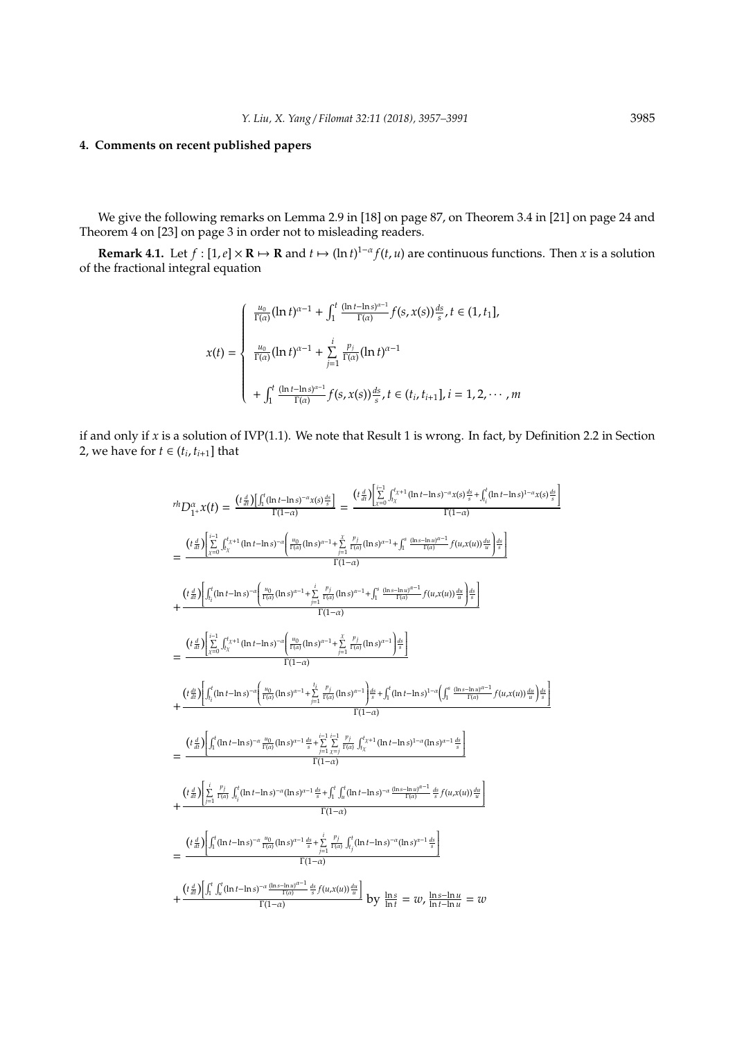## 4. Comments on recent published papers

We give the following remarks on Lemma 2.9 in [18] on page 87, on Theorem 3.4 in [21] on page 24 and Theorem 4 on [23] on page 3 in order not to misleading readers.

**Remark 4.1.** Let $f : [1, e] \times \mathbf{R} \mapsto \mathbf{R}$ and $t \mapsto (\ln t)^{1-\alpha} f(t, u)$ are continuous functions. Then $x$ is a solution of the fractional integral equation

$$
x(t) = \begin{cases} \frac{u_0}{\Gamma(\alpha)}(\ln t)^{\alpha-1} + \int_1^t \frac{(\ln t - \ln s)^{\alpha-1}}{\Gamma(\alpha)} f(s, x(s))\frac{ds}{s}, t \in (1, t_1], \\ \frac{u_0}{\Gamma(\alpha)}(\ln t)^{\alpha-1} + \sum\limits_{j=1}^{i} \frac{p_j}{\Gamma(\alpha)}(\ln t)^{\alpha-1} \\ + \int_1^t \frac{(\ln t - \ln s)^{\alpha-1}}{\Gamma(\alpha)} f(s, x(s))\frac{ds}{s}, t \in (t_i, t_{i+1}], i = 1, 2, \cdots, m \end{cases}
$$

if and only if $x$ is a solution of IVP(1.1). We note that Result 1 is wrong. In fact, by Definition 2.2 in Section 2, we have for $t \in (t_i, t_{i+1}]$ that

$$
\begin{aligned}
{}^{rh}D_{1^+}^{\alpha} x(t) &= \frac{\left(t\frac{d}{dt}\right)\left[\int_1^t (\ln t - \ln s)^{-\alpha} x(s)\frac{ds}{s}\right]}{\Gamma(1-\alpha)} = \frac{\left(t\frac{d}{dt}\right)\left[\sum\limits_{\chi=0}^{i-1}\int_{t_\chi}^{t_{\chi+1}} (\ln t - \ln s)^{-\alpha} x(s)\frac{ds}{s} + \int_{t_i}^t (\ln t - \ln s)^{1-\alpha} x(s)\frac{ds}{s}\right]}{\Gamma(1-\alpha)} \\
&= \frac{\left(t\frac{d}{dt}\right)\left[\sum\limits_{\chi=0}^{i-1}\int_{t_\chi}^{t_{\chi+1}} (\ln t - \ln s)^{-\alpha}\left(\frac{u_0}{\Gamma(\alpha)}(\ln s)^{\alpha-1} + \sum\limits_{j=1}^{\chi}\frac{p_j}{\Gamma(\alpha)}(\ln s)^{\alpha-1} + \int_1^s \frac{(\ln s - \ln u)^{\alpha-1}}{\Gamma(\alpha)} f(u, x(u))\frac{du}{u}\right)\frac{ds}{s}\right]}{\Gamma(1-\alpha)} \\
&+ \frac{\left(t\frac{d}{dt}\right)\left[\int_{t_i}^t (\ln t - \ln s)^{-\alpha}\left(\frac{u_0}{\Gamma(\alpha)}(\ln s)^{\alpha-1} + \sum\limits_{j=1}^{i}\frac{p_j}{\Gamma(\alpha)}(\ln s)^{\alpha-1} + \int_1^s \frac{(\ln s - \ln u)^{\alpha-1}}{\Gamma(\alpha)} f(u, x(u))\frac{du}{u}\right)\frac{ds}{s}\right]}{\Gamma(1-\alpha)} \\
&= \frac{\left(t\frac{d}{dt}\right)\left[\sum\limits_{\chi=0}^{i-1}\int_{t_\chi}^{t_{\chi+1}} (\ln t - \ln s)^{-\alpha}\left(\frac{u_0}{\Gamma(\alpha)}(\ln s)^{\alpha-1} + \sum\limits_{j=1}^{\chi}\frac{p_j}{\Gamma(\alpha)}(\ln s)^{\alpha-1}\right)\frac{ds}{s}\right]}{\Gamma(1-\alpha)} \\
&+ \frac{\left(t\frac{du}{dt}\right)\left[\int_{t_i}^t (\ln t - \ln s)^{-\alpha}\left(\frac{u_0}{\Gamma(\alpha)}(\ln s)^{\alpha-1} + \sum\limits_{j=1}^{t_i}\frac{p_j}{\Gamma(\alpha)}(\ln s)^{\alpha-1}\right)\frac{ds}{s} + \int_1^t (\ln t - \ln s)^{1-\alpha}\left(\int_1^s \frac{(\ln s - \ln u)^{\alpha-1}}{\Gamma(\alpha)} f(u, x(u))\frac{du}{u}\right)\frac{ds}{s}\right]}{\Gamma(1-\alpha)} \\
&= \frac{\left(t\frac{d}{dt}\right)\left[\int_1^t (\ln t - \ln s)^{-\alpha}\frac{u_0}{\Gamma(\alpha)}(\ln s)^{\alpha-1}\frac{ds}{s} + \sum\limits_{j=1}^{i-1}\sum\limits_{\chi=j}^{i-1}\frac{p_j}{\Gamma(\alpha)}\int_{t_\chi}^{t_{\chi+1}} (\ln t - \ln s)^{1-\alpha}(\ln s)^{\alpha-1}\frac{ds}{s}\right]}{\Gamma(1-\alpha)} \\
&+ \frac{\left(t\frac{d}{dt}\right)\left[\sum\limits_{j=1}^{i}\frac{p_j}{\Gamma(\alpha)}\int_{t_j}^t (\ln t - \ln s)^{-\alpha}(\ln s)^{\alpha-1}\frac{ds}{s} + \int_1^t\int_u^t (\ln t - \ln s)^{-\alpha}\frac{(\ln s - \ln u)^{\alpha-1}}{\Gamma(\alpha)}\frac{ds}{s} f(u, x(u))\frac{du}{u}\right]}{\Gamma(1-\alpha)} \\
&= \frac{\left(t\frac{d}{dt}\right)\left[\int_1^t (\ln t - \ln s)^{-\alpha}\frac{u_0}{\Gamma(\alpha)}(\ln s)^{\alpha-1}\frac{ds}{s} + \sum\limits_{j=1}^{i}\frac{p_j}{\Gamma(\alpha)}\int_{t_j}^t (\ln t - \ln s)^{-\alpha}(\ln s)^{\alpha-1}\frac{ds}{s}\right]}{\Gamma(1-\alpha)} \\
&+ \frac{\left(t\frac{d}{dt}\right)\left[\int_1^t\int_u^t (\ln t - \ln s)^{-\alpha}\frac{(\ln s - \ln u)^{\alpha-1}}{\Gamma(\alpha)}\frac{ds}{s} f(u, x(u))\frac{du}{u}\right]}{\Gamma(1-\alpha)} \text{ by } \frac{\ln s}{\ln t} = w, \frac{\ln s - \ln u}{\ln t - \ln u} = w
\end{aligned}
$$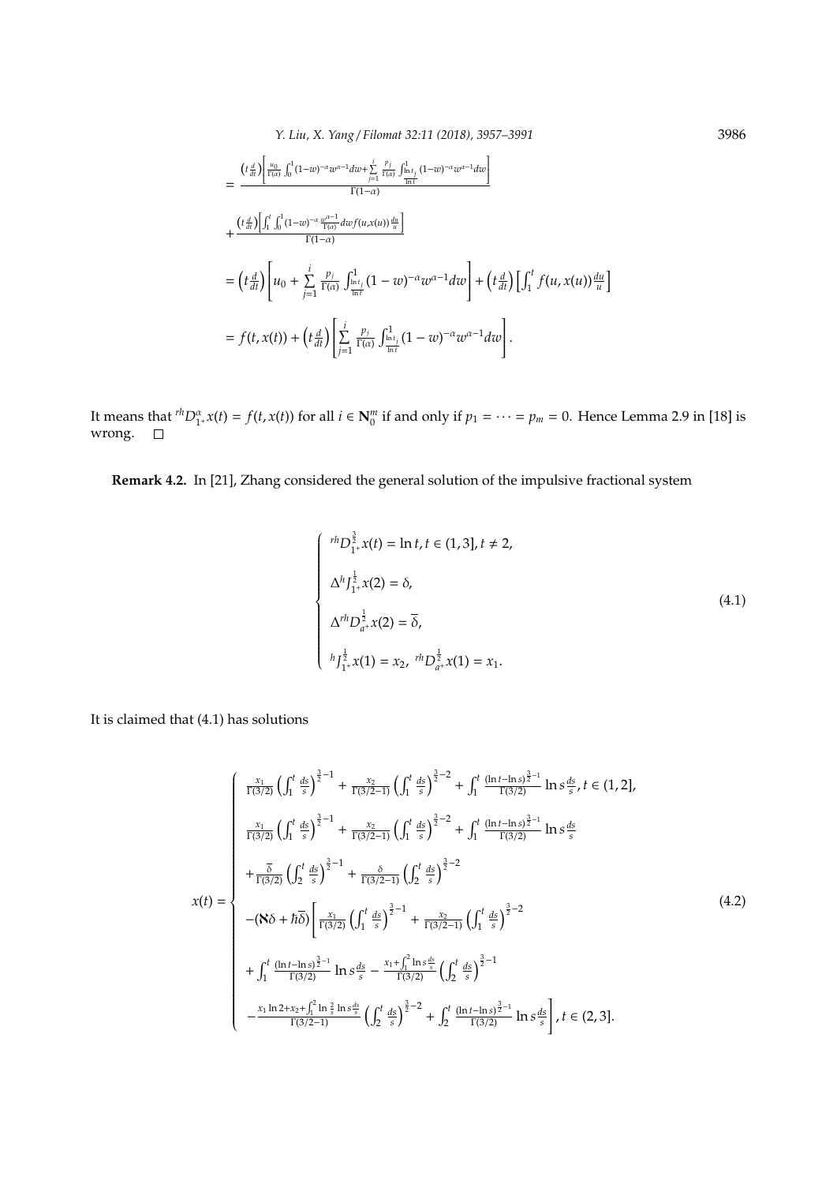$$= \frac{\left(t\frac{d}{dt}\right)\left[\frac{u_0}{\Gamma(\alpha)}\int_0^1(1-w)^{-\alpha}w^{\alpha-1}dw+\sum\limits_{j=1}^{i}\frac{p_j}{\Gamma(\alpha)}\int_{\frac{\ln t_j}{\ln t}}^1(1-w)^{-\alpha}w^{\alpha-1}dw\right]}{\Gamma(1-\alpha)}$$

$$+\frac{\left(t\frac{d}{dt}\right)\left[\int_1^t\int_0^1(1-w)^{-\alpha}\frac{w^{\alpha-1}}{\Gamma(\alpha)}dwf(u,x(u))\frac{du}{u}\right]}{\Gamma(1-\alpha)}$$

$$= \left(t\frac{d}{dt}\right)\left[u_0+\sum_{j=1}^{i}\frac{p_j}{\Gamma(\alpha)}\int_{\frac{\ln t_j}{\ln t}}^1(1-w)^{-\alpha}w^{\alpha-1}dw\right]+\left(t\frac{d}{dt}\right)\left[\int_1^t f(u,x(u))\frac{du}{u}\right]$$

$$= f(t,x(t))+\left(t\frac{d}{dt}\right)\left[\sum_{j=1}^{i}\frac{p_j}{\Gamma(\alpha)}\int_{\frac{\ln t_j}{\ln t}}^1(1-w)^{-\alpha}w^{\alpha-1}dw\right].$$

It means that ${}^{rh}D_{1^+}^{\alpha}x(t) = f(t,x(t))$ for all $i \in \mathbf{N}_0^m$ if and only if $p_1 = \cdots = p_m = 0$. Hence Lemma 2.9 in [18] is wrong. $\square$

**Remark 4.2.** In [21], Zhang considered the general solution of the impulsive fractional system

$$\begin{cases} {}^{rh}D_{1^+}^{\frac{3}{2}}x(t) = \ln t, t \in (1,3], t \neq 2, \\ \Delta^h J_{1^+}^{\frac{1}{2}}x(2) = \delta, \\ \Delta^{rh}D_{a^+}^{\frac{1}{2}}x(2) = \overline{\delta}, \\ {}^h J_{1^+}^{\frac{1}{2}}x(1) = x_2,\ {}^{rh}D_{a^+}^{\frac{1}{2}}x(1) = x_1. \end{cases} \tag{4.1}$$

It is claimed that (4.1) has solutions

$$x(t) = \begin{cases} \frac{x_1}{\Gamma(3/2)}\left(\int_1^t\frac{ds}{s}\right)^{\frac{3}{2}-1}+\frac{x_2}{\Gamma(3/2-1)}\left(\int_1^t\frac{ds}{s}\right)^{\frac{3}{2}-2}+\int_1^t\frac{(\ln t-\ln s)^{\frac{3}{2}-1}}{\Gamma(3/2)}\ln s\frac{ds}{s}, t\in(1,2], \\ \frac{x_1}{\Gamma(3/2)}\left(\int_1^t\frac{ds}{s}\right)^{\frac{3}{2}-1}+\frac{x_2}{\Gamma(3/2-1)}\left(\int_1^t\frac{ds}{s}\right)^{\frac{3}{2}-2}+\int_1^t\frac{(\ln t-\ln s)^{\frac{3}{2}-1}}{\Gamma(3/2)}\ln s\frac{ds}{s} \\ +\frac{\overline{\delta}}{\Gamma(3/2)}\left(\int_2^t\frac{ds}{s}\right)^{\frac{3}{2}-1}+\frac{\delta}{\Gamma(3/2-1)}\left(\int_2^t\frac{ds}{s}\right)^{\frac{3}{2}-2} \\ -(\aleph\delta+\hbar\overline{\delta})\left[\frac{x_1}{\Gamma(3/2)}\left(\int_1^t\frac{ds}{s}\right)^{\frac{3}{2}-1}+\frac{x_2}{\Gamma(3/2-1)}\left(\int_1^t\frac{ds}{s}\right)^{\frac{3}{2}-2}\right. \\ +\int_1^t\frac{(\ln t-\ln s)^{\frac{3}{2}-1}}{\Gamma(3/2)}\ln s\frac{ds}{s}-\frac{x_1+\int_1^2\ln s\frac{ds}{s}}{\Gamma(3/2)}\left(\int_2^t\frac{ds}{s}\right)^{\frac{3}{2}-1} \\ \left.-\frac{x_1\ln 2+x_2+\int_1^2\ln\frac{2}{s}\ln s\frac{ds}{s}}{\Gamma(3/2-1)}\left(\int_2^t\frac{ds}{s}\right)^{\frac{3}{2}-2}+\int_2^t\frac{(\ln t-\ln s)^{\frac{3}{2}-1}}{\Gamma(3/2)}\ln s\frac{ds}{s}\right], t\in(2,3]. \end{cases} \tag{4.2}$$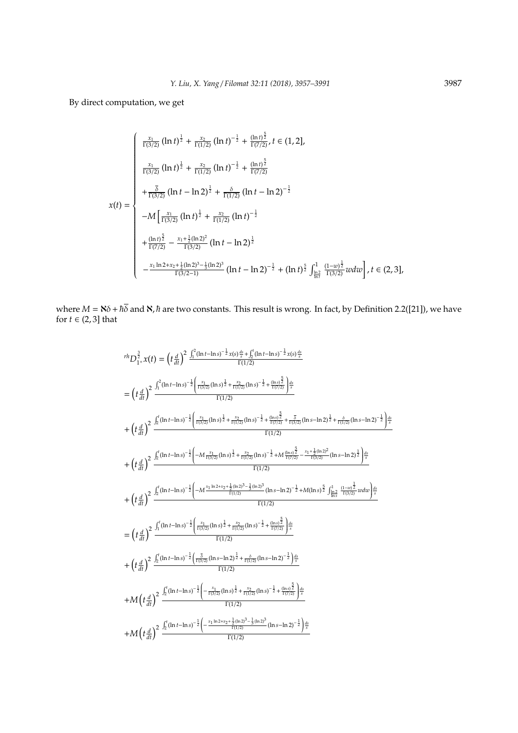By direct computation, we get

$$
x(t)=\begin{cases}
\frac{x_1}{\Gamma(3/2)}\left(\ln t\right)^{\frac{1}{2}}+\frac{x_2}{\Gamma(1/2)}\left(\ln t\right)^{-\frac{1}{2}}+\frac{(\ln t)^{\frac{5}{2}}}{\Gamma(7/2)}, t\in(1,2],\\
\frac{x_1}{\Gamma(3/2)}\left(\ln t\right)^{\frac{1}{2}}+\frac{x_2}{\Gamma(1/2)}\left(\ln t\right)^{-\frac{1}{2}}+\frac{(\ln t)^{\frac{5}{2}}}{\Gamma(7/2)}\\
+\frac{\overline{\delta}}{\Gamma(3/2)}\left(\ln t-\ln 2\right)^{\frac{1}{2}}+\frac{\delta}{\Gamma(1/2)}\left(\ln t-\ln 2\right)^{-\frac{1}{2}}\\
-M\Big[\frac{x_1}{\Gamma(3/2)}\left(\ln t\right)^{\frac{1}{2}}+\frac{x_2}{\Gamma(1/2)}\left(\ln t\right)^{-\frac{1}{2}}\\
+\frac{(\ln t)^{\frac{5}{2}}}{\Gamma(7/2)}-\frac{x_1+\frac{1}{2}(\ln 2)^2}{\Gamma(3/2)}\left(\ln t-\ln 2\right)^{\frac{1}{2}}\\
-\frac{x_1\ln 2+x_2+\frac{1}{2}(\ln 2)^3-\frac{1}{3}(\ln 2)^3}{\Gamma(3/2-1)}\left(\ln t-\ln 2\right)^{-\frac{1}{2}}+(\ln t)^{\frac{5}{2}}\int_{\frac{\ln 2}{\ln t}}^{1}\frac{(1-w)^{\frac{1}{2}}}{\Gamma(3/2)}wdw\Big], t\in(2,3],
\end{cases}
$$

where $M=\aleph\delta+\hbar\overline{\delta}$ and $\aleph,\hbar$ are two constants. This result is wrong. In fact, by Definition 2.2([21]), we have for $t\in(2,3]$ that

$$
\begin{aligned}
{}^{rh}D_{1^+}^{\frac{3}{2}}x(t)&=\left(t\frac{d}{dt}\right)^2\frac{\int_1^2(\ln t-\ln s)^{-\frac{1}{2}}x(s)\frac{ds}{s}+\int_2^t(\ln t-\ln s)^{-\frac{1}{2}}x(s)\frac{ds}{s}}{\Gamma(1/2)}\\
&=\left(t\frac{d}{dt}\right)^2\frac{\int_1^2(\ln t-\ln s)^{-\frac{1}{2}}\left(\frac{x_1}{\Gamma(3/2)}(\ln s)^{\frac{1}{2}}+\frac{x_2}{\Gamma(1/2)}(\ln s)^{-\frac{1}{2}}+\frac{(\ln s)^{\frac{5}{2}}}{\Gamma(7/2)}\right)\frac{ds}{s}}{\Gamma(1/2)}\\
&+\left(t\frac{d}{dt}\right)^2\frac{\int_2^t(\ln t-\ln s)^{-\frac{1}{2}}\left(\frac{x_1}{\Gamma(3/2)}(\ln s)^{\frac{1}{2}}+\frac{x_2}{\Gamma(1/2)}(\ln s)^{-\frac{1}{2}}+\frac{(\ln s)^{\frac{5}{2}}}{\Gamma(7/2)}+\frac{\overline{\delta}}{\Gamma(3/2)}(\ln s-\ln 2)^{\frac{1}{2}}+\frac{\delta}{\Gamma(1/2)}(\ln s-\ln 2)^{-\frac{1}{2}}\right)\frac{ds}{s}}{\Gamma(1/2)}\\
&+\left(t\frac{d}{dt}\right)^2\frac{\int_2^t(\ln t-\ln s)^{-\frac{1}{2}}\left(-M\frac{x_1}{\Gamma(3/2)}(\ln s)^{\frac{1}{2}}+\frac{x_2}{\Gamma(1/2)}(\ln s)^{-\frac{1}{2}}+M\frac{(\ln s)^{\frac{5}{2}}}{\Gamma(7/2)}-\frac{x_1+\frac{1}{2}(\ln 2)^2}{\Gamma(3/2)}(\ln s-\ln 2)^{\frac{1}{2}}\right)\frac{ds}{s}}{\Gamma(1/2)}\\
&+\left(t\frac{d}{dt}\right)^2\frac{\int_2^t(\ln t-\ln s)^{-\frac{1}{2}}\left(-M\frac{x_1\ln 2+x_2+\frac{1}{2}(\ln 2)^3-\frac{1}{3}(\ln 2)^3}{\Gamma(1/2)}(\ln s-\ln 2)^{-\frac{1}{2}}+M(\ln s)^{\frac{5}{2}}\int_{\frac{\ln 2}{\ln s}}^{1}\frac{(1-w)^{\frac{1}{2}}}{\Gamma(3/2)}wdw\right)\frac{ds}{s}}{\Gamma(1/2)}\\
&=\left(t\frac{d}{dt}\right)^2\frac{\int_1^t(\ln t-\ln s)^{-\frac{1}{2}}\left(\frac{x_1}{\Gamma(3/2)}(\ln s)^{\frac{1}{2}}+\frac{x_2}{\Gamma(1/2)}(\ln s)^{-\frac{1}{2}}+\frac{(\ln s)^{\frac{5}{2}}}{\Gamma(7/2)}\right)\frac{ds}{s}}{\Gamma(1/2)}\\
&+\left(t\frac{d}{dt}\right)^2\frac{\int_2^t(\ln t-\ln s)^{-\frac{1}{2}}\left(\frac{\overline{\delta}}{\Gamma(3/2)}(\ln s-\ln 2)^{\frac{1}{2}}+\frac{\delta}{\Gamma(1/2)}(\ln s-\ln 2)^{-\frac{1}{2}}\right)\frac{ds}{s}}{\Gamma(1/2)}\\
&+M\left(t\frac{d}{dt}\right)^2\frac{\int_2^t(\ln t-\ln s)^{-\frac{1}{2}}\left(-\frac{x_1}{\Gamma(3/2)}(\ln s)^{\frac{1}{2}}+\frac{x_2}{\Gamma(1/2)}(\ln s)^{-\frac{1}{2}}+\frac{(\ln s)^{\frac{5}{2}}}{\Gamma(7/2)}\right)\frac{ds}{s}}{\Gamma(1/2)}\\
&+M\left(t\frac{d}{dt}\right)^2\frac{\int_2^t(\ln t-\ln s)^{-\frac{1}{2}}\left(-\frac{x_1\ln 2+x_2+\frac{1}{2}(\ln 2)^3-\frac{1}{3}(\ln 2)^3}{\Gamma(1/2)}(\ln s-\ln 2)^{-\frac{1}{2}}\right)\frac{ds}{s}}{\Gamma(1/2)}
\end{aligned}
$$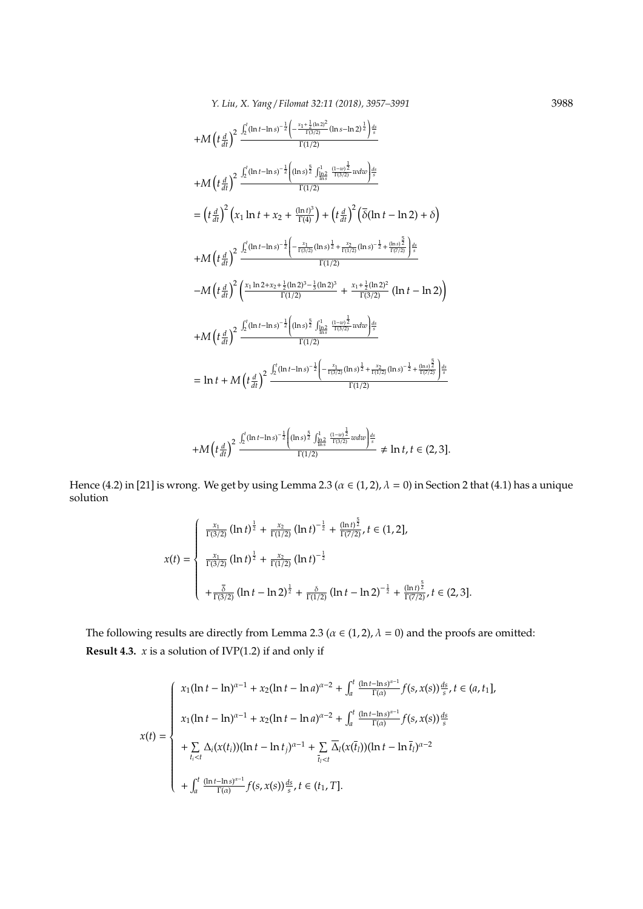$$+M\left(t\frac{d}{dt}\right)^2 \frac{\int_2^t (\ln t-\ln s)^{-\frac{1}{2}}\left(-\frac{x_1+\frac{1}{2}(\ln 2)^2}{\Gamma(3/2)}(\ln s-\ln 2)^{\frac{1}{2}}\right)\frac{ds}{s}}{\Gamma(1/2)}$$

$$+M\left(t\frac{d}{dt}\right)^2 \frac{\int_2^t (\ln t-\ln s)^{-\frac{1}{2}}\left((\ln s)^{\frac{5}{2}}\int_{\frac{\ln 2}{\ln s}}^1 \frac{(1-w)^{\frac{1}{2}}}{\Gamma(3/2)}wdw\right)\frac{ds}{s}}{\Gamma(1/2)}$$

$$=\left(t\frac{d}{dt}\right)^2\left(x_1\ln t+x_2+\frac{(\ln t)^3}{\Gamma(4)}\right)+\left(t\frac{d}{dt}\right)^2\left(\overline{\delta}(\ln t-\ln 2)+\delta\right)$$

$$+M\left(t\frac{d}{dt}\right)^2 \frac{\int_2^t (\ln t-\ln s)^{-\frac{1}{2}}\left(-\frac{x_1}{\Gamma(3/2)}(\ln s)^{\frac{1}{2}}+\frac{x_2}{\Gamma(1/2)}(\ln s)^{-\frac{1}{2}}+\frac{(\ln s)^{\frac{5}{2}}}{\Gamma(7/2)}\right)\frac{ds}{s}}{\Gamma(1/2)}$$

$$-M\left(t\frac{d}{dt}\right)^2\left(\frac{x_1\ln 2+x_2+\frac{1}{2}(\ln 2)^3-\frac{1}{3}(\ln 2)^3}{\Gamma(1/2)}+\frac{x_1+\frac{1}{2}(\ln 2)^2}{\Gamma(3/2)}(\ln t-\ln 2)\right)$$

$$+M\left(t\frac{d}{dt}\right)^2 \frac{\int_2^t (\ln t-\ln s)^{-\frac{1}{2}}\left((\ln s)^{\frac{5}{2}}\int_{\frac{\ln 2}{\ln s}}^1 \frac{(1-w)^{\frac{1}{2}}}{\Gamma(3/2)}wdw\right)\frac{ds}{s}}{\Gamma(1/2)}$$

$$=\ln t+M\left(t\frac{d}{dt}\right)^2 \frac{\int_2^t (\ln t-\ln s)^{-\frac{1}{2}}\left(-\frac{x_1}{\Gamma(3/2)}(\ln s)^{\frac{1}{2}}+\frac{x_2}{\Gamma(1/2)}(\ln s)^{-\frac{1}{2}}+\frac{(\ln s)^{\frac{5}{2}}}{\Gamma(7/2)}\right)\frac{ds}{s}}{\Gamma(1/2)}$$

$$+M\left(t\frac{d}{dt}\right)^2 \frac{\int_2^t (\ln t-\ln s)^{-\frac{1}{2}}\left((\ln s)^{\frac{5}{2}}\int_{\frac{\ln 2}{\ln s}}^1 \frac{(1-w)^{\frac{1}{2}}}{\Gamma(3/2)}wdw\right)\frac{ds}{s}}{\Gamma(1/2)}\neq \ln t, t\in(2,3].$$

Hence (4.2) in [21] is wrong. We get by using Lemma 2.3 ($\alpha\in(1,2),\lambda=0$) in Section 2 that (4.1) has a unique solution

$$x(t)=\begin{cases}\frac{x_1}{\Gamma(3/2)}(\ln t)^{\frac{1}{2}}+\frac{x_2}{\Gamma(1/2)}(\ln t)^{-\frac{1}{2}}+\frac{(\ln t)^{\frac{5}{2}}}{\Gamma(7/2)}, t\in(1,2],\\ \frac{x_1}{\Gamma(3/2)}(\ln t)^{\frac{1}{2}}+\frac{x_2}{\Gamma(1/2)}(\ln t)^{-\frac{1}{2}}\\ +\frac{\overline{\delta}}{\Gamma(3/2)}(\ln t-\ln 2)^{\frac{1}{2}}+\frac{\delta}{\Gamma(1/2)}(\ln t-\ln 2)^{-\frac{1}{2}}+\frac{(\ln t)^{\frac{5}{2}}}{\Gamma(7/2)}, t\in(2,3].\end{cases}$$

The following results are directly from Lemma 2.3 ($\alpha\in(1,2),\lambda=0$) and the proofs are omitted:

**Result 4.3.** $x$ is a solution of IVP(1.2) if and only if

$$x(t)=\begin{cases}x_1(\ln t-\ln)^{\alpha-1}+x_2(\ln t-\ln a)^{\alpha-2}+\int_a^t\frac{(\ln t-\ln s)^{\alpha-1}}{\Gamma(\alpha)}f(s,x(s))\frac{ds}{s}, t\in(a,t_1],\\ x_1(\ln t-\ln)^{\alpha-1}+x_2(\ln t-\ln a)^{\alpha-2}+\int_a^t\frac{(\ln t-\ln s)^{\alpha-1}}{\Gamma(\alpha)}f(s,x(s))\frac{ds}{s}\\ +\sum\limits_{t_i<t}\Delta_i(x(t_i))(\ln t-\ln t_j)^{\alpha-1}+\sum\limits_{\overline{t}_l<t}\overline{\Delta}_l(x(\overline{t}_l))(\ln t-\ln\overline{t}_l)^{\alpha-2}\\ +\int_a^t\frac{(\ln t-\ln s)^{\alpha-1}}{\Gamma(\alpha)}f(s,x(s))\frac{ds}{s}, t\in(t_1,T].\end{cases}$$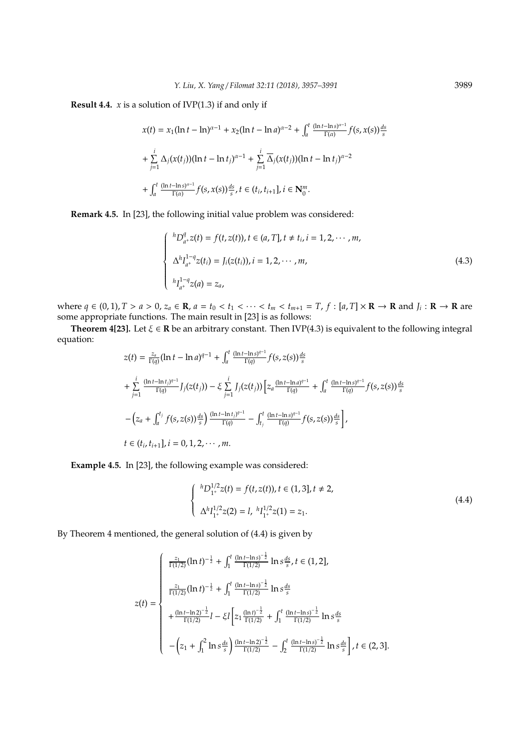**Result 4.4.** $x$ is a solution of IVP(1.3) if and only if

$$x(t) = x_1(\ln t - \ln)^{\alpha-1} + x_2(\ln t - \ln a)^{\alpha-2} + \int_a^t \frac{(\ln t - \ln s)^{\alpha-1}}{\Gamma(\alpha)} f(s, x(s)) \frac{ds}{s}$$

$$+ \sum_{j=1}^{i} \Delta_j(x(t_j))(\ln t - \ln t_j)^{\alpha-1} + \sum_{j=1}^{i} \overline{\Delta}_j(x(t_j))(\ln t - \ln t_j)^{\alpha-2}$$

$$+ \int_a^t \frac{(\ln t - \ln s)^{\alpha-1}}{\Gamma(\alpha)} f(s, x(s)) \frac{ds}{s}, t \in (t_i, t_{i+1}], i \in \mathbf{N}_0^m.$$

**Remark 4.5.** In [23], the following initial value problem was considered:

$$\begin{cases} {}^hD_{a^+}^q z(t) = f(t, z(t)), t \in (a, T], t \neq t_i, i = 1, 2, \cdots, m, \\ \Delta^h I_{a^+}^{1-q} z(t_i) = J_i(z(t_i)), i = 1, 2, \cdots, m, \\ {}^h I_{a^+}^{1-q} z(a) = z_a, \end{cases} \tag{4.3}$$

where $q \in (0, 1), T > a > 0, z_a \in \mathbf{R}, a = t_0 < t_1 < \cdots < t_m < t_{m+1} = T, f : [a, T] \times \mathbf{R} \to \mathbf{R}$ and $J_i : \mathbf{R} \to \mathbf{R}$ are some appropriate functions. The main result in [23] is as follows:

**Theorem 4[23].** Let $\xi \in \mathbf{R}$ be an arbitrary constant. Then IVP(4.3) is equivalent to the following integral equation:

$$z(t) = \frac{z_a}{\Gamma(q)}(\ln t - \ln a)^{q-1} + \int_a^t \frac{(\ln t - \ln s)^{q-1}}{\Gamma(q)} f(s, z(s)) \frac{ds}{s}$$

$$+ \sum_{j=1}^{i} \frac{(\ln t - \ln t_j)^{q-1}}{\Gamma(q)} J_j(z(t_j)) - \xi \sum_{j=1}^{i} J_j(z(t_j)) \Big[ z_a \frac{(\ln t - \ln a)^{q-1}}{\Gamma(q)} + \int_a^t \frac{(\ln t - \ln s)^{q-1}}{\Gamma(q)} f(s, z(s)) \frac{ds}{s}$$

$$- \Big( z_a + \int_a^{t_j} f(s, z(s)) \frac{ds}{s} \Big) \frac{(\ln t - \ln t_j)^{q-1}}{\Gamma(q)} - \int_{t_j}^t \frac{(\ln t - \ln s)^{q-1}}{\Gamma(q)} f(s, z(s)) \frac{ds}{s} \Big],$$

$$t \in (t_i, t_{i+1}], i = 0, 1, 2, \cdots, m.$$

**Example 4.5.** In [23], the following example was considered:

$$\begin{cases} {}^hD_{1^+}^{1/2} z(t) = f(t, z(t)), t \in (1, 3], t \neq 2, \\ \Delta^h I_{1^+}^{1/2} z(2) = l, \ {}^h I_{1^+}^{1/2} z(1) = z_1. \end{cases} \tag{4.4}$$

By Theorem 4 mentioned, the general solution of (4.4) is given by

$$z(t) = \begin{cases} \frac{z_1}{\Gamma(1/2)}(\ln t)^{-\frac{1}{2}} + \int_1^t \frac{(\ln t - \ln s)^{-\frac{1}{2}}}{\Gamma(1/2)} \ln s \frac{ds}{s}, t \in (1, 2], \\ \frac{z_1}{\Gamma(1/2)}(\ln t)^{-\frac{1}{2}} + \int_1^t \frac{(\ln t - \ln s)^{-\frac{1}{2}}}{\Gamma(1/2)} \ln s \frac{ds}{s} \\ + \frac{(\ln t - \ln 2)^{-\frac{1}{2}}}{\Gamma(1/2)} l - \xi l \Big[ z_1 \frac{(\ln t)^{-\frac{1}{2}}}{\Gamma(1/2)} + \int_1^t \frac{(\ln t - \ln s)^{-\frac{1}{2}}}{\Gamma(1/2)} \ln s \frac{ds}{s} \\ - \Big( z_1 + \int_1^2 \ln s \frac{ds}{s} \Big) \frac{(\ln t - \ln 2)^{-\frac{1}{2}}}{\Gamma(1/2)} - \int_2^t \frac{(\ln t - \ln s)^{-\frac{1}{2}}}{\Gamma(1/2)} \ln s \frac{ds}{s} \Big], t \in (2, 3]. \end{cases}$$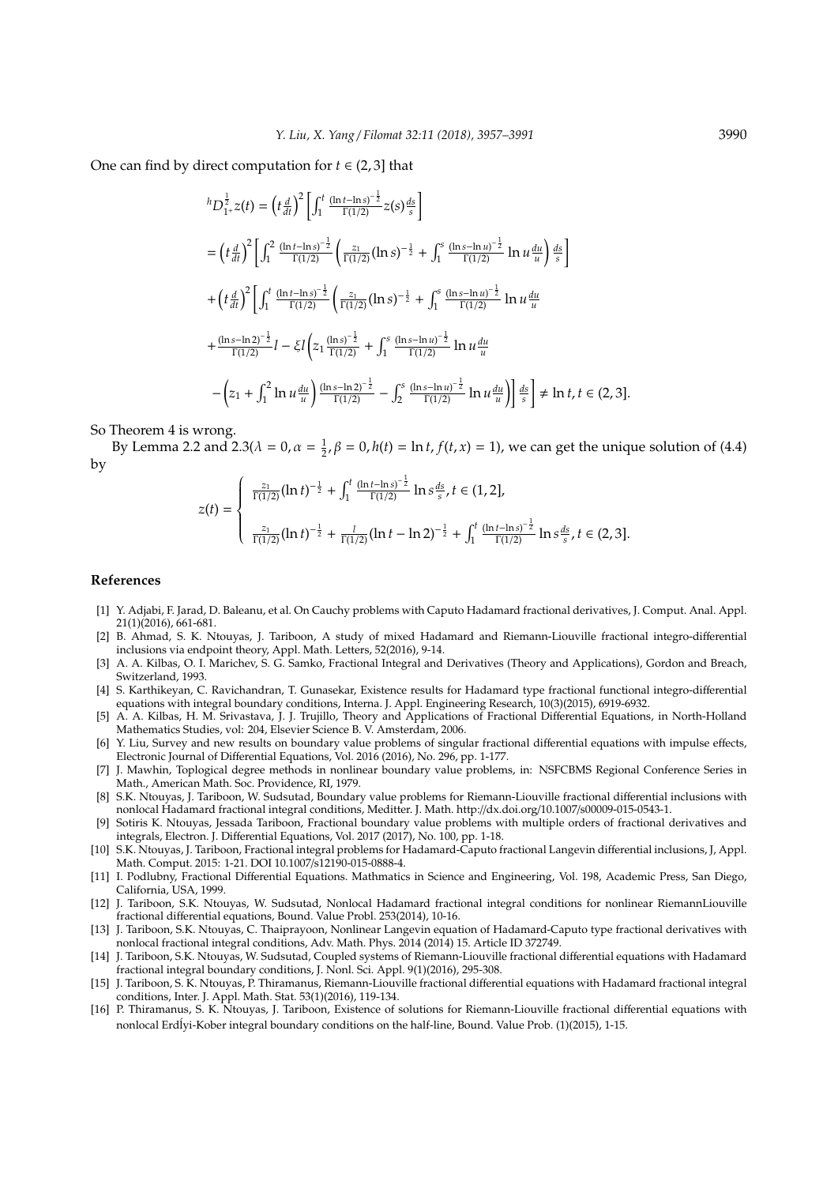One can find by direct computation for $t \in (2,3]$ that

$$
\begin{aligned}
{}^{h}D_{1^+}^{\frac{1}{2}} z(t) &= \left(t\frac{d}{dt}\right)^2 \left[\int_1^t \frac{(\ln t - \ln s)^{-\frac{1}{2}}}{\Gamma(1/2)} z(s)\frac{ds}{s}\right] \\
&= \left(t\frac{d}{dt}\right)^2 \left[\int_1^2 \frac{(\ln t - \ln s)^{-\frac{1}{2}}}{\Gamma(1/2)} \left(\frac{z_1}{\Gamma(1/2)}(\ln s)^{-\frac{1}{2}} + \int_1^s \frac{(\ln s - \ln u)^{-\frac{1}{2}}}{\Gamma(1/2)} \ln u \frac{du}{u}\right)\frac{ds}{s}\right] \\
&+ \left(t\frac{d}{dt}\right)^2 \left[\int_1^t \frac{(\ln t - \ln s)^{-\frac{1}{2}}}{\Gamma(1/2)} \left(\frac{z_1}{\Gamma(1/2)}(\ln s)^{-\frac{1}{2}} + \int_1^s \frac{(\ln s - \ln u)^{-\frac{1}{2}}}{\Gamma(1/2)} \ln u \frac{du}{u}\right.\right. \\
&+ \frac{(\ln s - \ln 2)^{-\frac{1}{2}}}{\Gamma(1/2)} l - \xi l \left(z_1 \frac{(\ln s)^{-\frac{1}{2}}}{\Gamma(1/2)} + \int_1^s \frac{(\ln s - \ln u)^{-\frac{1}{2}}}{\Gamma(1/2)} \ln u \frac{du}{u}\right. \\
&- \left.\left.\left.\left(z_1 + \int_1^2 \ln u \frac{du}{u}\right)\frac{(\ln s - \ln 2)^{-\frac{1}{2}}}{\Gamma(1/2)} - \int_2^s \frac{(\ln s - \ln u)^{-\frac{1}{2}}}{\Gamma(1/2)} \ln u \frac{du}{u}\right)\right)\frac{ds}{s}\right] \neq \ln t, t \in (2,3].
\end{aligned}
$$

So Theorem 4 is wrong.

By Lemma 2.2 and 2.3($\lambda = 0, \alpha = \frac{1}{2}, \beta = 0, h(t) = \ln t, f(t,x) = 1$), we can get the unique solution of (4.4) by

$$
z(t) = \begin{cases} \frac{z_1}{\Gamma(1/2)}(\ln t)^{-\frac{1}{2}} + \int_1^t \frac{(\ln t - \ln s)^{-\frac{1}{2}}}{\Gamma(1/2)} \ln s \frac{ds}{s}, t \in (1,2], \\[2ex] \frac{z_1}{\Gamma(1/2)}(\ln t)^{-\frac{1}{2}} + \frac{l}{\Gamma(1/2)}(\ln t - \ln 2)^{-\frac{1}{2}} + \int_1^t \frac{(\ln t - \ln s)^{-\frac{1}{2}}}{\Gamma(1/2)} \ln s \frac{ds}{s}, t \in (2,3]. \end{cases}
$$

## References

[1] Y. Adjabi, F. Jarad, D. Baleanu, et al. On Cauchy problems with Caputo Hadamard fractional derivatives, J. Comput. Anal. Appl. 21(1)(2016), 661-681.

[2] B. Ahmad, S. K. Ntouyas, J. Tariboon, A study of mixed Hadamard and Riemann-Liouville fractional integro-differential inclusions via endpoint theory, Appl. Math. Letters, 52(2016), 9-14.

[3] A. A. Kilbas, O. I. Marichev, S. G. Samko, Fractional Integral and Derivatives (Theory and Applications), Gordon and Breach, Switzerland, 1993.

[4] S. Karthikeyan, C. Ravichandran, T. Gunasekar, Existence results for Hadamard type fractional functional integro-differential equations with integral boundary conditions, Interna. J. Appl. Engineering Research, 10(3)(2015), 6919-6932.

[5] A. A. Kilbas, H. M. Srivastava, J. J. Trujillo, Theory and Applications of Fractional Differential Equations, in North-Holland Mathematics Studies, vol: 204, Elsevier Science B. V. Amsterdam, 2006.

[6] Y. Liu, Survey and new results on boundary value problems of singular fractional differential equations with impulse effects, Electronic Journal of Differential Equations, Vol. 2016 (2016), No. 296, pp. 1-177.

[7] J. Mawhin, Toplogical degree methods in nonlinear boundary value problems, in: NSFCBMS Regional Conference Series in Math., American Math. Soc. Providence, RI, 1979.

[8] S.K. Ntouyas, J. Tariboon, W. Sudsutad, Boundary value problems for Riemann-Liouville fractional differential inclusions with nonlocal Hadamard fractional integral conditions, Meditter. J. Math. http://dx.doi.org/10.1007/s00009-015-0543-1.

[9] Sotiris K. Ntouyas, Jessada Tariboon, Fractional boundary value problems with multiple orders of fractional derivatives and integrals, Electron. J. Differential Equations, Vol. 2017 (2017), No. 100, pp. 1-18.

[10] S.K. Ntouyas, J. Tariboon, Fractional integral problems for Hadamard-Caputo fractional Langevin differential inclusions, J, Appl. Math. Comput. 2015: 1-21. DOI 10.1007/s12190-015-0888-4.

[11] I. Podlubny, Fractional Differential Equations. Mathmatics in Science and Engineering, Vol. 198, Academic Press, San Diego, California, USA, 1999.

[12] J. Tariboon, S.K. Ntouyas, W. Sudsutad, Nonlocal Hadamard fractional integral conditions for nonlinear RiemannLiouville fractional differential equations, Bound. Value Probl. 253(2014), 10-16.

[13] J. Tariboon, S.K. Ntouyas, C. Thaiprayoon, Nonlinear Langevin equation of Hadamard-Caputo type fractional derivatives with nonlocal fractional integral conditions, Adv. Math. Phys. 2014 (2014) 15. Article ID 372749.

[14] J. Tariboon, S.K. Ntouyas, W. Sudsutad, Coupled systems of Riemann-Liouville fractional differential equations with Hadamard fractional integral boundary conditions, J. Nonl. Sci. Appl. 9(1)(2016), 295-308.

[15] J. Tariboon, S. K. Ntouyas, P. Thiramanus, Riemann-Liouville fractional differential equations with Hadamard fractional integral conditions, Inter. J. Appl. Math. Stat. 53(1)(2016), 119-134.

[16] P. Thiramanus, S. K. Ntouyas, J. Tariboon, Existence of solutions for Riemann-Liouville fractional differential equations with nonlocal Erdĺyi-Kober integral boundary conditions on the half-line, Bound. Value Prob. (1)(2015), 1-15.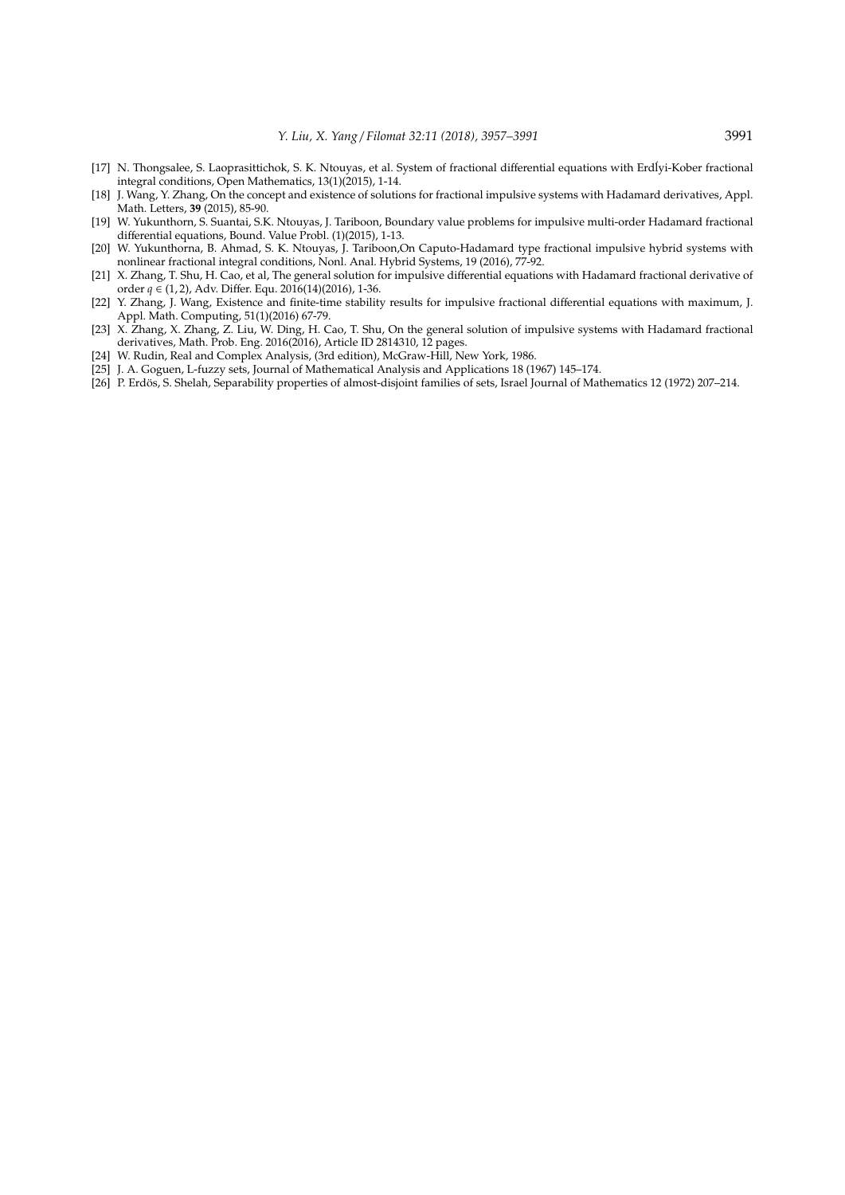[17] N. Thongsalee, S. Laoprasittichok, S. K. Ntouyas, et al. System of fractional differential equations with Erdĺyi-Kober fractional integral conditions, Open Mathematics, 13(1)(2015), 1-14.

[18] J. Wang, Y. Zhang, On the concept and existence of solutions for fractional impulsive systems with Hadamard derivatives, Appl. Math. Letters, **39** (2015), 85-90.

[19] W. Yukunthorn, S. Suantai, S.K. Ntouyas, J. Tariboon, Boundary value problems for impulsive multi-order Hadamard fractional differential equations, Bound. Value Probl. (1)(2015), 1-13.

[20] W. Yukunthorna, B. Ahmad, S. K. Ntouyas, J. Tariboon,On Caputo-Hadamard type fractional impulsive hybrid systems with nonlinear fractional integral conditions, Nonl. Anal. Hybrid Systems, 19 (2016), 77-92.

[21] X. Zhang, T. Shu, H. Cao, et al, The general solution for impulsive differential equations with Hadamard fractional derivative of order $q \in (1, 2)$, Adv. Differ. Equ. 2016(14)(2016), 1-36.

[22] Y. Zhang, J. Wang, Existence and finite-time stability results for impulsive fractional differential equations with maximum, J. Appl. Math. Computing, 51(1)(2016) 67-79.

[23] X. Zhang, X. Zhang, Z. Liu, W. Ding, H. Cao, T. Shu, On the general solution of impulsive systems with Hadamard fractional derivatives, Math. Prob. Eng. 2016(2016), Article ID 2814310, 12 pages.

[24] W. Rudin, Real and Complex Analysis, (3rd edition), McGraw-Hill, New York, 1986.

[25] J. A. Goguen, L-fuzzy sets, Journal of Mathematical Analysis and Applications 18 (1967) 145–174.

[26] P. Erdös, S. Shelah, Separability properties of almost-disjoint families of sets, Israel Journal of Mathematics 12 (1972) 207–214.